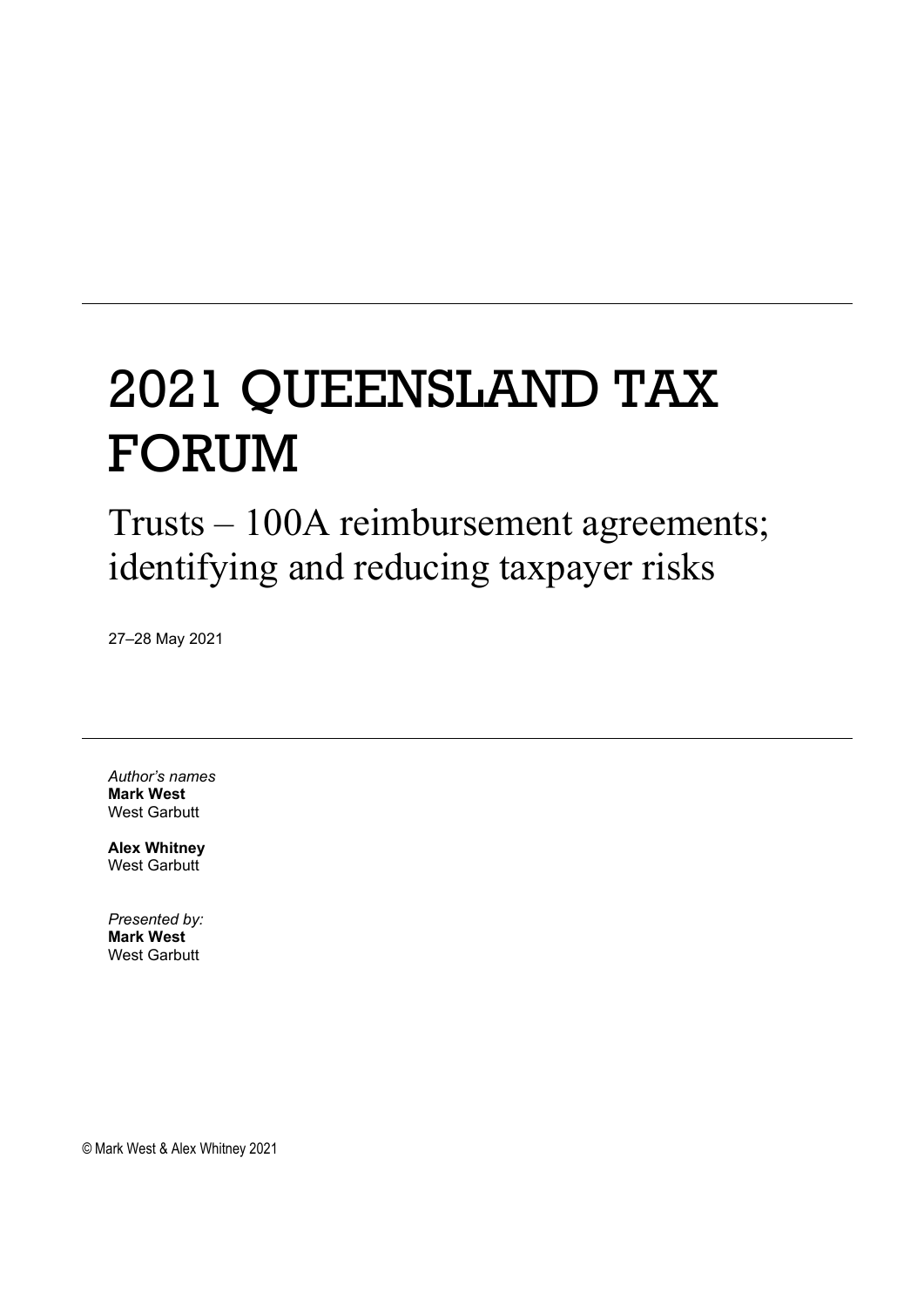# 2021 QUEENSLAND TAX FORUM

## Trusts – 100A reimbursement agreements; identifying and reducing taxpayer risks

27–28 May 2021

*Author's names*
**Mark West**
West Garbutt

**Alex Whitney**
West Garbutt

*Presented by:*
**Mark West**
West Garbutt

© Mark West & Alex Whitney 2021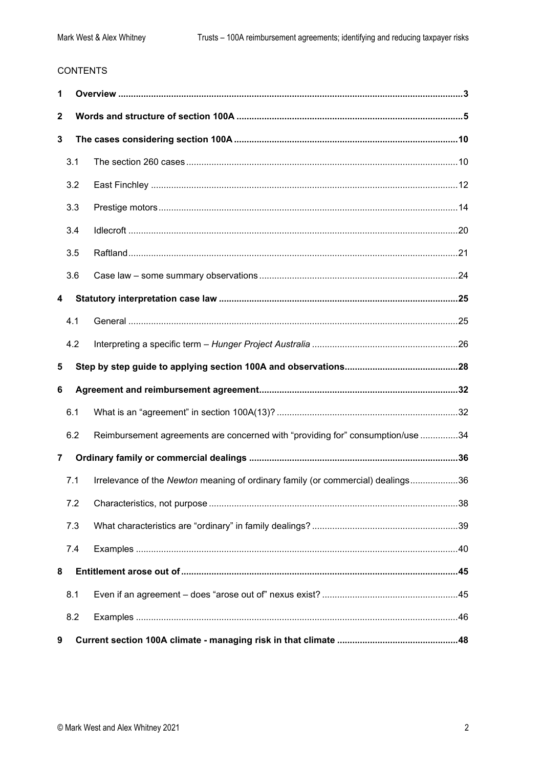CONTENTS

| | | |
|---|---|---|
| **1** | **Overview** | **3** |
| **2** | **Words and structure of section 100A** | **5** |
| **3** | **The cases considering section 100A** | **10** |
| 3.1 | The section 260 cases | 10 |
| 3.2 | East Finchley | 12 |
| 3.3 | Prestige motors | 14 |
| 3.4 | Idlecroft | 20 |
| 3.5 | Raftland | 21 |
| 3.6 | Case law – some summary observations | 24 |
| **4** | **Statutory interpretation case law** | **25** |
| 4.1 | General | 25 |
| 4.2 | Interpreting a specific term – *Hunger Project Australia* | 26 |
| **5** | **Step by step guide to applying section 100A and observations** | **28** |
| **6** | **Agreement and reimbursement agreement** | **32** |
| 6.1 | What is an "agreement" in section 100A(13)? | 32 |
| 6.2 | Reimbursement agreements are concerned with "providing for" consumption/use | 34 |
| **7** | **Ordinary family or commercial dealings** | **36** |
| 7.1 | Irrelevance of the *Newton* meaning of ordinary family (or commercial) dealings | 36 |
| 7.2 | Characteristics, not purpose | 38 |
| 7.3 | What characteristics are "ordinary" in family dealings? | 39 |
| 7.4 | Examples | 40 |
| **8** | **Entitlement arose out of** | **45** |
| 8.1 | Even if an agreement – does "arose out of" nexus exist? | 45 |
| 8.2 | Examples | 46 |
| **9** | **Current section 100A climate - managing risk in that climate** | **48** |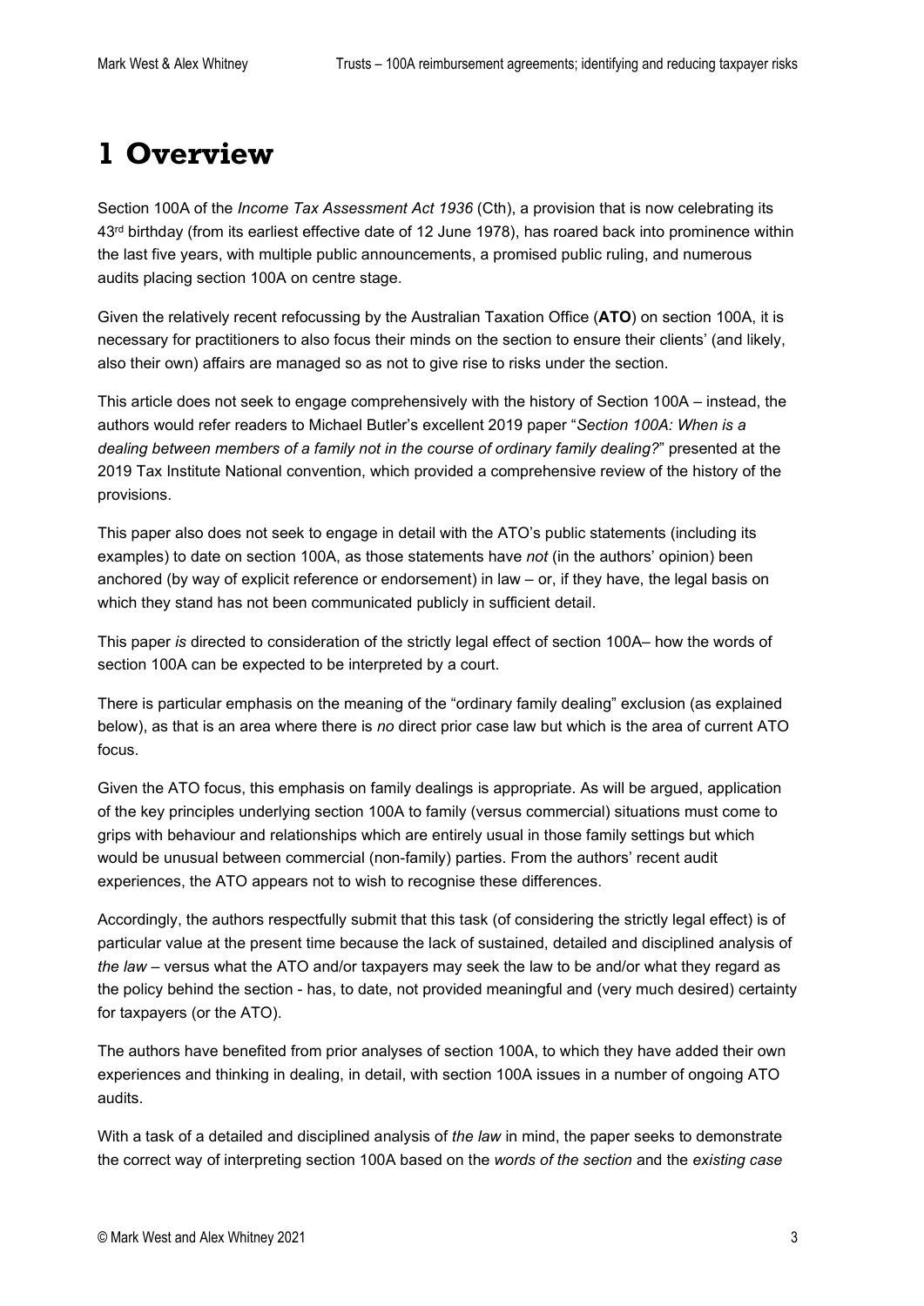# 1 Overview

Section 100A of the *Income Tax Assessment Act 1936* (Cth), a provision that is now celebrating its 43rd birthday (from its earliest effective date of 12 June 1978), has roared back into prominence within the last five years, with multiple public announcements, a promised public ruling, and numerous audits placing section 100A on centre stage.

Given the relatively recent refocussing by the Australian Taxation Office (**ATO**) on section 100A, it is necessary for practitioners to also focus their minds on the section to ensure their clients' (and likely, also their own) affairs are managed so as not to give rise to risks under the section.

This article does not seek to engage comprehensively with the history of Section 100A – instead, the authors would refer readers to Michael Butler's excellent 2019 paper "*Section 100A: When is a dealing between members of a family not in the course of ordinary family dealing?*" presented at the 2019 Tax Institute National convention, which provided a comprehensive review of the history of the provisions.

This paper also does not seek to engage in detail with the ATO's public statements (including its examples) to date on section 100A, as those statements have *not* (in the authors' opinion) been anchored (by way of explicit reference or endorsement) in law – or, if they have, the legal basis on which they stand has not been communicated publicly in sufficient detail.

This paper *is* directed to consideration of the strictly legal effect of section 100A– how the words of section 100A can be expected to be interpreted by a court.

There is particular emphasis on the meaning of the "ordinary family dealing" exclusion (as explained below), as that is an area where there is *no* direct prior case law but which is the area of current ATO focus.

Given the ATO focus, this emphasis on family dealings is appropriate. As will be argued, application of the key principles underlying section 100A to family (versus commercial) situations must come to grips with behaviour and relationships which are entirely usual in those family settings but which would be unusual between commercial (non-family) parties. From the authors' recent audit experiences, the ATO appears not to wish to recognise these differences.

Accordingly, the authors respectfully submit that this task (of considering the strictly legal effect) is of particular value at the present time because the lack of sustained, detailed and disciplined analysis of *the law* – versus what the ATO and/or taxpayers may seek the law to be and/or what they regard as the policy behind the section - has, to date, not provided meaningful and (very much desired) certainty for taxpayers (or the ATO).

The authors have benefited from prior analyses of section 100A, to which they have added their own experiences and thinking in dealing, in detail, with section 100A issues in a number of ongoing ATO audits.

With a task of a detailed and disciplined analysis of *the law* in mind, the paper seeks to demonstrate the correct way of interpreting section 100A based on the *words of the section* and the *existing case*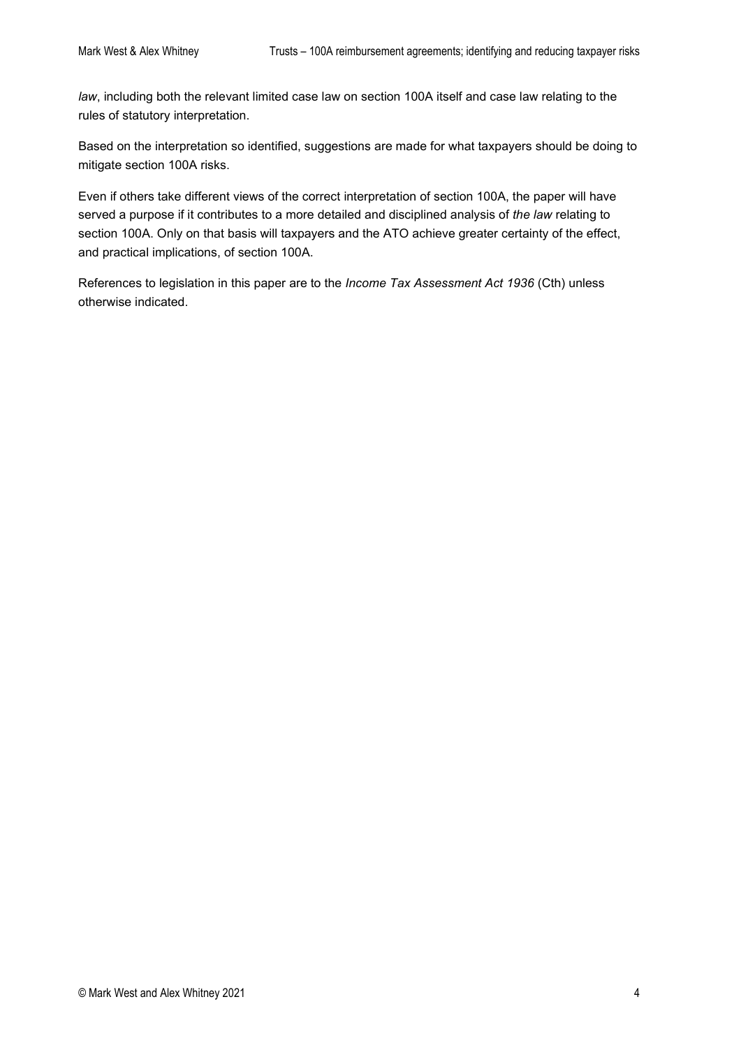*law*, including both the relevant limited case law on section 100A itself and case law relating to the rules of statutory interpretation.

Based on the interpretation so identified, suggestions are made for what taxpayers should be doing to mitigate section 100A risks.

Even if others take different views of the correct interpretation of section 100A, the paper will have served a purpose if it contributes to a more detailed and disciplined analysis of *the law* relating to section 100A. Only on that basis will taxpayers and the ATO achieve greater certainty of the effect, and practical implications, of section 100A.

References to legislation in this paper are to the *Income Tax Assessment Act 1936* (Cth) unless otherwise indicated.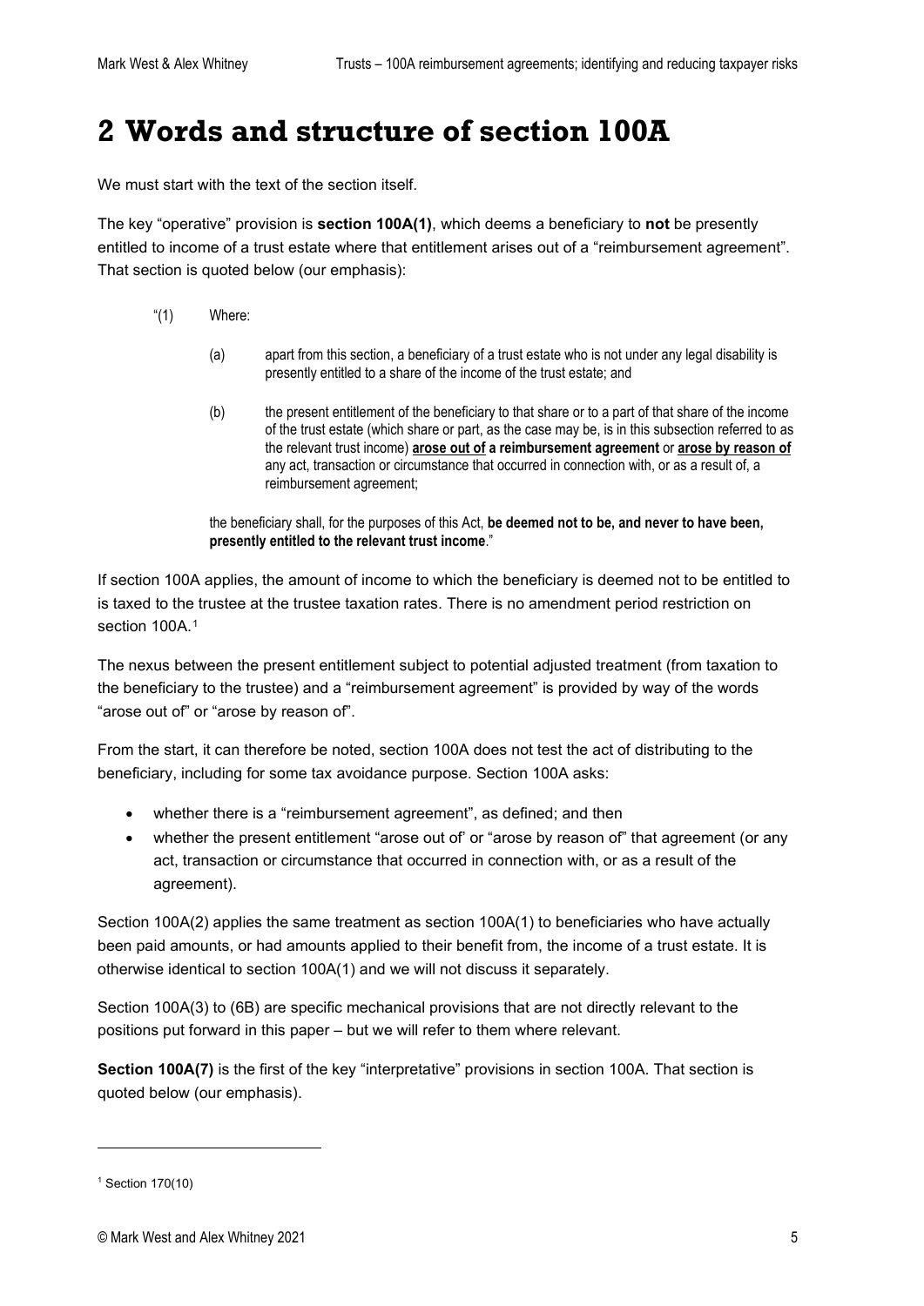# 2 Words and structure of section 100A

We must start with the text of the section itself.

The key "operative" provision is **section 100A(1)**, which deems a beneficiary to **not** be presently entitled to income of a trust estate where that entitlement arises out of a "reimbursement agreement". That section is quoted below (our emphasis):

> "(1) Where:
>
> (a) apart from this section, a beneficiary of a trust estate who is not under any legal disability is presently entitled to a share of the income of the trust estate; and
>
> (b) the present entitlement of the beneficiary to that share or to a part of that share of the income of the trust estate (which share or part, as the case may be, is in this subsection referred to as the relevant trust income) **arose out of a reimbursement agreement** or **arose by reason of** any act, transaction or circumstance that occurred in connection with, or as a result of, a reimbursement agreement;
>
> the beneficiary shall, for the purposes of this Act, **be deemed not to be, and never to have been, presently entitled to the relevant trust income**."

If section 100A applies, the amount of income to which the beneficiary is deemed not to be entitled to is taxed to the trustee at the trustee taxation rates. There is no amendment period restriction on section 100A.[1]

The nexus between the present entitlement subject to potential adjusted treatment (from taxation to the beneficiary to the trustee) and a "reimbursement agreement" is provided by way of the words "arose out of" or "arose by reason of".

From the start, it can therefore be noted, section 100A does not test the act of distributing to the beneficiary, including for some tax avoidance purpose. Section 100A asks:

- whether there is a "reimbursement agreement", as defined; and then
- whether the present entitlement "arose out of' or "arose by reason of" that agreement (or any act, transaction or circumstance that occurred in connection with, or as a result of the agreement).

Section 100A(2) applies the same treatment as section 100A(1) to beneficiaries who have actually been paid amounts, or had amounts applied to their benefit from, the income of a trust estate. It is otherwise identical to section 100A(1) and we will not discuss it separately.

Section 100A(3) to (6B) are specific mechanical provisions that are not directly relevant to the positions put forward in this paper – but we will refer to them where relevant.

**Section 100A(7)** is the first of the key "interpretative" provisions in section 100A. That section is quoted below (our emphasis).

---

[1] Section 170(10)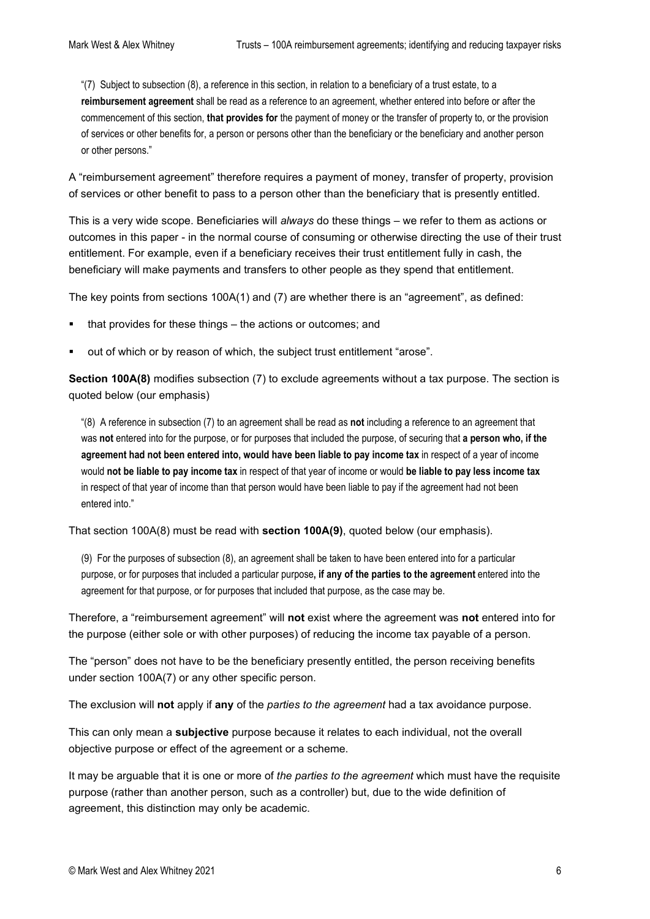> "(7) Subject to subsection (8), a reference in this section, in relation to a beneficiary of a trust estate, to a **reimbursement agreement** shall be read as a reference to an agreement, whether entered into before or after the commencement of this section, **that provides for** the payment of money or the transfer of property to, or the provision of services or other benefits for, a person or persons other than the beneficiary or the beneficiary and another person or other persons."

A "reimbursement agreement" therefore requires a payment of money, transfer of property, provision of services or other benefit to pass to a person other than the beneficiary that is presently entitled.

This is a very wide scope. Beneficiaries will *always* do these things – we refer to them as actions or outcomes in this paper - in the normal course of consuming or otherwise directing the use of their trust entitlement. For example, even if a beneficiary receives their trust entitlement fully in cash, the beneficiary will make payments and transfers to other people as they spend that entitlement.

The key points from sections 100A(1) and (7) are whether there is an "agreement", as defined:

- that provides for these things – the actions or outcomes; and
- out of which or by reason of which, the subject trust entitlement "arose".

**Section 100A(8)** modifies subsection (7) to exclude agreements without a tax purpose. The section is quoted below (our emphasis)

> "(8) A reference in subsection (7) to an agreement shall be read as **not** including a reference to an agreement that was **not** entered into for the purpose, or for purposes that included the purpose, of securing that **a person who, if the agreement had not been entered into, would have been liable to pay income tax** in respect of a year of income would **not be liable to pay income tax** in respect of that year of income or would **be liable to pay less income tax** in respect of that year of income than that person would have been liable to pay if the agreement had not been entered into."

That section 100A(8) must be read with **section 100A(9)**, quoted below (our emphasis).

> (9) For the purposes of subsection (8), an agreement shall be taken to have been entered into for a particular purpose, or for purposes that included a particular purpose**, if any of the parties to the agreement** entered into the agreement for that purpose, or for purposes that included that purpose, as the case may be.

Therefore, a "reimbursement agreement" will **not** exist where the agreement was **not** entered into for the purpose (either sole or with other purposes) of reducing the income tax payable of a person.

The "person" does not have to be the beneficiary presently entitled, the person receiving benefits under section 100A(7) or any other specific person.

The exclusion will **not** apply if **any** of the *parties to the agreement* had a tax avoidance purpose.

This can only mean a **subjective** purpose because it relates to each individual, not the overall objective purpose or effect of the agreement or a scheme.

It may be arguable that it is one or more of *the parties to the agreement* which must have the requisite purpose (rather than another person, such as a controller) but, due to the wide definition of agreement, this distinction may only be academic.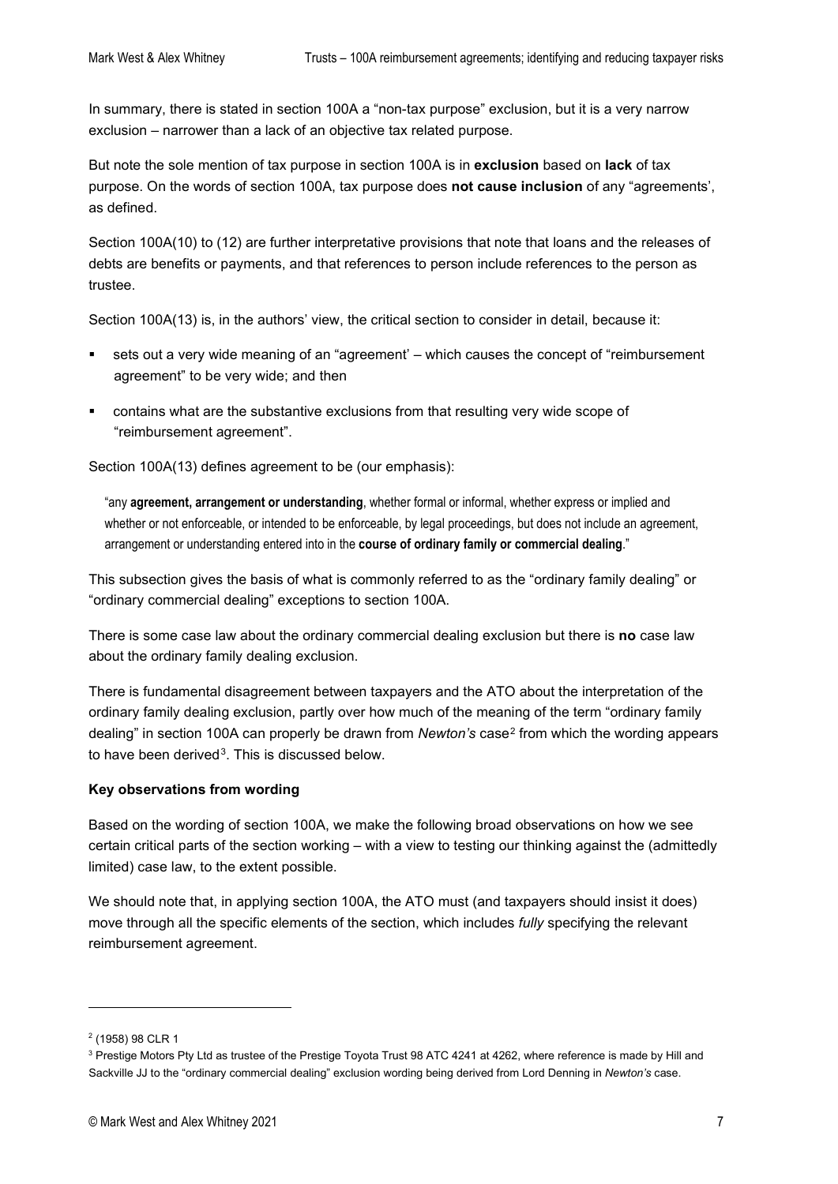In summary, there is stated in section 100A a "non-tax purpose" exclusion, but it is a very narrow exclusion – narrower than a lack of an objective tax related purpose.

But note the sole mention of tax purpose in section 100A is in **exclusion** based on **lack** of tax purpose. On the words of section 100A, tax purpose does **not cause inclusion** of any "agreements', as defined.

Section 100A(10) to (12) are further interpretative provisions that note that loans and the releases of debts are benefits or payments, and that references to person include references to the person as trustee.

Section 100A(13) is, in the authors' view, the critical section to consider in detail, because it:

- sets out a very wide meaning of an "agreement' – which causes the concept of "reimbursement agreement" to be very wide; and then
- contains what are the substantive exclusions from that resulting very wide scope of "reimbursement agreement".

Section 100A(13) defines agreement to be (our emphasis):

> "any **agreement, arrangement or understanding**, whether formal or informal, whether express or implied and whether or not enforceable, or intended to be enforceable, by legal proceedings, but does not include an agreement, arrangement or understanding entered into in the **course of ordinary family or commercial dealing**."

This subsection gives the basis of what is commonly referred to as the "ordinary family dealing" or "ordinary commercial dealing" exceptions to section 100A.

There is some case law about the ordinary commercial dealing exclusion but there is **no** case law about the ordinary family dealing exclusion.

There is fundamental disagreement between taxpayers and the ATO about the interpretation of the ordinary family dealing exclusion, partly over how much of the meaning of the term "ordinary family dealing" in section 100A can properly be drawn from *Newton's* case[2] from which the wording appears to have been derived[3]. This is discussed below.

**Key observations from wording**

Based on the wording of section 100A, we make the following broad observations on how we see certain critical parts of the section working – with a view to testing our thinking against the (admittedly limited) case law, to the extent possible.

We should note that, in applying section 100A, the ATO must (and taxpayers should insist it does) move through all the specific elements of the section, which includes *fully* specifying the relevant reimbursement agreement.

---

[2] (1958) 98 CLR 1

[3] Prestige Motors Pty Ltd as trustee of the Prestige Toyota Trust 98 ATC 4241 at 4262, where reference is made by Hill and Sackville JJ to the "ordinary commercial dealing" exclusion wording being derived from Lord Denning in *Newton's* case.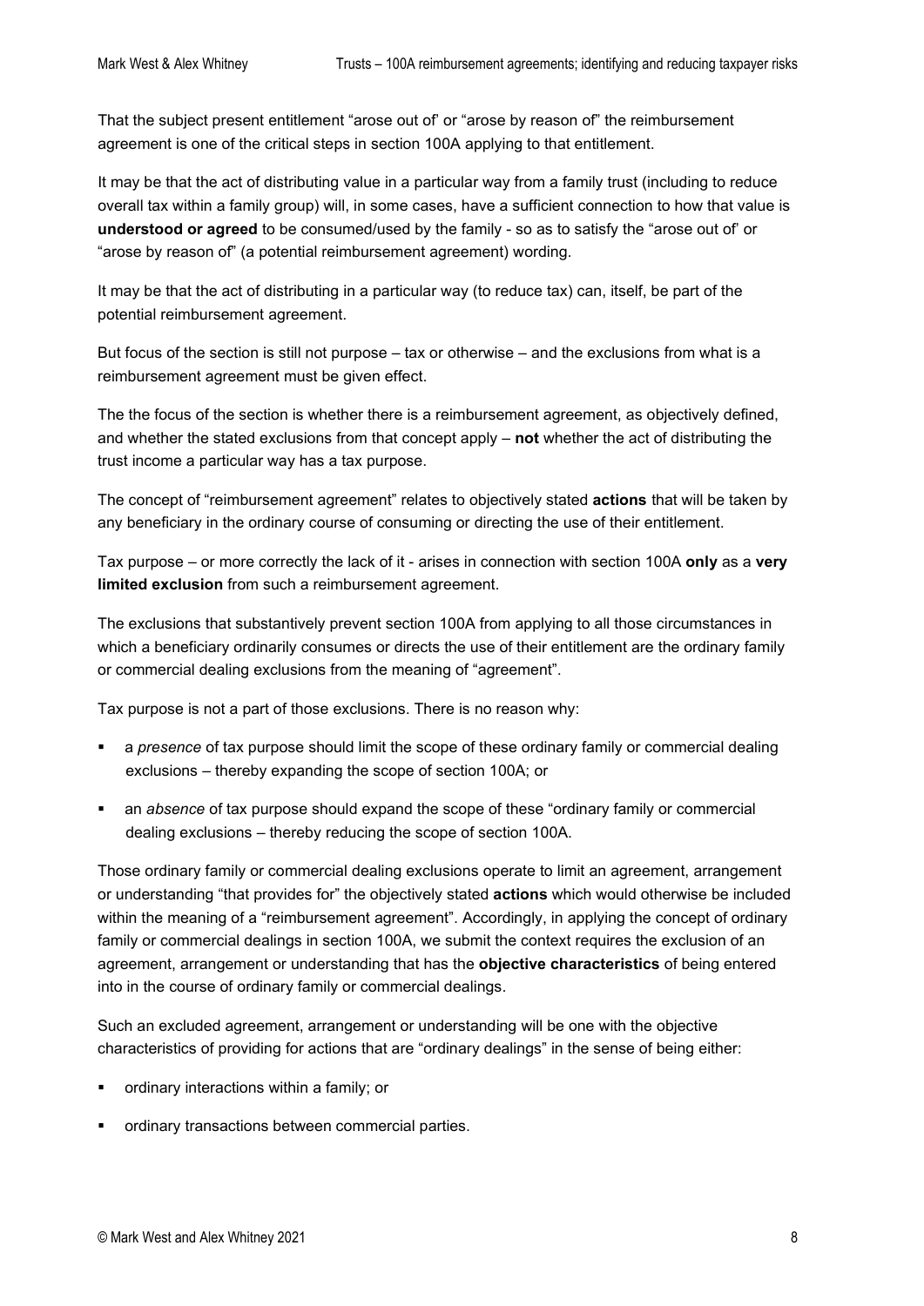That the subject present entitlement "arose out of' or "arose by reason of" the reimbursement agreement is one of the critical steps in section 100A applying to that entitlement.

It may be that the act of distributing value in a particular way from a family trust (including to reduce overall tax within a family group) will, in some cases, have a sufficient connection to how that value is **understood or agreed** to be consumed/used by the family - so as to satisfy the "arose out of' or "arose by reason of" (a potential reimbursement agreement) wording.

It may be that the act of distributing in a particular way (to reduce tax) can, itself, be part of the potential reimbursement agreement.

But focus of the section is still not purpose – tax or otherwise – and the exclusions from what is a reimbursement agreement must be given effect.

The the focus of the section is whether there is a reimbursement agreement, as objectively defined, and whether the stated exclusions from that concept apply – **not** whether the act of distributing the trust income a particular way has a tax purpose.

The concept of "reimbursement agreement" relates to objectively stated **actions** that will be taken by any beneficiary in the ordinary course of consuming or directing the use of their entitlement.

Tax purpose – or more correctly the lack of it - arises in connection with section 100A **only** as a **very limited exclusion** from such a reimbursement agreement.

The exclusions that substantively prevent section 100A from applying to all those circumstances in which a beneficiary ordinarily consumes or directs the use of their entitlement are the ordinary family or commercial dealing exclusions from the meaning of "agreement".

Tax purpose is not a part of those exclusions. There is no reason why:

- a *presence* of tax purpose should limit the scope of these ordinary family or commercial dealing exclusions – thereby expanding the scope of section 100A; or
- an *absence* of tax purpose should expand the scope of these "ordinary family or commercial dealing exclusions – thereby reducing the scope of section 100A.

Those ordinary family or commercial dealing exclusions operate to limit an agreement, arrangement or understanding "that provides for" the objectively stated **actions** which would otherwise be included within the meaning of a "reimbursement agreement". Accordingly, in applying the concept of ordinary family or commercial dealings in section 100A, we submit the context requires the exclusion of an agreement, arrangement or understanding that has the **objective characteristics** of being entered into in the course of ordinary family or commercial dealings.

Such an excluded agreement, arrangement or understanding will be one with the objective characteristics of providing for actions that are "ordinary dealings" in the sense of being either:

- ordinary interactions within a family; or
- ordinary transactions between commercial parties.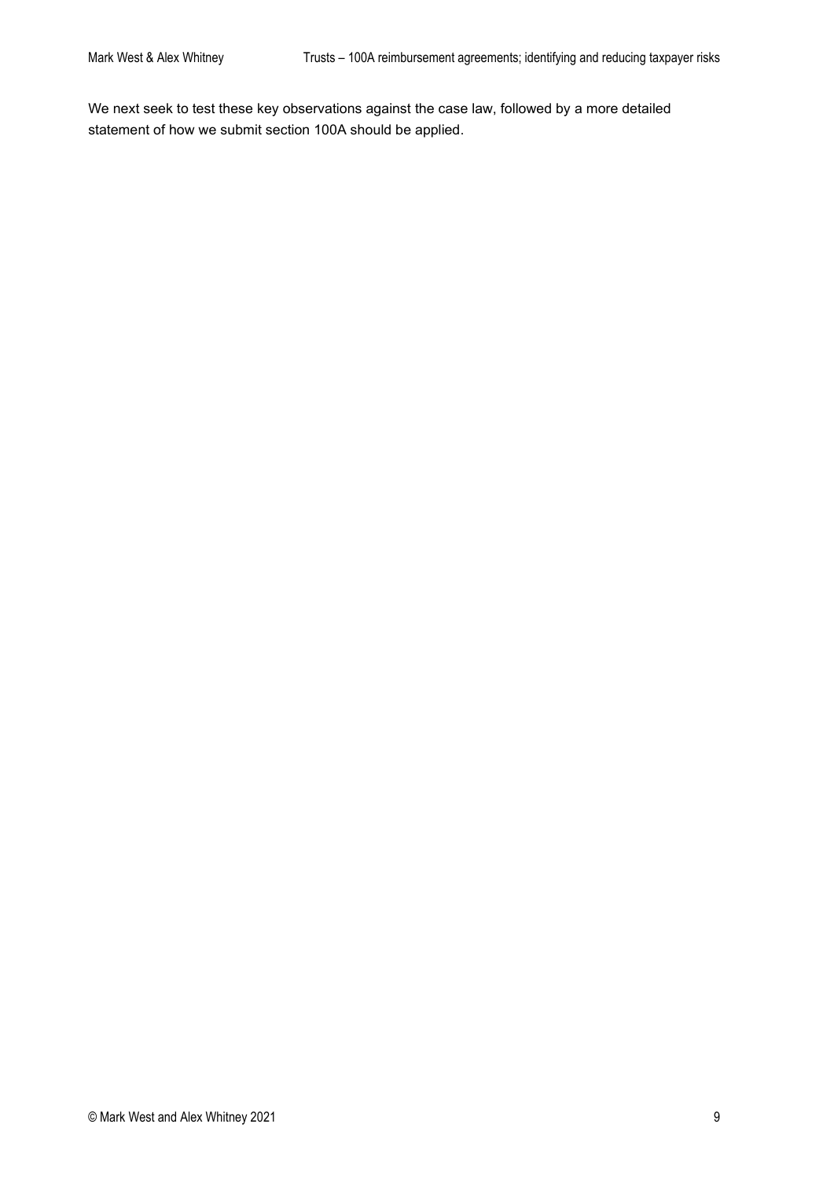We next seek to test these key observations against the case law, followed by a more detailed statement of how we submit section 100A should be applied.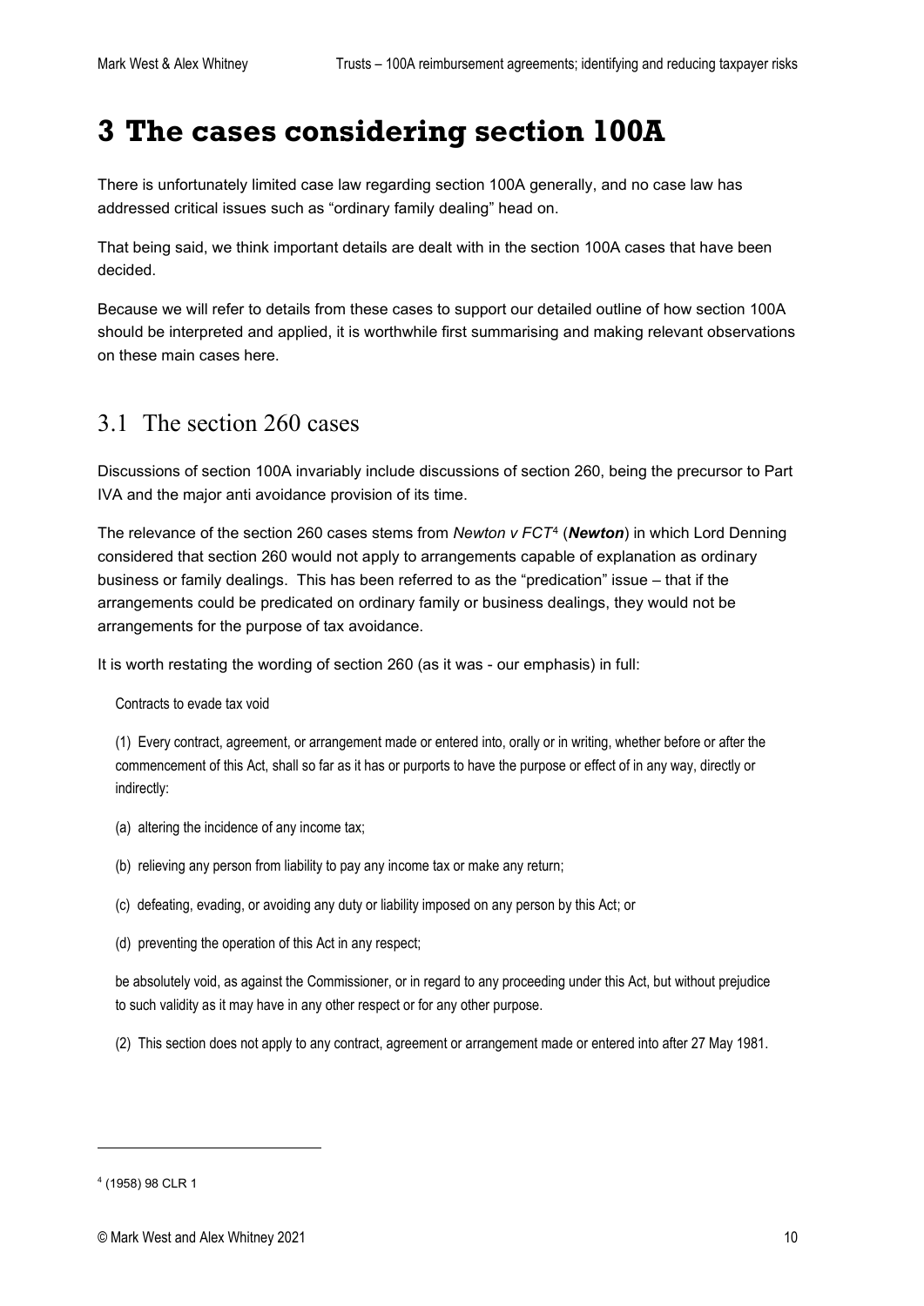# 3 The cases considering section 100A

There is unfortunately limited case law regarding section 100A generally, and no case law has addressed critical issues such as "ordinary family dealing" head on.

That being said, we think important details are dealt with in the section 100A cases that have been decided.

Because we will refer to details from these cases to support our detailed outline of how section 100A should be interpreted and applied, it is worthwhile first summarising and making relevant observations on these main cases here.

## 3.1 The section 260 cases

Discussions of section 100A invariably include discussions of section 260, being the precursor to Part IVA and the major anti avoidance provision of its time.

The relevance of the section 260 cases stems from *Newton v FCT*[4] (***Newton***) in which Lord Denning considered that section 260 would not apply to arrangements capable of explanation as ordinary business or family dealings. This has been referred to as the "predication" issue – that if the arrangements could be predicated on ordinary family or business dealings, they would not be arrangements for the purpose of tax avoidance.

It is worth restating the wording of section 260 (as it was - our emphasis) in full:

> Contracts to evade tax void
>
> (1) Every contract, agreement, or arrangement made or entered into, orally or in writing, whether before or after the commencement of this Act, shall so far as it has or purports to have the purpose or effect of in any way, directly or indirectly:
>
> (a) altering the incidence of any income tax;
>
> (b) relieving any person from liability to pay any income tax or make any return;
>
> (c) defeating, evading, or avoiding any duty or liability imposed on any person by this Act; or
>
> (d) preventing the operation of this Act in any respect;
>
> be absolutely void, as against the Commissioner, or in regard to any proceeding under this Act, but without prejudice to such validity as it may have in any other respect or for any other purpose.
>
> (2) This section does not apply to any contract, agreement or arrangement made or entered into after 27 May 1981.

---

[4] (1958) 98 CLR 1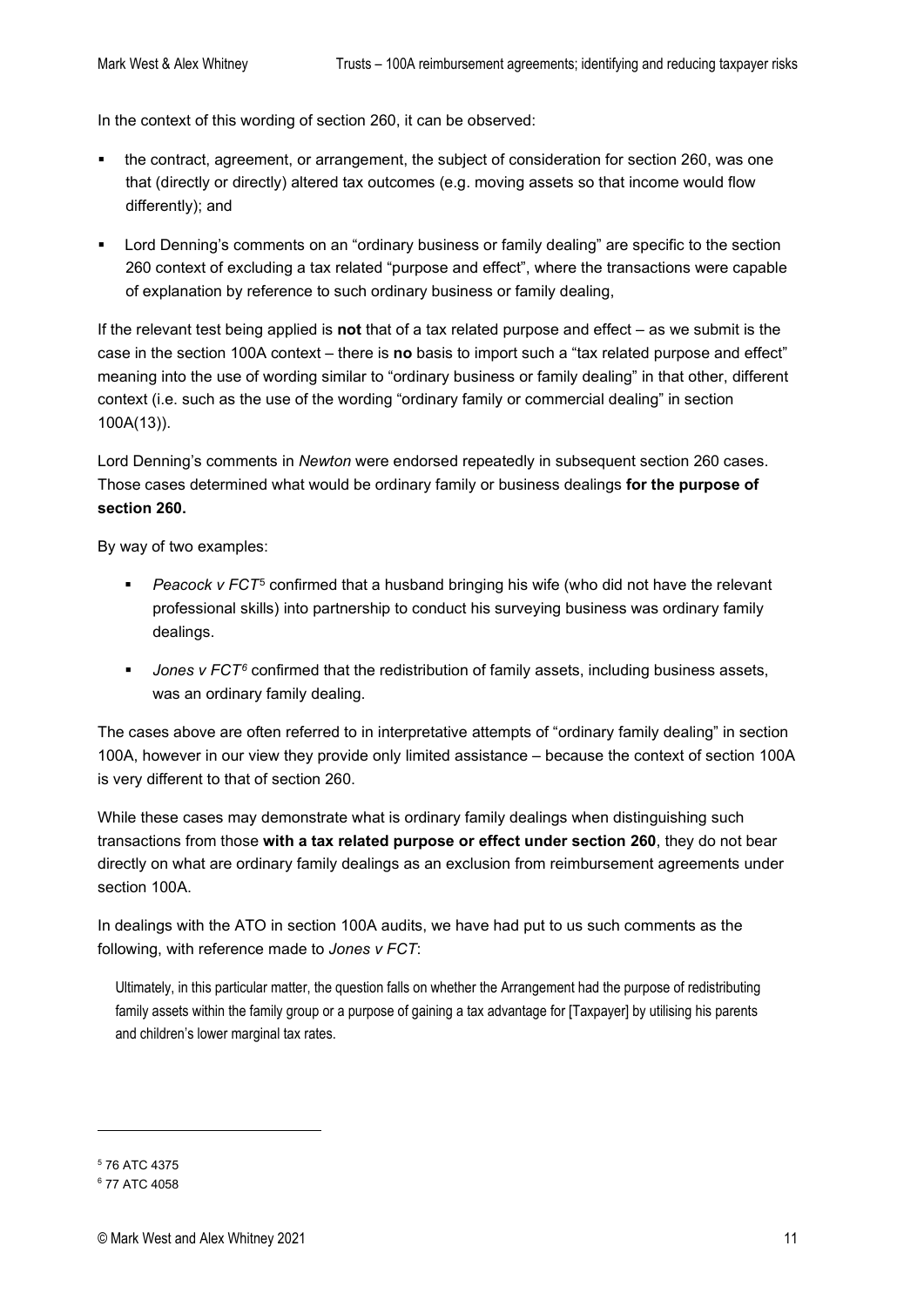In the context of this wording of section 260, it can be observed:

- the contract, agreement, or arrangement, the subject of consideration for section 260, was one that (directly or directly) altered tax outcomes (e.g. moving assets so that income would flow differently); and
- Lord Denning's comments on an "ordinary business or family dealing" are specific to the section 260 context of excluding a tax related "purpose and effect", where the transactions were capable of explanation by reference to such ordinary business or family dealing,

If the relevant test being applied is **not** that of a tax related purpose and effect – as we submit is the case in the section 100A context – there is **no** basis to import such a "tax related purpose and effect" meaning into the use of wording similar to "ordinary business or family dealing" in that other, different context (i.e. such as the use of the wording "ordinary family or commercial dealing" in section 100A(13)).

Lord Denning's comments in *Newton* were endorsed repeatedly in subsequent section 260 cases. Those cases determined what would be ordinary family or business dealings **for the purpose of section 260.**

By way of two examples:

- *Peacock v FCT*[5] confirmed that a husband bringing his wife (who did not have the relevant professional skills) into partnership to conduct his surveying business was ordinary family dealings.
- *Jones v FCT*[6] confirmed that the redistribution of family assets, including business assets, was an ordinary family dealing.

The cases above are often referred to in interpretative attempts of "ordinary family dealing" in section 100A, however in our view they provide only limited assistance – because the context of section 100A is very different to that of section 260.

While these cases may demonstrate what is ordinary family dealings when distinguishing such transactions from those **with a tax related purpose or effect under section 260**, they do not bear directly on what are ordinary family dealings as an exclusion from reimbursement agreements under section 100A.

In dealings with the ATO in section 100A audits, we have had put to us such comments as the following, with reference made to *Jones v FCT*:

> Ultimately, in this particular matter, the question falls on whether the Arrangement had the purpose of redistributing family assets within the family group or a purpose of gaining a tax advantage for [Taxpayer] by utilising his parents and children's lower marginal tax rates.

---

[5] 76 ATC 4375

[6] 77 ATC 4058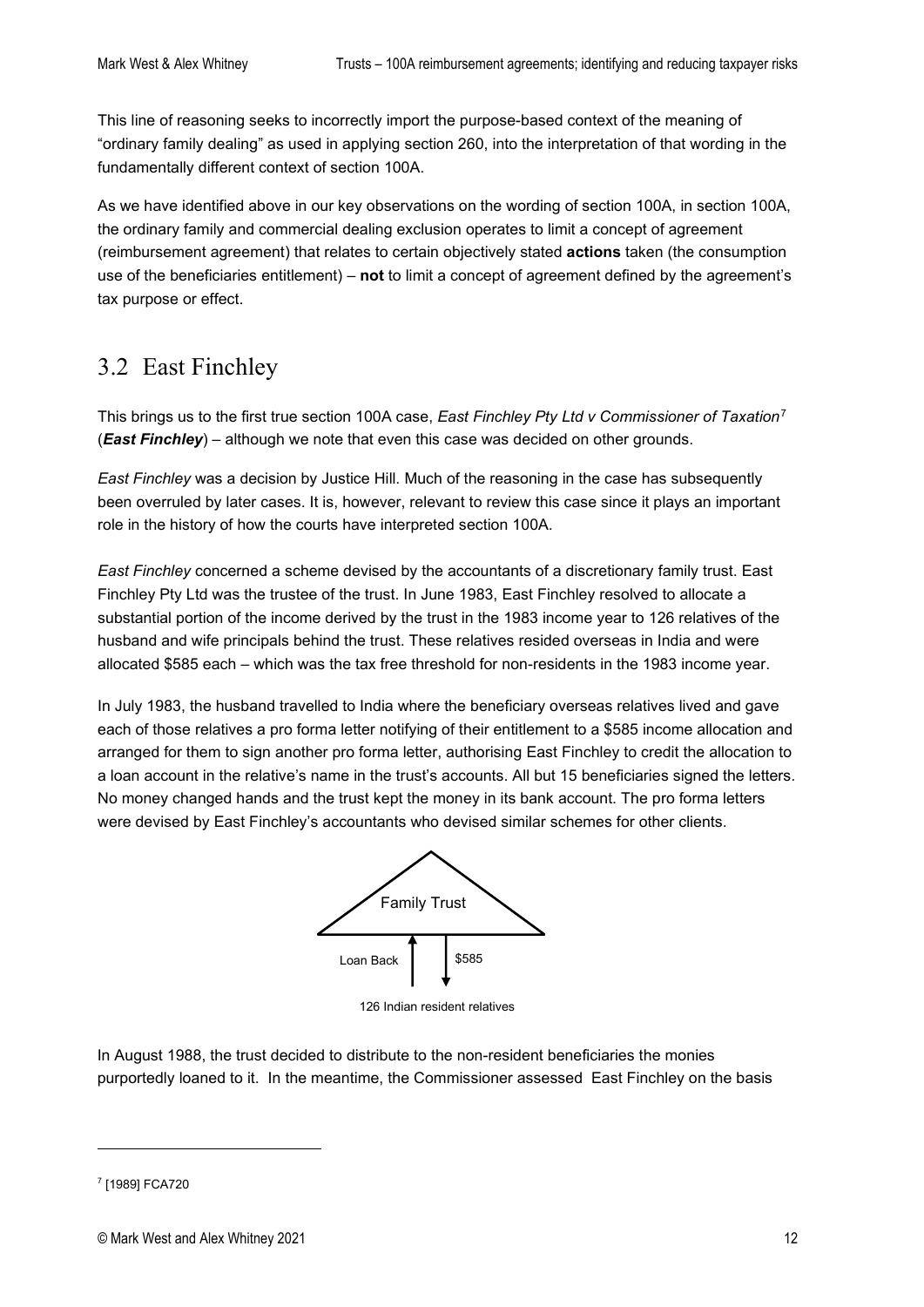This line of reasoning seeks to incorrectly import the purpose-based context of the meaning of "ordinary family dealing" as used in applying section 260, into the interpretation of that wording in the fundamentally different context of section 100A.

As we have identified above in our key observations on the wording of section 100A, in section 100A, the ordinary family and commercial dealing exclusion operates to limit a concept of agreement (reimbursement agreement) that relates to certain objectively stated **actions** taken (the consumption use of the beneficiaries entitlement) – **not** to limit a concept of agreement defined by the agreement's tax purpose or effect.

## 3.2 East Finchley

This brings us to the first true section 100A case, *East Finchley Pty Ltd v Commissioner of Taxation*[7] (***East Finchley***) – although we note that even this case was decided on other grounds.

*East Finchley* was a decision by Justice Hill. Much of the reasoning in the case has subsequently been overruled by later cases. It is, however, relevant to review this case since it plays an important role in the history of how the courts have interpreted section 100A.

*East Finchley* concerned a scheme devised by the accountants of a discretionary family trust. East Finchley Pty Ltd was the trustee of the trust. In June 1983, East Finchley resolved to allocate a substantial portion of the income derived by the trust in the 1983 income year to 126 relatives of the husband and wife principals behind the trust. These relatives resided overseas in India and were allocated $585 each – which was the tax free threshold for non-residents in the 1983 income year.

In July 1983, the husband travelled to India where the beneficiary overseas relatives lived and gave each of those relatives a pro forma letter notifying of their entitlement to a $585 income allocation and arranged for them to sign another pro forma letter, authorising East Finchley to credit the allocation to a loan account in the relative's name in the trust's accounts. All but 15 beneficiaries signed the letters. No money changed hands and the trust kept the money in its bank account. The pro forma letters were devised by East Finchley's accountants who devised similar schemes for other clients.

Family Trust

Loan Back ↑ ↓ $585

126 Indian resident relatives

In August 1988, the trust decided to distribute to the non-resident beneficiaries the monies purportedly loaned to it. In the meantime, the Commissioner assessed East Finchley on the basis

[7] [1989] FCA720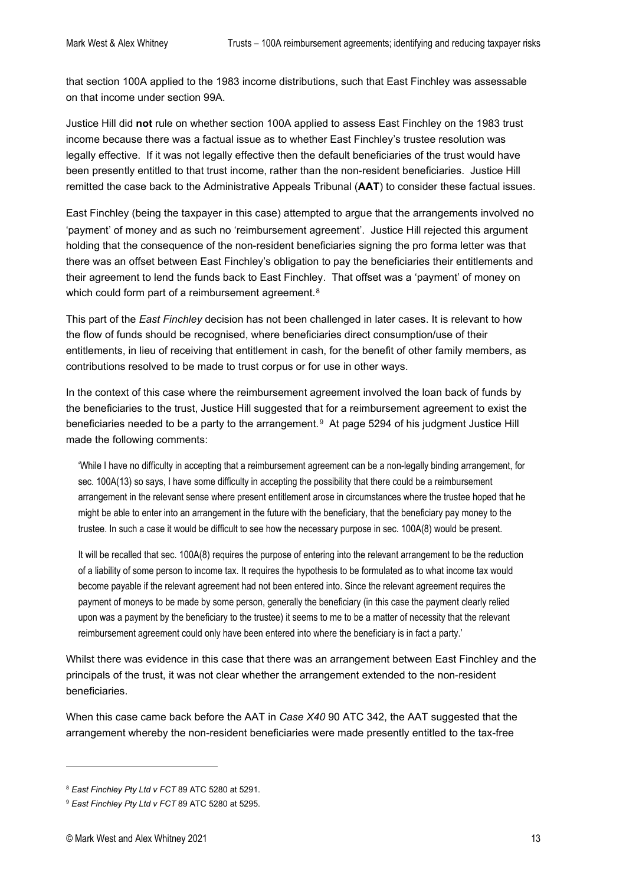that section 100A applied to the 1983 income distributions, such that East Finchley was assessable on that income under section 99A.

Justice Hill did **not** rule on whether section 100A applied to assess East Finchley on the 1983 trust income because there was a factual issue as to whether East Finchley's trustee resolution was legally effective. If it was not legally effective then the default beneficiaries of the trust would have been presently entitled to that trust income, rather than the non-resident beneficiaries. Justice Hill remitted the case back to the Administrative Appeals Tribunal (**AAT**) to consider these factual issues.

East Finchley (being the taxpayer in this case) attempted to argue that the arrangements involved no 'payment' of money and as such no 'reimbursement agreement'. Justice Hill rejected this argument holding that the consequence of the non-resident beneficiaries signing the pro forma letter was that there was an offset between East Finchley's obligation to pay the beneficiaries their entitlements and their agreement to lend the funds back to East Finchley. That offset was a 'payment' of money on which could form part of a reimbursement agreement.[8]

This part of the *East Finchley* decision has not been challenged in later cases. It is relevant to how the flow of funds should be recognised, where beneficiaries direct consumption/use of their entitlements, in lieu of receiving that entitlement in cash, for the benefit of other family members, as contributions resolved to be made to trust corpus or for use in other ways.

In the context of this case where the reimbursement agreement involved the loan back of funds by the beneficiaries to the trust, Justice Hill suggested that for a reimbursement agreement to exist the beneficiaries needed to be a party to the arrangement.[9] At page 5294 of his judgment Justice Hill made the following comments:

> 'While I have no difficulty in accepting that a reimbursement agreement can be a non-legally binding arrangement, for sec. 100A(13) so says, I have some difficulty in accepting the possibility that there could be a reimbursement arrangement in the relevant sense where present entitlement arose in circumstances where the trustee hoped that he might be able to enter into an arrangement in the future with the beneficiary, that the beneficiary pay money to the trustee. In such a case it would be difficult to see how the necessary purpose in sec. 100A(8) would be present.
>
> It will be recalled that sec. 100A(8) requires the purpose of entering into the relevant arrangement to be the reduction of a liability of some person to income tax. It requires the hypothesis to be formulated as to what income tax would become payable if the relevant agreement had not been entered into. Since the relevant agreement requires the payment of moneys to be made by some person, generally the beneficiary (in this case the payment clearly relied upon was a payment by the beneficiary to the trustee) it seems to me to be a matter of necessity that the relevant reimbursement agreement could only have been entered into where the beneficiary is in fact a party.'

Whilst there was evidence in this case that there was an arrangement between East Finchley and the principals of the trust, it was not clear whether the arrangement extended to the non-resident beneficiaries.

When this case came back before the AAT in *Case X40* 90 ATC 342, the AAT suggested that the arrangement whereby the non-resident beneficiaries were made presently entitled to the tax-free

---

[8] *East Finchley Pty Ltd v FCT* 89 ATC 5280 at 5291.

[9] *East Finchley Pty Ltd v FCT* 89 ATC 5280 at 5295.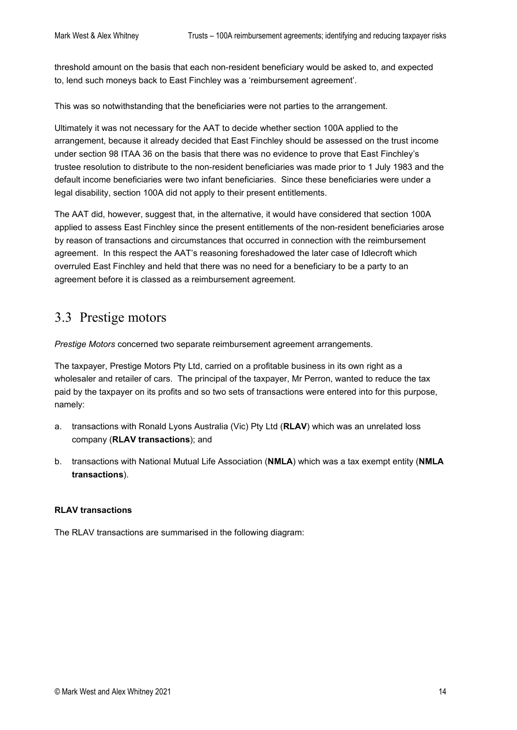threshold amount on the basis that each non-resident beneficiary would be asked to, and expected to, lend such moneys back to East Finchley was a 'reimbursement agreement'.

This was so notwithstanding that the beneficiaries were not parties to the arrangement.

Ultimately it was not necessary for the AAT to decide whether section 100A applied to the arrangement, because it already decided that East Finchley should be assessed on the trust income under section 98 ITAA 36 on the basis that there was no evidence to prove that East Finchley's trustee resolution to distribute to the non-resident beneficiaries was made prior to 1 July 1983 and the default income beneficiaries were two infant beneficiaries. Since these beneficiaries were under a legal disability, section 100A did not apply to their present entitlements.

The AAT did, however, suggest that, in the alternative, it would have considered that section 100A applied to assess East Finchley since the present entitlements of the non-resident beneficiaries arose by reason of transactions and circumstances that occurred in connection with the reimbursement agreement. In this respect the AAT's reasoning foreshadowed the later case of Idlecroft which overruled East Finchley and held that there was no need for a beneficiary to be a party to an agreement before it is classed as a reimbursement agreement.

## 3.3 Prestige motors

*Prestige Motors* concerned two separate reimbursement agreement arrangements.

The taxpayer, Prestige Motors Pty Ltd, carried on a profitable business in its own right as a wholesaler and retailer of cars. The principal of the taxpayer, Mr Perron, wanted to reduce the tax paid by the taxpayer on its profits and so two sets of transactions were entered into for this purpose, namely:

a. transactions with Ronald Lyons Australia (Vic) Pty Ltd (**RLAV**) which was an unrelated loss company (**RLAV transactions**); and

b. transactions with National Mutual Life Association (**NMLA**) which was a tax exempt entity (**NMLA transactions**).

**RLAV transactions**

The RLAV transactions are summarised in the following diagram: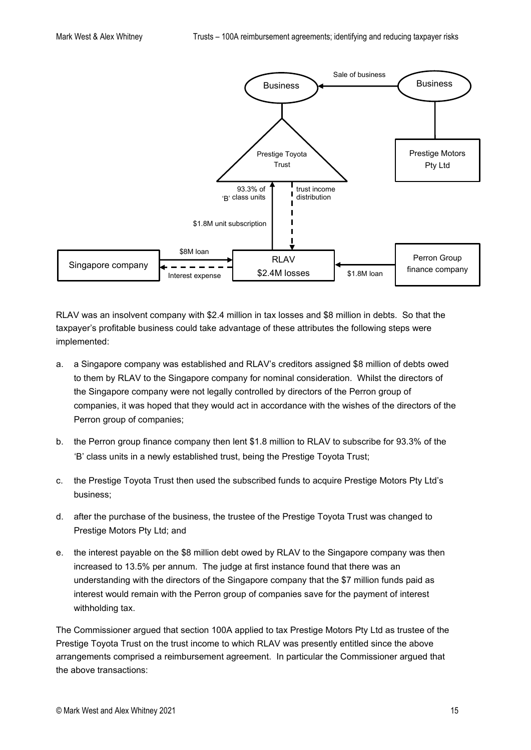RLAV was an insolvent company with $2.4 million in tax losses and $8 million in debts. So that the taxpayer's profitable business could take advantage of these attributes the following steps were implemented:

a. a Singapore company was established and RLAV's creditors assigned $8 million of debts owed to them by RLAV to the Singapore company for nominal consideration. Whilst the directors of the Singapore company were not legally controlled by directors of the Perron group of companies, it was hoped that they would act in accordance with the wishes of the directors of the Perron group of companies;

b. the Perron group finance company then lent $1.8 million to RLAV to subscribe for 93.3% of the 'B' class units in a newly established trust, being the Prestige Toyota Trust;

c. the Prestige Toyota Trust then used the subscribed funds to acquire Prestige Motors Pty Ltd's business;

d. after the purchase of the business, the trustee of the Prestige Toyota Trust was changed to Prestige Motors Pty Ltd; and

e. the interest payable on the $8 million debt owed by RLAV to the Singapore company was then increased to 13.5% per annum. The judge at first instance found that there was an understanding with the directors of the Singapore company that the $7 million funds paid as interest would remain with the Perron group of companies save for the payment of interest withholding tax.

The Commissioner argued that section 100A applied to tax Prestige Motors Pty Ltd as trustee of the Prestige Toyota Trust on the trust income to which RLAV was presently entitled since the above arrangements comprised a reimbursement agreement. In particular the Commissioner argued that the above transactions: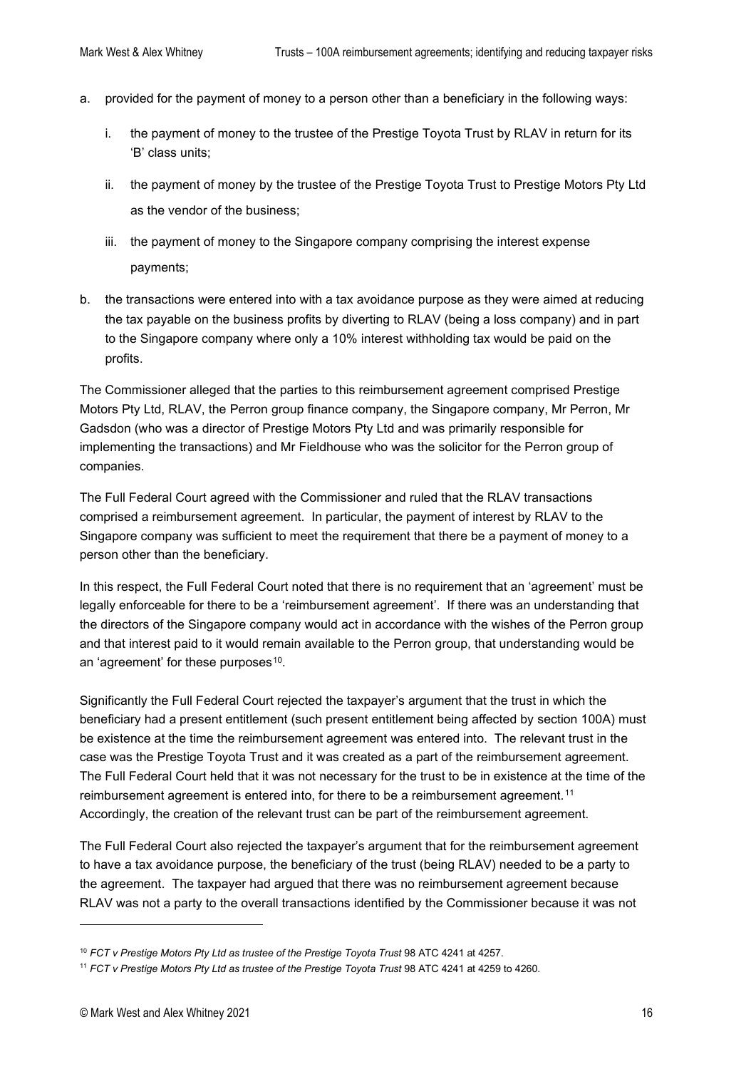a. provided for the payment of money to a person other than a beneficiary in the following ways:

   i. the payment of money to the trustee of the Prestige Toyota Trust by RLAV in return for its 'B' class units;

   ii. the payment of money by the trustee of the Prestige Toyota Trust to Prestige Motors Pty Ltd as the vendor of the business;

   iii. the payment of money to the Singapore company comprising the interest expense payments;

b. the transactions were entered into with a tax avoidance purpose as they were aimed at reducing the tax payable on the business profits by diverting to RLAV (being a loss company) and in part to the Singapore company where only a 10% interest withholding tax would be paid on the profits.

The Commissioner alleged that the parties to this reimbursement agreement comprised Prestige Motors Pty Ltd, RLAV, the Perron group finance company, the Singapore company, Mr Perron, Mr Gadsdon (who was a director of Prestige Motors Pty Ltd and was primarily responsible for implementing the transactions) and Mr Fieldhouse who was the solicitor for the Perron group of companies.

The Full Federal Court agreed with the Commissioner and ruled that the RLAV transactions comprised a reimbursement agreement. In particular, the payment of interest by RLAV to the Singapore company was sufficient to meet the requirement that there be a payment of money to a person other than the beneficiary.

In this respect, the Full Federal Court noted that there is no requirement that an 'agreement' must be legally enforceable for there to be a 'reimbursement agreement'. If there was an understanding that the directors of the Singapore company would act in accordance with the wishes of the Perron group and that interest paid to it would remain available to the Perron group, that understanding would be an 'agreement' for these purposes[10].

Significantly the Full Federal Court rejected the taxpayer's argument that the trust in which the beneficiary had a present entitlement (such present entitlement being affected by section 100A) must be existence at the time the reimbursement agreement was entered into. The relevant trust in the case was the Prestige Toyota Trust and it was created as a part of the reimbursement agreement. The Full Federal Court held that it was not necessary for the trust to be in existence at the time of the reimbursement agreement is entered into, for there to be a reimbursement agreement.[11] Accordingly, the creation of the relevant trust can be part of the reimbursement agreement.

The Full Federal Court also rejected the taxpayer's argument that for the reimbursement agreement to have a tax avoidance purpose, the beneficiary of the trust (being RLAV) needed to be a party to the agreement. The taxpayer had argued that there was no reimbursement agreement because RLAV was not a party to the overall transactions identified by the Commissioner because it was not

---

[10] *FCT v Prestige Motors Pty Ltd as trustee of the Prestige Toyota Trust* 98 ATC 4241 at 4257.

[11] *FCT v Prestige Motors Pty Ltd as trustee of the Prestige Toyota Trust* 98 ATC 4241 at 4259 to 4260.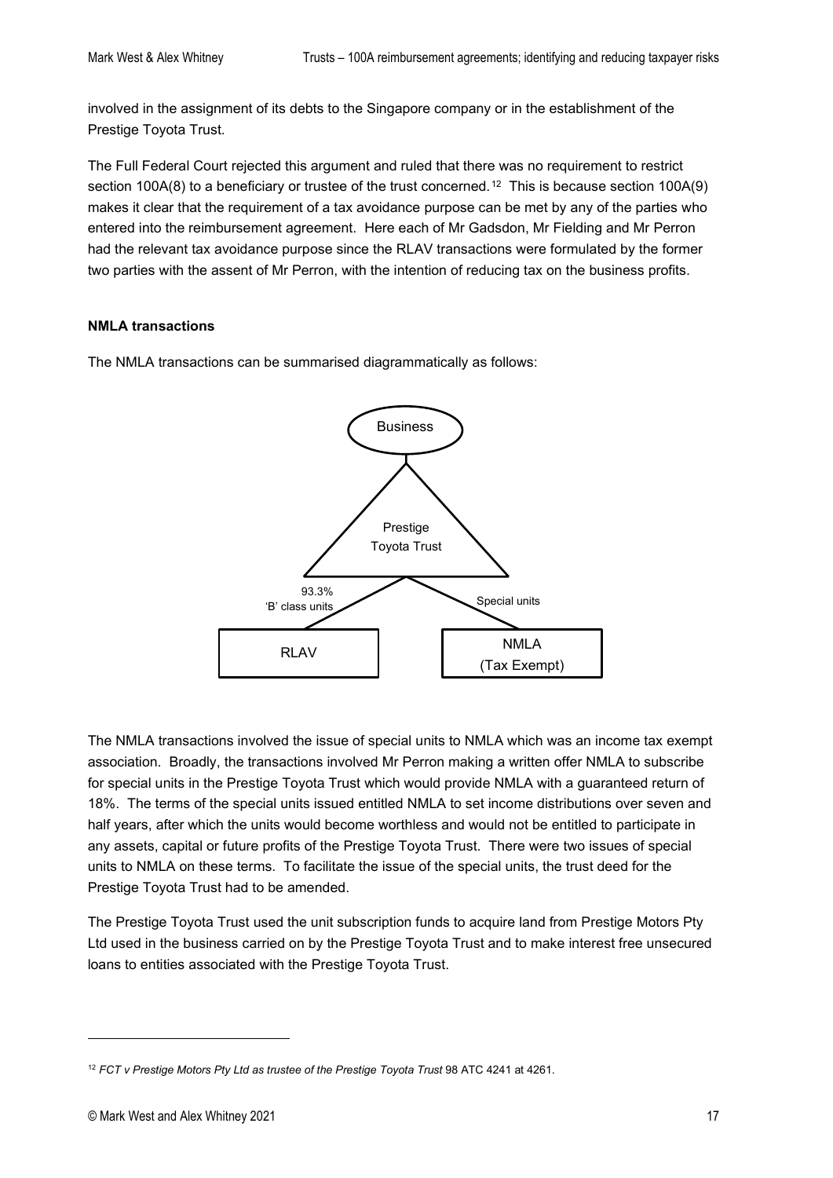involved in the assignment of its debts to the Singapore company or in the establishment of the Prestige Toyota Trust.

The Full Federal Court rejected this argument and ruled that there was no requirement to restrict section 100A(8) to a beneficiary or trustee of the trust concerned.[12] This is because section 100A(9) makes it clear that the requirement of a tax avoidance purpose can be met by any of the parties who entered into the reimbursement agreement. Here each of Mr Gadsdon, Mr Fielding and Mr Perron had the relevant tax avoidance purpose since the RLAV transactions were formulated by the former two parties with the assent of Mr Perron, with the intention of reducing tax on the business profits.

**NMLA transactions**

The NMLA transactions can be summarised diagrammatically as follows:

The NMLA transactions involved the issue of special units to NMLA which was an income tax exempt association. Broadly, the transactions involved Mr Perron making a written offer NMLA to subscribe for special units in the Prestige Toyota Trust which would provide NMLA with a guaranteed return of 18%. The terms of the special units issued entitled NMLA to set income distributions over seven and half years, after which the units would become worthless and would not be entitled to participate in any assets, capital or future profits of the Prestige Toyota Trust. There were two issues of special units to NMLA on these terms. To facilitate the issue of the special units, the trust deed for the Prestige Toyota Trust had to be amended.

The Prestige Toyota Trust used the unit subscription funds to acquire land from Prestige Motors Pty Ltd used in the business carried on by the Prestige Toyota Trust and to make interest free unsecured loans to entities associated with the Prestige Toyota Trust.

[12] *FCT v Prestige Motors Pty Ltd as trustee of the Prestige Toyota Trust* 98 ATC 4241 at 4261.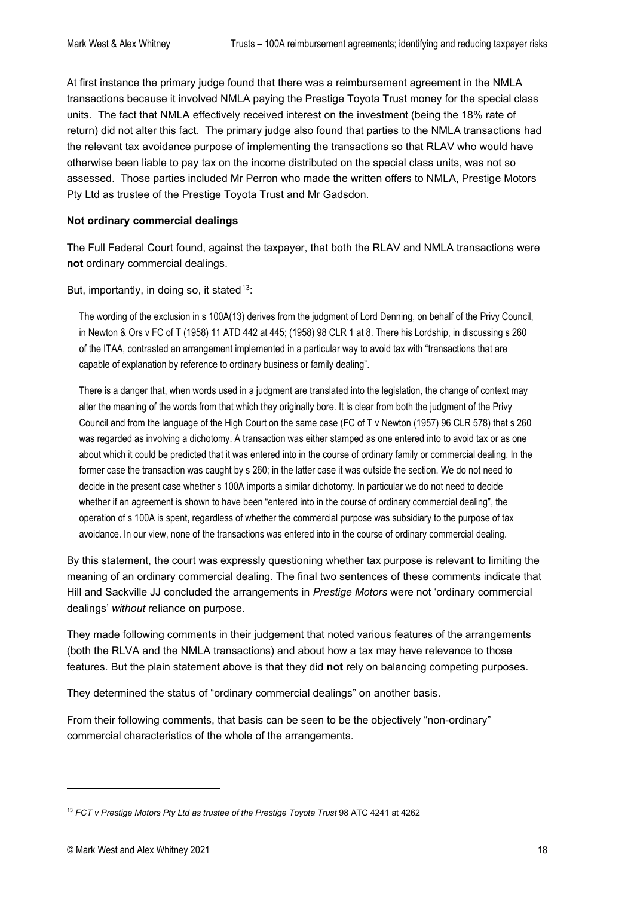At first instance the primary judge found that there was a reimbursement agreement in the NMLA transactions because it involved NMLA paying the Prestige Toyota Trust money for the special class units. The fact that NMLA effectively received interest on the investment (being the 18% rate of return) did not alter this fact. The primary judge also found that parties to the NMLA transactions had the relevant tax avoidance purpose of implementing the transactions so that RLAV who would have otherwise been liable to pay tax on the income distributed on the special class units, was not so assessed. Those parties included Mr Perron who made the written offers to NMLA, Prestige Motors Pty Ltd as trustee of the Prestige Toyota Trust and Mr Gadsdon.

**Not ordinary commercial dealings**

The Full Federal Court found, against the taxpayer, that both the RLAV and NMLA transactions were **not** ordinary commercial dealings.

But, importantly, in doing so, it stated[13]:

> The wording of the exclusion in s 100A(13) derives from the judgment of Lord Denning, on behalf of the Privy Council, in Newton & Ors v FC of T (1958) 11 ATD 442 at 445; (1958) 98 CLR 1 at 8. There his Lordship, in discussing s 260 of the ITAA, contrasted an arrangement implemented in a particular way to avoid tax with "transactions that are capable of explanation by reference to ordinary business or family dealing".
>
> There is a danger that, when words used in a judgment are translated into the legislation, the change of context may alter the meaning of the words from that which they originally bore. It is clear from both the judgment of the Privy Council and from the language of the High Court on the same case (FC of T v Newton (1957) 96 CLR 578) that s 260 was regarded as involving a dichotomy. A transaction was either stamped as one entered into to avoid tax or as one about which it could be predicted that it was entered into in the course of ordinary family or commercial dealing. In the former case the transaction was caught by s 260; in the latter case it was outside the section. We do not need to decide in the present case whether s 100A imports a similar dichotomy. In particular we do not need to decide whether if an agreement is shown to have been "entered into in the course of ordinary commercial dealing", the operation of s 100A is spent, regardless of whether the commercial purpose was subsidiary to the purpose of tax avoidance. In our view, none of the transactions was entered into in the course of ordinary commercial dealing.

By this statement, the court was expressly questioning whether tax purpose is relevant to limiting the meaning of an ordinary commercial dealing. The final two sentences of these comments indicate that Hill and Sackville JJ concluded the arrangements in *Prestige Motors* were not 'ordinary commercial dealings' *without* reliance on purpose.

They made following comments in their judgement that noted various features of the arrangements (both the RLVA and the NMLA transactions) and about how a tax may have relevance to those features. But the plain statement above is that they did **not** rely on balancing competing purposes.

They determined the status of "ordinary commercial dealings" on another basis.

From their following comments, that basis can be seen to be the objectively "non-ordinary" commercial characteristics of the whole of the arrangements.

---

[13] *FCT v Prestige Motors Pty Ltd as trustee of the Prestige Toyota Trust* 98 ATC 4241 at 4262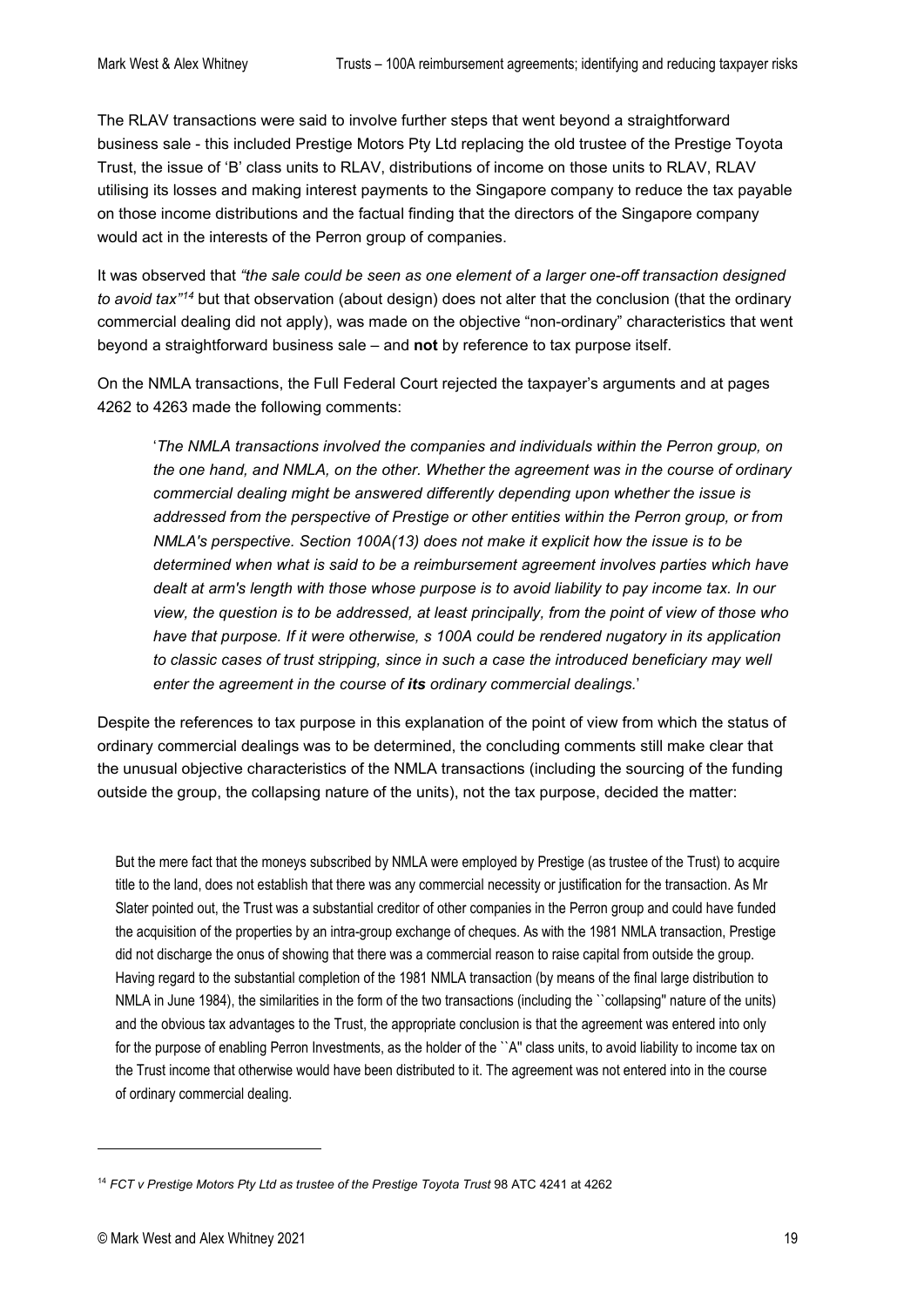The RLAV transactions were said to involve further steps that went beyond a straightforward business sale - this included Prestige Motors Pty Ltd replacing the old trustee of the Prestige Toyota Trust, the issue of 'B' class units to RLAV, distributions of income on those units to RLAV, RLAV utilising its losses and making interest payments to the Singapore company to reduce the tax payable on those income distributions and the factual finding that the directors of the Singapore company would act in the interests of the Perron group of companies.

It was observed that *"the sale could be seen as one element of a larger one-off transaction designed to avoid tax"*[14] but that observation (about design) does not alter that the conclusion (that the ordinary commercial dealing did not apply), was made on the objective "non-ordinary" characteristics that went beyond a straightforward business sale – and **not** by reference to tax purpose itself.

On the NMLA transactions, the Full Federal Court rejected the taxpayer's arguments and at pages 4262 to 4263 made the following comments:

> '*The NMLA transactions involved the companies and individuals within the Perron group, on the one hand, and NMLA, on the other. Whether the agreement was in the course of ordinary commercial dealing might be answered differently depending upon whether the issue is addressed from the perspective of Prestige or other entities within the Perron group, or from NMLA's perspective. Section 100A(13) does not make it explicit how the issue is to be determined when what is said to be a reimbursement agreement involves parties which have dealt at arm's length with those whose purpose is to avoid liability to pay income tax. In our view, the question is to be addressed, at least principally, from the point of view of those who have that purpose. If it were otherwise, s 100A could be rendered nugatory in its application to classic cases of trust stripping, since in such a case the introduced beneficiary may well enter the agreement in the course of **its** ordinary commercial dealings.*'

Despite the references to tax purpose in this explanation of the point of view from which the status of ordinary commercial dealings was to be determined, the concluding comments still make clear that the unusual objective characteristics of the NMLA transactions (including the sourcing of the funding outside the group, the collapsing nature of the units), not the tax purpose, decided the matter:

> But the mere fact that the moneys subscribed by NMLA were employed by Prestige (as trustee of the Trust) to acquire title to the land, does not establish that there was any commercial necessity or justification for the transaction. As Mr Slater pointed out, the Trust was a substantial creditor of other companies in the Perron group and could have funded the acquisition of the properties by an intra-group exchange of cheques. As with the 1981 NMLA transaction, Prestige did not discharge the onus of showing that there was a commercial reason to raise capital from outside the group. Having regard to the substantial completion of the 1981 NMLA transaction (by means of the final large distribution to NMLA in June 1984), the similarities in the form of the two transactions (including the ``collapsing'' nature of the units) and the obvious tax advantages to the Trust, the appropriate conclusion is that the agreement was entered into only for the purpose of enabling Perron Investments, as the holder of the ``A'' class units, to avoid liability to income tax on the Trust income that otherwise would have been distributed to it. The agreement was not entered into in the course of ordinary commercial dealing.

---

[14] *FCT v Prestige Motors Pty Ltd as trustee of the Prestige Toyota Trust* 98 ATC 4241 at 4262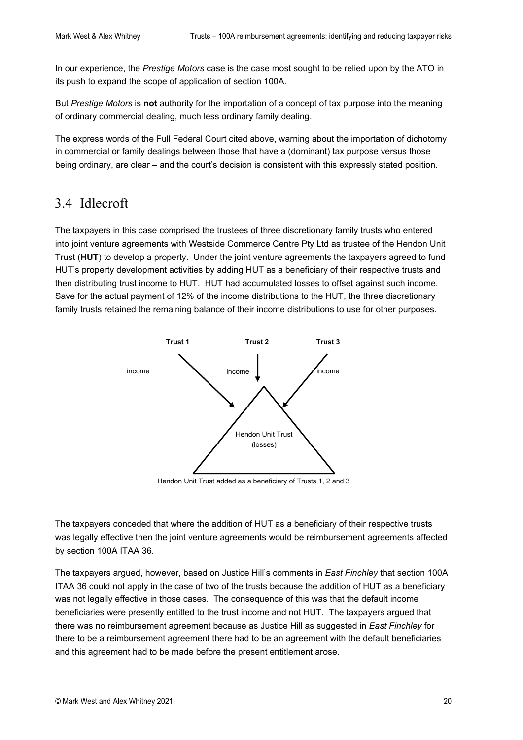In our experience, the *Prestige Motors* case is the case most sought to be relied upon by the ATO in its push to expand the scope of application of section 100A.

But *Prestige Motors* is **not** authority for the importation of a concept of tax purpose into the meaning of ordinary commercial dealing, much less ordinary family dealing.

The express words of the Full Federal Court cited above, warning about the importation of dichotomy in commercial or family dealings between those that have a (dominant) tax purpose versus those being ordinary, are clear – and the court's decision is consistent with this expressly stated position.

## 3.4 Idlecroft

The taxpayers in this case comprised the trustees of three discretionary family trusts who entered into joint venture agreements with Westside Commerce Centre Pty Ltd as trustee of the Hendon Unit Trust (**HUT**) to develop a property. Under the joint venture agreements the taxpayers agreed to fund HUT's property development activities by adding HUT as a beneficiary of their respective trusts and then distributing trust income to HUT. HUT had accumulated losses to offset against such income. Save for the actual payment of 12% of the income distributions to the HUT, the three discretionary family trusts retained the remaining balance of their income distributions to use for other purposes.

Trust 1 — income → Hendon Unit Trust (losses)
Trust 2 — income → Hendon Unit Trust (losses)
Trust 3 — income → Hendon Unit Trust (losses)

Hendon Unit Trust added as a beneficiary of Trusts 1, 2 and 3

The taxpayers conceded that where the addition of HUT as a beneficiary of their respective trusts was legally effective then the joint venture agreements would be reimbursement agreements affected by section 100A ITAA 36.

The taxpayers argued, however, based on Justice Hill's comments in *East Finchley* that section 100A ITAA 36 could not apply in the case of two of the trusts because the addition of HUT as a beneficiary was not legally effective in those cases. The consequence of this was that the default income beneficiaries were presently entitled to the trust income and not HUT. The taxpayers argued that there was no reimbursement agreement because as Justice Hill as suggested in *East Finchley* for there to be a reimbursement agreement there had to be an agreement with the default beneficiaries and this agreement had to be made before the present entitlement arose.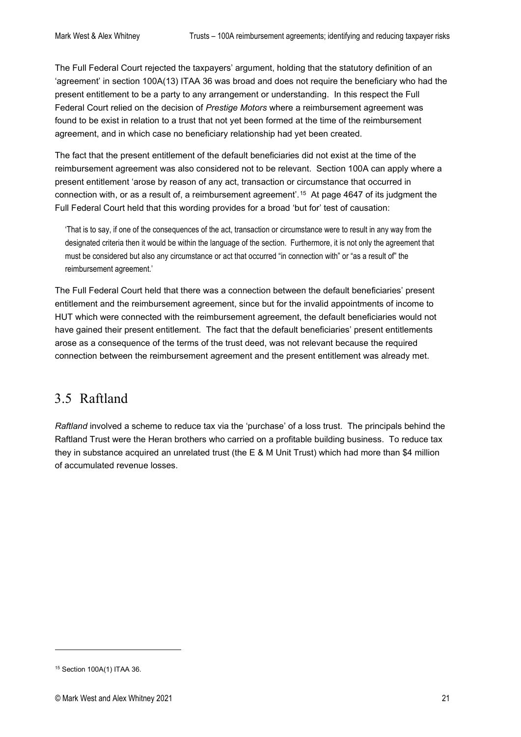The Full Federal Court rejected the taxpayers' argument, holding that the statutory definition of an 'agreement' in section 100A(13) ITAA 36 was broad and does not require the beneficiary who had the present entitlement to be a party to any arrangement or understanding. In this respect the Full Federal Court relied on the decision of *Prestige Motors* where a reimbursement agreement was found to be exist in relation to a trust that not yet been formed at the time of the reimbursement agreement, and in which case no beneficiary relationship had yet been created.

The fact that the present entitlement of the default beneficiaries did not exist at the time of the reimbursement agreement was also considered not to be relevant. Section 100A can apply where a present entitlement 'arose by reason of any act, transaction or circumstance that occurred in connection with, or as a result of, a reimbursement agreement'.[15] At page 4647 of its judgment the Full Federal Court held that this wording provides for a broad 'but for' test of causation:

> 'That is to say, if one of the consequences of the act, transaction or circumstance were to result in any way from the designated criteria then it would be within the language of the section. Furthermore, it is not only the agreement that must be considered but also any circumstance or act that occurred "in connection with" or "as a result of" the reimbursement agreement.'

The Full Federal Court held that there was a connection between the default beneficiaries' present entitlement and the reimbursement agreement, since but for the invalid appointments of income to HUT which were connected with the reimbursement agreement, the default beneficiaries would not have gained their present entitlement. The fact that the default beneficiaries' present entitlements arose as a consequence of the terms of the trust deed, was not relevant because the required connection between the reimbursement agreement and the present entitlement was already met.

## 3.5 Raftland

*Raftland* involved a scheme to reduce tax via the 'purchase' of a loss trust. The principals behind the Raftland Trust were the Heran brothers who carried on a profitable building business. To reduce tax they in substance acquired an unrelated trust (the E & M Unit Trust) which had more than $4 million of accumulated revenue losses.

---

[15] Section 100A(1) ITAA 36.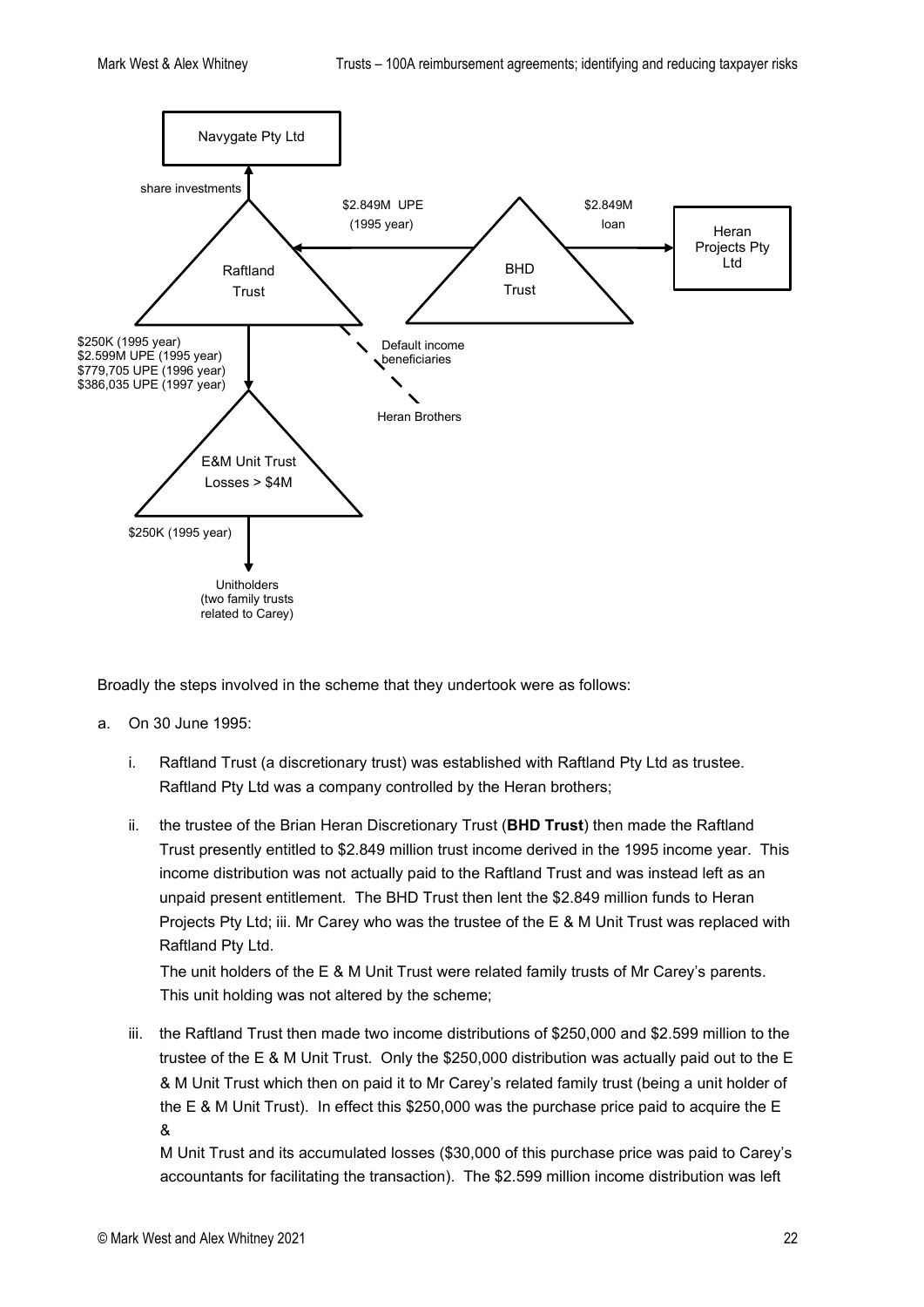Navygate Pty Ltd

share investments

$2.849M UPE (1995 year)

$2.849M loan

Heran Projects Pty Ltd

Raftland Trust

BHD Trust

Default income beneficiaries

Heran Brothers

$250K (1995 year)
$2.599M UPE (1995 year)
$779,705 UPE (1996 year)
$386,035 UPE (1997 year)

E&M Unit Trust
Losses > $4M

$250K (1995 year)

Unitholders (two family trusts related to Carey)

Broadly the steps involved in the scheme that they undertook were as follows:

a. On 30 June 1995:

   i. Raftland Trust (a discretionary trust) was established with Raftland Pty Ltd as trustee. Raftland Pty Ltd was a company controlled by the Heran brothers;

   ii. the trustee of the Brian Heran Discretionary Trust (**BHD Trust**) then made the Raftland Trust presently entitled to $2.849 million trust income derived in the 1995 income year. This income distribution was not actually paid to the Raftland Trust and was instead left as an unpaid present entitlement. The BHD Trust then lent the $2.849 million funds to Heran Projects Pty Ltd; iii. Mr Carey who was the trustee of the E & M Unit Trust was replaced with Raftland Pty Ltd.

   The unit holders of the E & M Unit Trust were related family trusts of Mr Carey's parents. This unit holding was not altered by the scheme;

   iii. the Raftland Trust then made two income distributions of $250,000 and $2.599 million to the trustee of the E & M Unit Trust. Only the $250,000 distribution was actually paid out to the E & M Unit Trust which then on paid it to Mr Carey's related family trust (being a unit holder of the E & M Unit Trust). In effect this $250,000 was the purchase price paid to acquire the E &

   M Unit Trust and its accumulated losses ($30,000 of this purchase price was paid to Carey's accountants for facilitating the transaction). The $2.599 million income distribution was left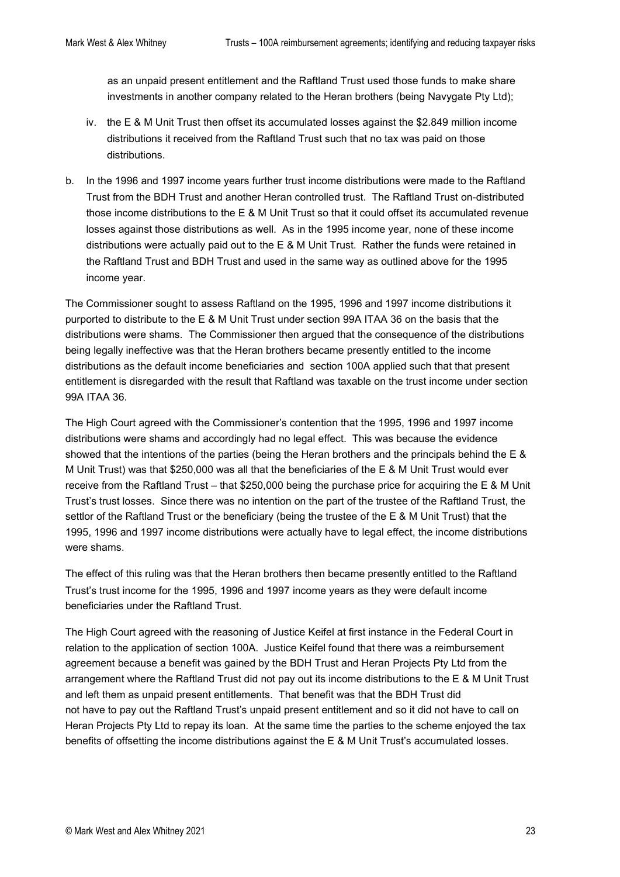as an unpaid present entitlement and the Raftland Trust used those funds to make share investments in another company related to the Heran brothers (being Navygate Pty Ltd);

iv. the E & M Unit Trust then offset its accumulated losses against the $2.849 million income distributions it received from the Raftland Trust such that no tax was paid on those distributions.

b. In the 1996 and 1997 income years further trust income distributions were made to the Raftland Trust from the BDH Trust and another Heran controlled trust. The Raftland Trust on-distributed those income distributions to the E & M Unit Trust so that it could offset its accumulated revenue losses against those distributions as well. As in the 1995 income year, none of these income distributions were actually paid out to the E & M Unit Trust. Rather the funds were retained in the Raftland Trust and BDH Trust and used in the same way as outlined above for the 1995 income year.

The Commissioner sought to assess Raftland on the 1995, 1996 and 1997 income distributions it purported to distribute to the E & M Unit Trust under section 99A ITAA 36 on the basis that the distributions were shams. The Commissioner then argued that the consequence of the distributions being legally ineffective was that the Heran brothers became presently entitled to the income distributions as the default income beneficiaries and section 100A applied such that that present entitlement is disregarded with the result that Raftland was taxable on the trust income under section 99A ITAA 36.

The High Court agreed with the Commissioner's contention that the 1995, 1996 and 1997 income distributions were shams and accordingly had no legal effect. This was because the evidence showed that the intentions of the parties (being the Heran brothers and the principals behind the E & M Unit Trust) was that $250,000 was all that the beneficiaries of the E & M Unit Trust would ever receive from the Raftland Trust – that $250,000 being the purchase price for acquiring the E & M Unit Trust's trust losses. Since there was no intention on the part of the trustee of the Raftland Trust, the settlor of the Raftland Trust or the beneficiary (being the trustee of the E & M Unit Trust) that the 1995, 1996 and 1997 income distributions were actually have to legal effect, the income distributions were shams.

The effect of this ruling was that the Heran brothers then became presently entitled to the Raftland Trust's trust income for the 1995, 1996 and 1997 income years as they were default income beneficiaries under the Raftland Trust.

The High Court agreed with the reasoning of Justice Keifel at first instance in the Federal Court in relation to the application of section 100A. Justice Keifel found that there was a reimbursement agreement because a benefit was gained by the BDH Trust and Heran Projects Pty Ltd from the arrangement where the Raftland Trust did not pay out its income distributions to the E & M Unit Trust and left them as unpaid present entitlements. That benefit was that the BDH Trust did not have to pay out the Raftland Trust's unpaid present entitlement and so it did not have to call on Heran Projects Pty Ltd to repay its loan. At the same time the parties to the scheme enjoyed the tax benefits of offsetting the income distributions against the E & M Unit Trust's accumulated losses.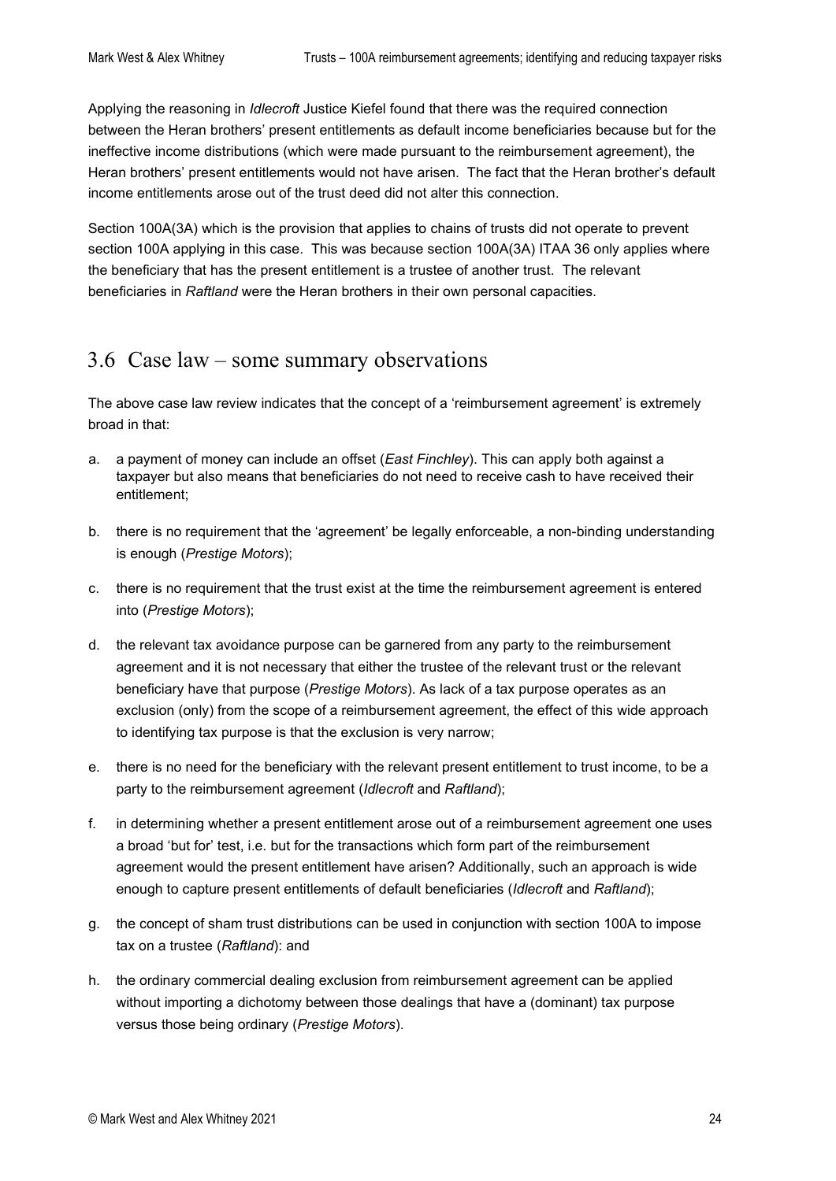Applying the reasoning in *Idlecroft* Justice Kiefel found that there was the required connection between the Heran brothers' present entitlements as default income beneficiaries because but for the ineffective income distributions (which were made pursuant to the reimbursement agreement), the Heran brothers' present entitlements would not have arisen. The fact that the Heran brother's default income entitlements arose out of the trust deed did not alter this connection.

Section 100A(3A) which is the provision that applies to chains of trusts did not operate to prevent section 100A applying in this case. This was because section 100A(3A) ITAA 36 only applies where the beneficiary that has the present entitlement is a trustee of another trust. The relevant beneficiaries in *Raftland* were the Heran brothers in their own personal capacities.

## 3.6 Case law – some summary observations

The above case law review indicates that the concept of a 'reimbursement agreement' is extremely broad in that:

a. a payment of money can include an offset (*East Finchley*). This can apply both against a taxpayer but also means that beneficiaries do not need to receive cash to have received their entitlement;

b. there is no requirement that the 'agreement' be legally enforceable, a non-binding understanding is enough (*Prestige Motors*);

c. there is no requirement that the trust exist at the time the reimbursement agreement is entered into (*Prestige Motors*);

d. the relevant tax avoidance purpose can be garnered from any party to the reimbursement agreement and it is not necessary that either the trustee of the relevant trust or the relevant beneficiary have that purpose (*Prestige Motors*). As lack of a tax purpose operates as an exclusion (only) from the scope of a reimbursement agreement, the effect of this wide approach to identifying tax purpose is that the exclusion is very narrow;

e. there is no need for the beneficiary with the relevant present entitlement to trust income, to be a party to the reimbursement agreement (*Idlecroft* and *Raftland*);

f. in determining whether a present entitlement arose out of a reimbursement agreement one uses a broad 'but for' test, i.e. but for the transactions which form part of the reimbursement agreement would the present entitlement have arisen? Additionally, such an approach is wide enough to capture present entitlements of default beneficiaries (*Idlecroft* and *Raftland*);

g. the concept of sham trust distributions can be used in conjunction with section 100A to impose tax on a trustee (*Raftland*): and

h. the ordinary commercial dealing exclusion from reimbursement agreement can be applied without importing a dichotomy between those dealings that have a (dominant) tax purpose versus those being ordinary (*Prestige Motors*).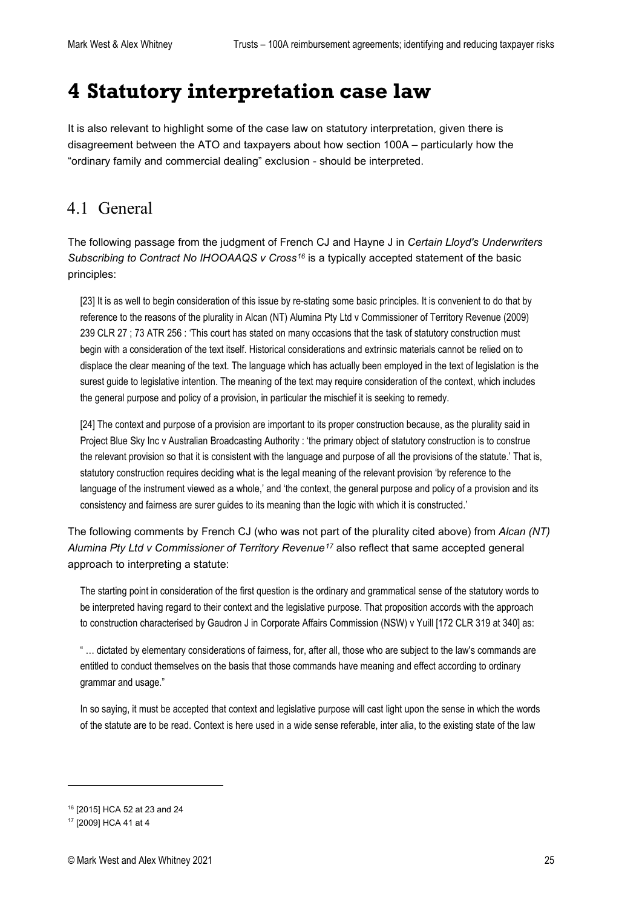# 4 Statutory interpretation case law

It is also relevant to highlight some of the case law on statutory interpretation, given there is disagreement between the ATO and taxpayers about how section 100A – particularly how the "ordinary family and commercial dealing" exclusion - should be interpreted.

## 4.1 General

The following passage from the judgment of French CJ and Hayne J in *Certain Lloyd's Underwriters Subscribing to Contract No IHOOAAQS v Cross*[16] is a typically accepted statement of the basic principles:

> [23] It is as well to begin consideration of this issue by re-stating some basic principles. It is convenient to do that by reference to the reasons of the plurality in Alcan (NT) Alumina Pty Ltd v Commissioner of Territory Revenue (2009) 239 CLR 27 ; 73 ATR 256 : 'This court has stated on many occasions that the task of statutory construction must begin with a consideration of the text itself. Historical considerations and extrinsic materials cannot be relied on to displace the clear meaning of the text. The language which has actually been employed in the text of legislation is the surest guide to legislative intention. The meaning of the text may require consideration of the context, which includes the general purpose and policy of a provision, in particular the mischief it is seeking to remedy.
>
> [24] The context and purpose of a provision are important to its proper construction because, as the plurality said in Project Blue Sky Inc v Australian Broadcasting Authority : 'the primary object of statutory construction is to construe the relevant provision so that it is consistent with the language and purpose of all the provisions of the statute.' That is, statutory construction requires deciding what is the legal meaning of the relevant provision 'by reference to the language of the instrument viewed as a whole,' and 'the context, the general purpose and policy of a provision and its consistency and fairness are surer guides to its meaning than the logic with which it is constructed.'

The following comments by French CJ (who was not part of the plurality cited above) from *Alcan (NT) Alumina Pty Ltd v Commissioner of Territory Revenue*[17] also reflect that same accepted general approach to interpreting a statute:

> The starting point in consideration of the first question is the ordinary and grammatical sense of the statutory words to be interpreted having regard to their context and the legislative purpose. That proposition accords with the approach to construction characterised by Gaudron J in Corporate Affairs Commission (NSW) v Yuill [172 CLR 319 at 340] as:
>
> " … dictated by elementary considerations of fairness, for, after all, those who are subject to the law's commands are entitled to conduct themselves on the basis that those commands have meaning and effect according to ordinary grammar and usage."
>
> In so saying, it must be accepted that context and legislative purpose will cast light upon the sense in which the words of the statute are to be read. Context is here used in a wide sense referable, inter alia, to the existing state of the law

---

[16] [2015] HCA 52 at 23 and 24

[17] [2009] HCA 41 at 4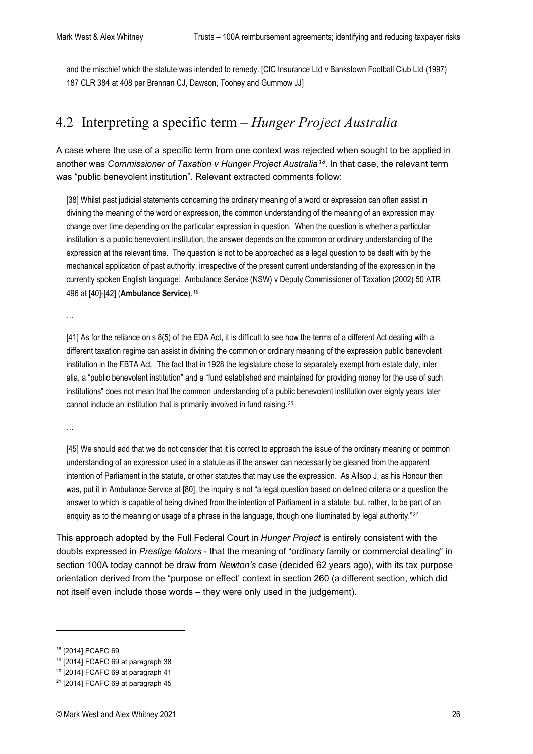and the mischief which the statute was intended to remedy. [CIC Insurance Ltd v Bankstown Football Club Ltd (1997) 187 CLR 384 at 408 per Brennan CJ, Dawson, Toohey and Gummow JJ]

## 4.2 Interpreting a specific term – *Hunger Project Australia*

A case where the use of a specific term from one context was rejected when sought to be applied in another was *Commissioner of Taxation v Hunger Project Australia*[18]. In that case, the relevant term was "public benevolent institution". Relevant extracted comments follow:

> [38] Whilst past judicial statements concerning the ordinary meaning of a word or expression can often assist in divining the meaning of the word or expression, the common understanding of the meaning of an expression may change over time depending on the particular expression in question. When the question is whether a particular institution is a public benevolent institution, the answer depends on the common or ordinary understanding of the expression at the relevant time. The question is not to be approached as a legal question to be dealt with by the mechanical application of past authority, irrespective of the present current understanding of the expression in the currently spoken English language: Ambulance Service (NSW) v Deputy Commissioner of Taxation (2002) 50 ATR 496 at [40]-[42] (**Ambulance Service**).[19]
>
> …
>
> [41] As for the reliance on s 8(5) of the EDA Act, it is difficult to see how the terms of a different Act dealing with a different taxation regime can assist in divining the common or ordinary meaning of the expression public benevolent institution in the FBTA Act. The fact that in 1928 the legislature chose to separately exempt from estate duty, inter alia, a "public benevolent institution" and a "fund established and maintained for providing money for the use of such institutions" does not mean that the common understanding of a public benevolent institution over eighty years later cannot include an institution that is primarily involved in fund raising.[20]
>
> …
>
> [45] We should add that we do not consider that it is correct to approach the issue of the ordinary meaning or common understanding of an expression used in a statute as if the answer can necessarily be gleaned from the apparent intention of Parliament in the statute, or other statutes that may use the expression. As Allsop J, as his Honour then was, put it in Ambulance Service at [80], the inquiry is not "a legal question based on defined criteria or a question the answer to which is capable of being divined from the intention of Parliament in a statute, but, rather, to be part of an enquiry as to the meaning or usage of a phrase in the language, though one illuminated by legal authority."[21]

This approach adopted by the Full Federal Court in *Hunger Project* is entirely consistent with the doubts expressed in *Prestige Motors* - that the meaning of "ordinary family or commercial dealing" in section 100A today cannot be draw from *Newton's* case (decided 62 years ago), with its tax purpose orientation derived from the "purpose or effect' context in section 260 (a different section, which did not itself even include those words – they were only used in the judgement).

---

[18] [2014] FCAFC 69

[19] [2014] FCAFC 69 at paragraph 38

[20] [2014] FCAFC 69 at paragraph 41

[21] [2014] FCAFC 69 at paragraph 45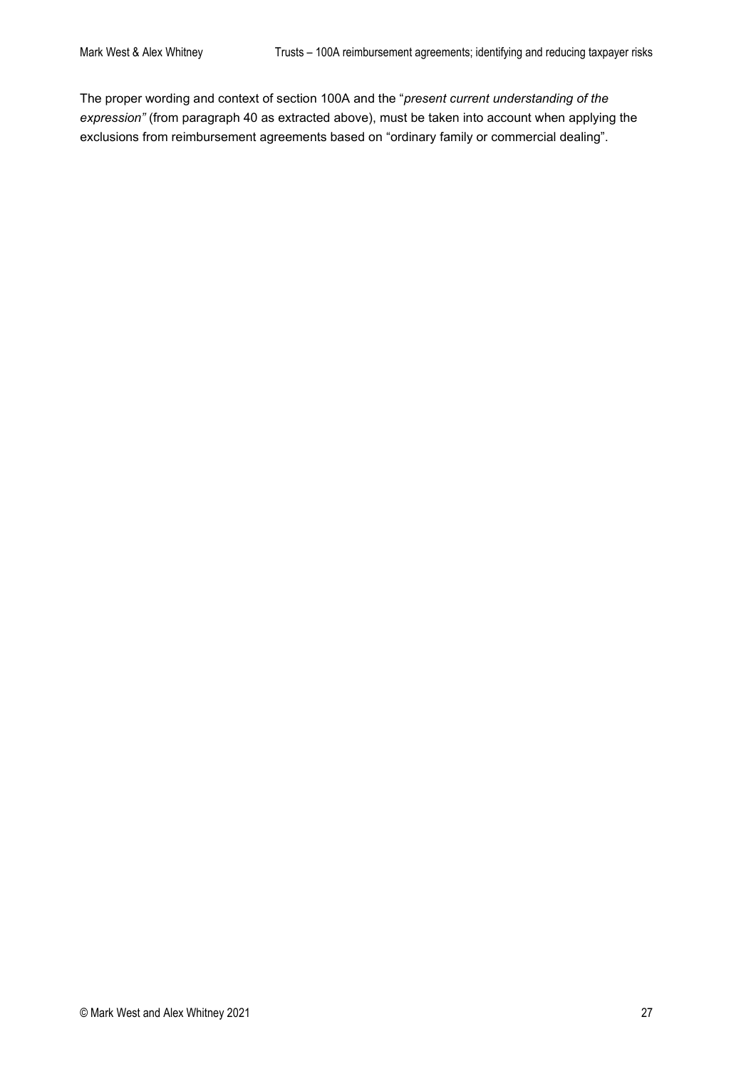The proper wording and context of section 100A and the "*present current understanding of the expression"* (from paragraph 40 as extracted above), must be taken into account when applying the exclusions from reimbursement agreements based on "ordinary family or commercial dealing".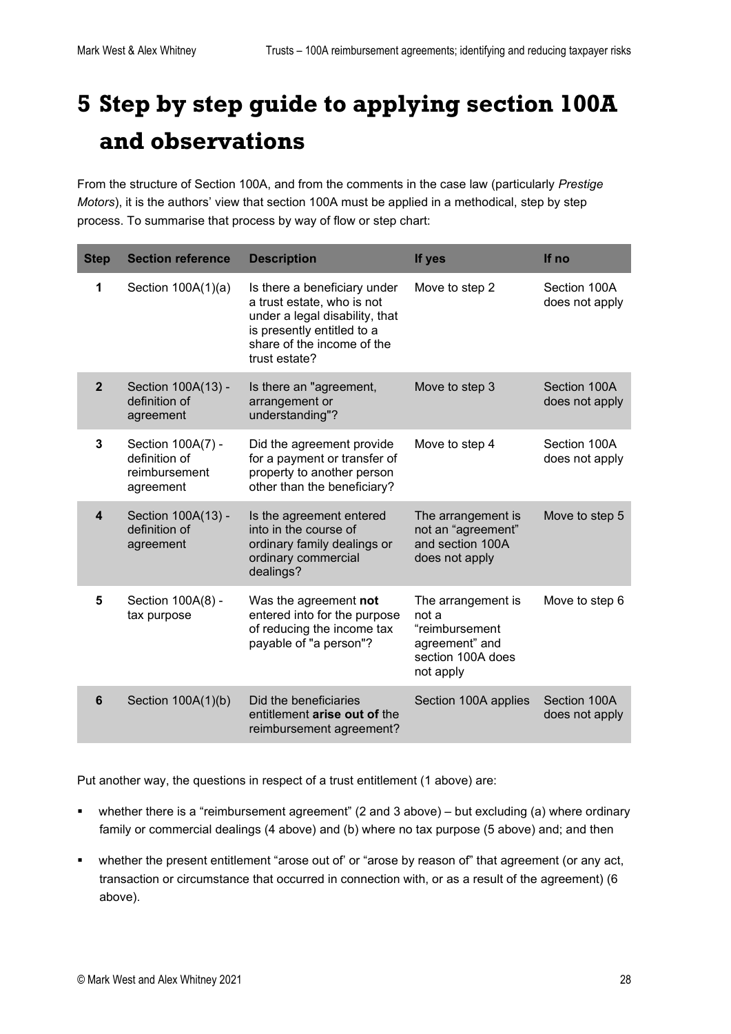# 5 Step by step guide to applying section 100A and observations

From the structure of Section 100A, and from the comments in the case law (particularly *Prestige Motors*), it is the authors' view that section 100A must be applied in a methodical, step by step process. To summarise that process by way of flow or step chart:

| Step | Section reference | Description | If yes | If no |
|---|---|---|---|---|
| 1 | Section 100A(1)(a) | Is there a beneficiary under a trust estate, who is not under a legal disability, that is presently entitled to a share of the income of the trust estate? | Move to step 2 | Section 100A does not apply |
| 2 | Section 100A(13) - definition of agreement | Is there an "agreement, arrangement or understanding"? | Move to step 3 | Section 100A does not apply |
| 3 | Section 100A(7) - definition of reimbursement agreement | Did the agreement provide for a payment or transfer of property to another person other than the beneficiary? | Move to step 4 | Section 100A does not apply |
| 4 | Section 100A(13) - definition of agreement | Is the agreement entered into in the course of ordinary family dealings or ordinary commercial dealings? | The arrangement is not an "agreement" and section 100A does not apply | Move to step 5 |
| 5 | Section 100A(8) - tax purpose | Was the agreement **not** entered into for the purpose of reducing the income tax payable of "a person"? | The arrangement is not a "reimbursement agreement" and section 100A does not apply | Move to step 6 |
| 6 | Section 100A(1)(b) | Did the beneficiaries entitlement **arise out of** the reimbursement agreement? | Section 100A applies | Section 100A does not apply |

Put another way, the questions in respect of a trust entitlement (1 above) are:

- whether there is a "reimbursement agreement" (2 and 3 above) – but excluding (a) where ordinary family or commercial dealings (4 above) and (b) where no tax purpose (5 above) and; and then
- whether the present entitlement "arose out of' or "arose by reason of" that agreement (or any act, transaction or circumstance that occurred in connection with, or as a result of the agreement) (6 above).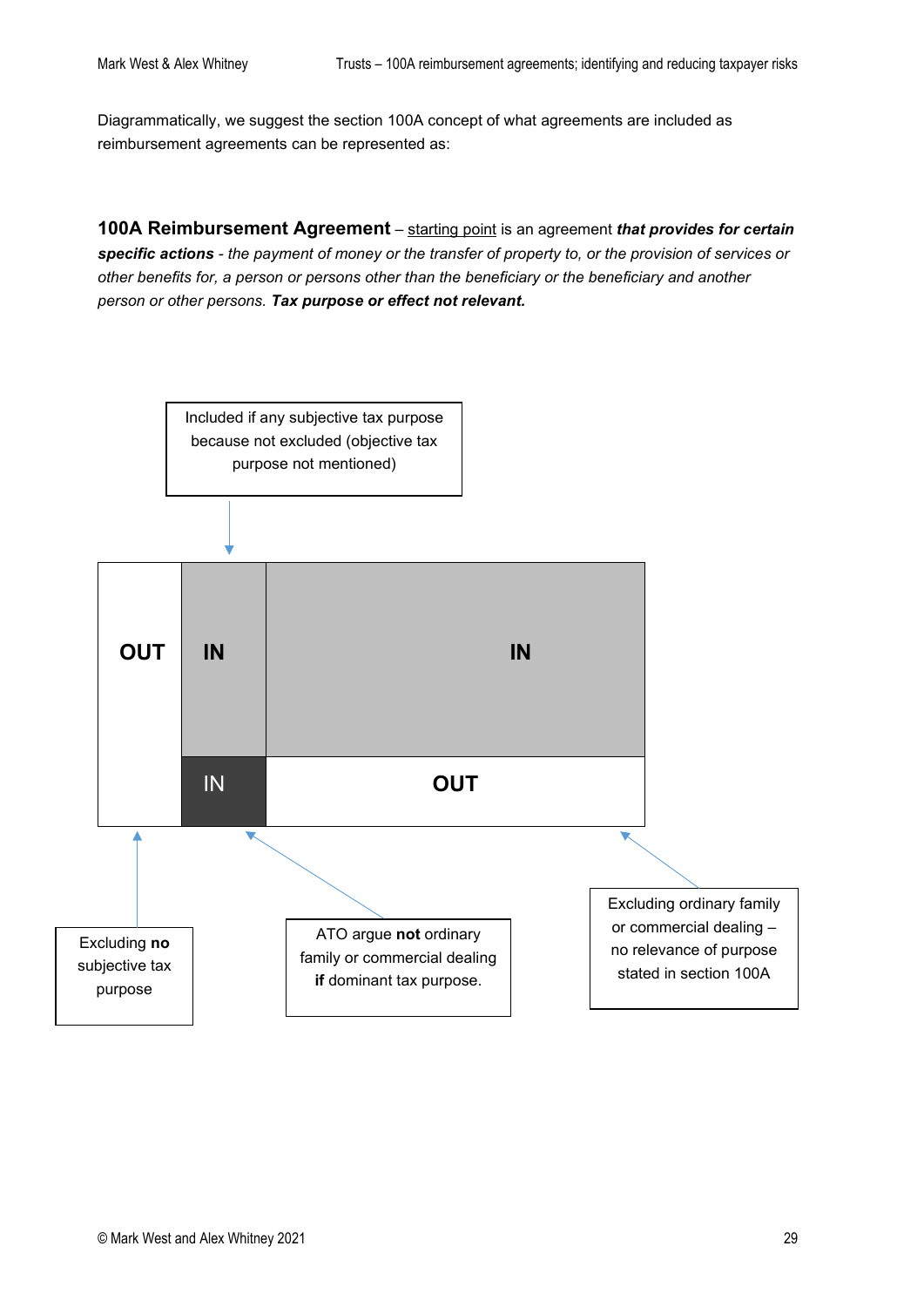Diagrammatically, we suggest the section 100A concept of what agreements are included as reimbursement agreements can be represented as:

**100A Reimbursement Agreement** – starting point is an agreement ***that provides for certain specific actions*** *- the payment of money or the transfer of property to, or the provision of services or other benefits for, a person or persons other than the beneficiary or the beneficiary and another person or other persons.* ***Tax purpose or effect not relevant.***

Included if any subjective tax purpose because not excluded (objective tax purpose not mentioned)

| OUT | IN | IN |
|---|---|---|
| | IN | OUT |

Excluding **no** subjective tax purpose

ATO argue **not** ordinary family or commercial dealing **if** dominant tax purpose.

Excluding ordinary family or commercial dealing – no relevance of purpose stated in section 100A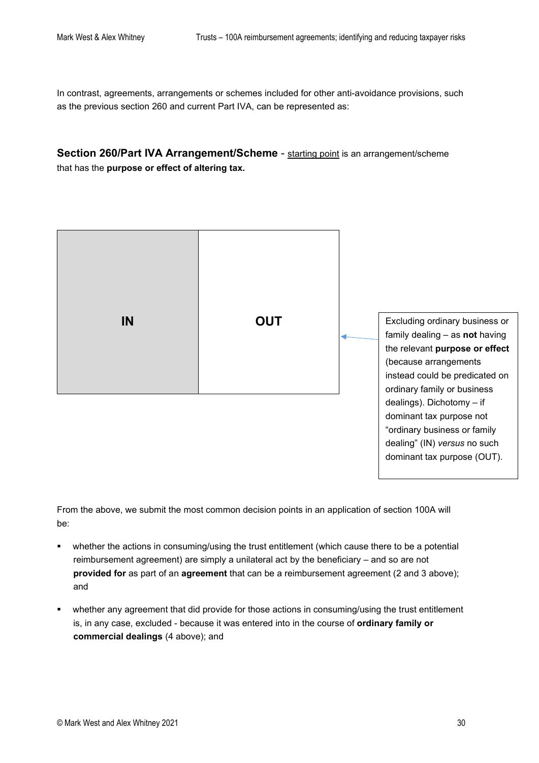In contrast, agreements, arrangements or schemes included for other anti-avoidance provisions, such as the previous section 260 and current Part IVA, can be represented as:

**Section 260/Part IVA Arrangement/Scheme** - starting point is an arrangement/scheme that has the **purpose or effect of altering tax.**

| IN | OUT |
| --- | --- |

Excluding ordinary business or family dealing – as **not** having the relevant **purpose or effect** (because arrangements instead could be predicated on ordinary family or business dealings). Dichotomy – if dominant tax purpose not "ordinary business or family dealing" (IN) *versus* no such dominant tax purpose (OUT).

From the above, we submit the most common decision points in an application of section 100A will be:

- whether the actions in consuming/using the trust entitlement (which cause there to be a potential reimbursement agreement) are simply a unilateral act by the beneficiary – and so are not **provided for** as part of an **agreement** that can be a reimbursement agreement (2 and 3 above); and
- whether any agreement that did provide for those actions in consuming/using the trust entitlement is, in any case, excluded - because it was entered into in the course of **ordinary family or commercial dealings** (4 above); and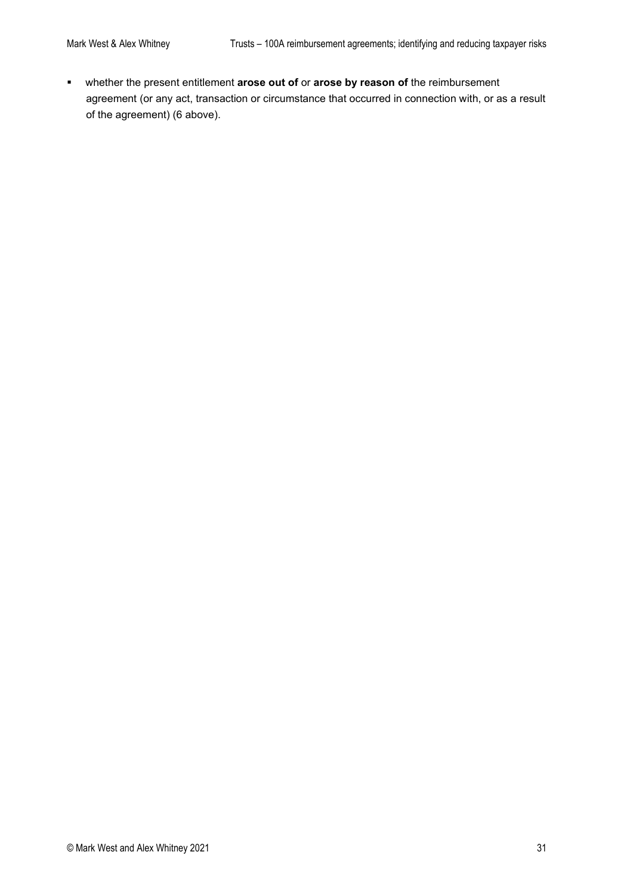- whether the present entitlement **arose out of** or **arose by reason of** the reimbursement agreement (or any act, transaction or circumstance that occurred in connection with, or as a result of the agreement) (6 above).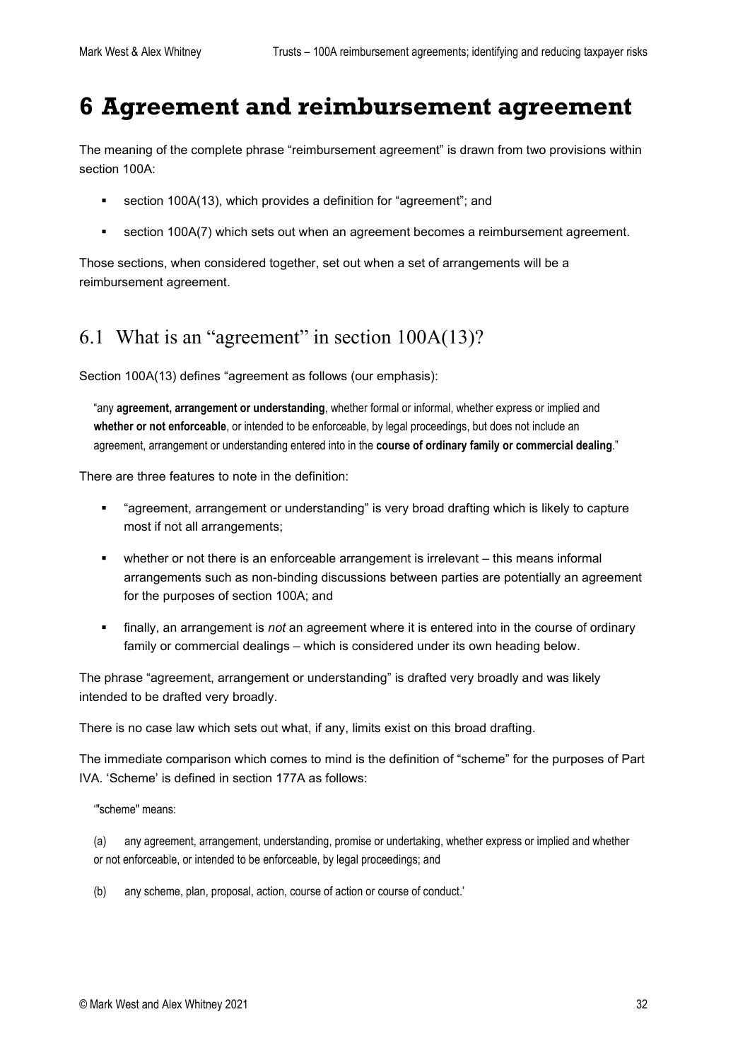# 6 Agreement and reimbursement agreement

The meaning of the complete phrase "reimbursement agreement" is drawn from two provisions within section 100A:

- section 100A(13), which provides a definition for "agreement"; and
- section 100A(7) which sets out when an agreement becomes a reimbursement agreement.

Those sections, when considered together, set out when a set of arrangements will be a reimbursement agreement.

## 6.1 What is an "agreement" in section 100A(13)?

Section 100A(13) defines "agreement as follows (our emphasis):

> "any **agreement, arrangement or understanding**, whether formal or informal, whether express or implied and **whether or not enforceable**, or intended to be enforceable, by legal proceedings, but does not include an agreement, arrangement or understanding entered into in the **course of ordinary family or commercial dealing**."

There are three features to note in the definition:

- "agreement, arrangement or understanding" is very broad drafting which is likely to capture most if not all arrangements;
- whether or not there is an enforceable arrangement is irrelevant – this means informal arrangements such as non-binding discussions between parties are potentially an agreement for the purposes of section 100A; and
- finally, an arrangement is *not* an agreement where it is entered into in the course of ordinary family or commercial dealings – which is considered under its own heading below.

The phrase "agreement, arrangement or understanding" is drafted very broadly and was likely intended to be drafted very broadly.

There is no case law which sets out what, if any, limits exist on this broad drafting.

The immediate comparison which comes to mind is the definition of "scheme" for the purposes of Part IVA. 'Scheme' is defined in section 177A as follows:

> '"scheme" means:
>
> (a) any agreement, arrangement, understanding, promise or undertaking, whether express or implied and whether or not enforceable, or intended to be enforceable, by legal proceedings; and
>
> (b) any scheme, plan, proposal, action, course of action or course of conduct.'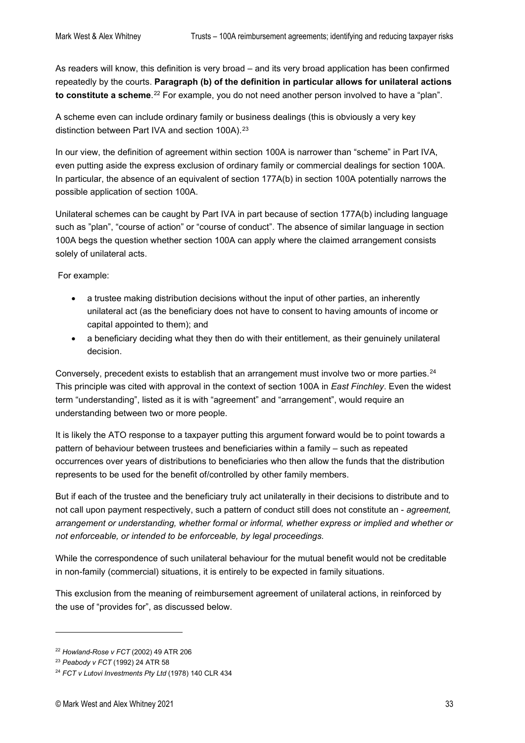As readers will know, this definition is very broad – and its very broad application has been confirmed repeatedly by the courts. **Paragraph (b) of the definition in particular allows for unilateral actions to constitute a scheme**.[22] For example, you do not need another person involved to have a "plan".

A scheme even can include ordinary family or business dealings (this is obviously a very key distinction between Part IVA and section 100A).[23]

In our view, the definition of agreement within section 100A is narrower than "scheme" in Part IVA, even putting aside the express exclusion of ordinary family or commercial dealings for section 100A. In particular, the absence of an equivalent of section 177A(b) in section 100A potentially narrows the possible application of section 100A.

Unilateral schemes can be caught by Part IVA in part because of section 177A(b) including language such as "plan", "course of action" or "course of conduct". The absence of similar language in section 100A begs the question whether section 100A can apply where the claimed arrangement consists solely of unilateral acts.

For example:

- a trustee making distribution decisions without the input of other parties, an inherently unilateral act (as the beneficiary does not have to consent to having amounts of income or capital appointed to them); and
- a beneficiary deciding what they then do with their entitlement, as their genuinely unilateral decision.

Conversely, precedent exists to establish that an arrangement must involve two or more parties.[24] This principle was cited with approval in the context of section 100A in *East Finchley*. Even the widest term "understanding", listed as it is with "agreement" and "arrangement", would require an understanding between two or more people.

It is likely the ATO response to a taxpayer putting this argument forward would be to point towards a pattern of behaviour between trustees and beneficiaries within a family – such as repeated occurrences over years of distributions to beneficiaries who then allow the funds that the distribution represents to be used for the benefit of/controlled by other family members.

But if each of the trustee and the beneficiary truly act unilaterally in their decisions to distribute and to not call upon payment respectively, such a pattern of conduct still does not constitute an - *agreement, arrangement or understanding, whether formal or informal, whether express or implied and whether or not enforceable, or intended to be enforceable, by legal proceedings.*

While the correspondence of such unilateral behaviour for the mutual benefit would not be creditable in non-family (commercial) situations, it is entirely to be expected in family situations.

This exclusion from the meaning of reimbursement agreement of unilateral actions, in reinforced by the use of "provides for", as discussed below.

---

[22] *Howland-Rose v FCT* (2002) 49 ATR 206

[23] *Peabody v FCT* (1992) 24 ATR 58

[24] *FCT v Lutovi Investments Pty Ltd* (1978) 140 CLR 434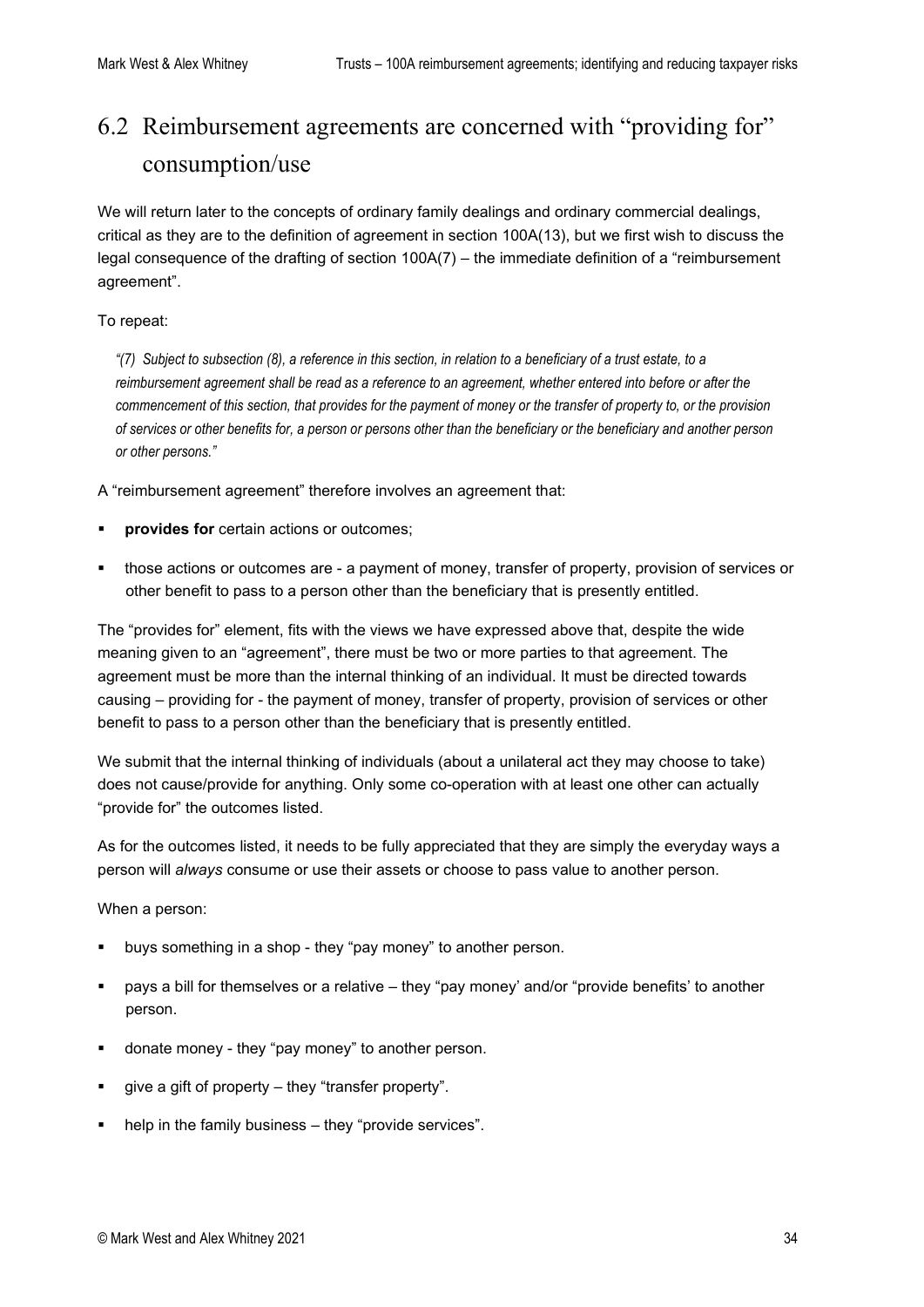## 6.2 Reimbursement agreements are concerned with "providing for" consumption/use

We will return later to the concepts of ordinary family dealings and ordinary commercial dealings, critical as they are to the definition of agreement in section 100A(13), but we first wish to discuss the legal consequence of the drafting of section 100A(7) – the immediate definition of a "reimbursement agreement".

To repeat:

> *"(7) Subject to subsection (8), a reference in this section, in relation to a beneficiary of a trust estate, to a reimbursement agreement shall be read as a reference to an agreement, whether entered into before or after the commencement of this section, that provides for the payment of money or the transfer of property to, or the provision of services or other benefits for, a person or persons other than the beneficiary or the beneficiary and another person or other persons."*

A "reimbursement agreement" therefore involves an agreement that:

- **provides for** certain actions or outcomes;
- those actions or outcomes are - a payment of money, transfer of property, provision of services or other benefit to pass to a person other than the beneficiary that is presently entitled.

The "provides for" element, fits with the views we have expressed above that, despite the wide meaning given to an "agreement", there must be two or more parties to that agreement. The agreement must be more than the internal thinking of an individual. It must be directed towards causing – providing for - the payment of money, transfer of property, provision of services or other benefit to pass to a person other than the beneficiary that is presently entitled.

We submit that the internal thinking of individuals (about a unilateral act they may choose to take) does not cause/provide for anything. Only some co-operation with at least one other can actually "provide for" the outcomes listed.

As for the outcomes listed, it needs to be fully appreciated that they are simply the everyday ways a person will *always* consume or use their assets or choose to pass value to another person.

When a person:

- buys something in a shop - they "pay money" to another person.
- pays a bill for themselves or a relative – they "pay money' and/or "provide benefits' to another person.
- donate money - they "pay money" to another person.
- give a gift of property – they "transfer property".
- help in the family business – they "provide services".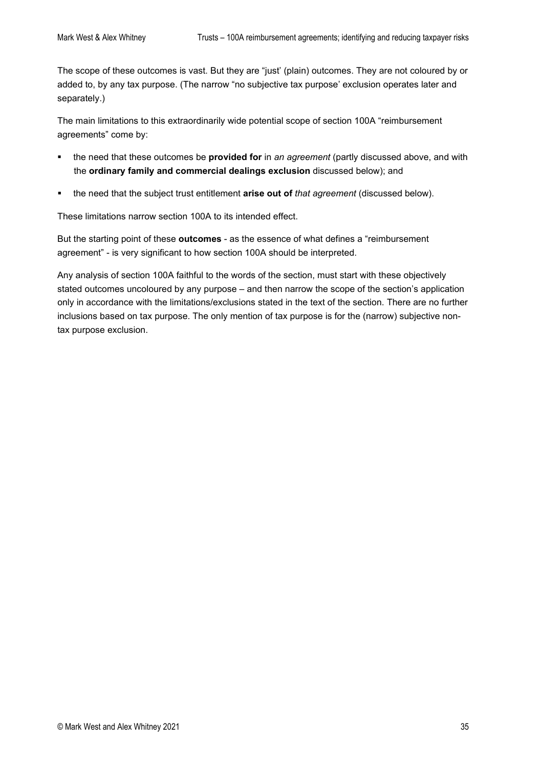The scope of these outcomes is vast. But they are "just' (plain) outcomes. They are not coloured by or added to, by any tax purpose. (The narrow "no subjective tax purpose' exclusion operates later and separately.)

The main limitations to this extraordinarily wide potential scope of section 100A "reimbursement agreements" come by:

- the need that these outcomes be **provided for** in *an agreement* (partly discussed above, and with the **ordinary family and commercial dealings exclusion** discussed below); and
- the need that the subject trust entitlement **arise out of** *that agreement* (discussed below).

These limitations narrow section 100A to its intended effect.

But the starting point of these **outcomes** - as the essence of what defines a "reimbursement agreement" - is very significant to how section 100A should be interpreted.

Any analysis of section 100A faithful to the words of the section, must start with these objectively stated outcomes uncoloured by any purpose – and then narrow the scope of the section's application only in accordance with the limitations/exclusions stated in the text of the section. There are no further inclusions based on tax purpose. The only mention of tax purpose is for the (narrow) subjective non-tax purpose exclusion.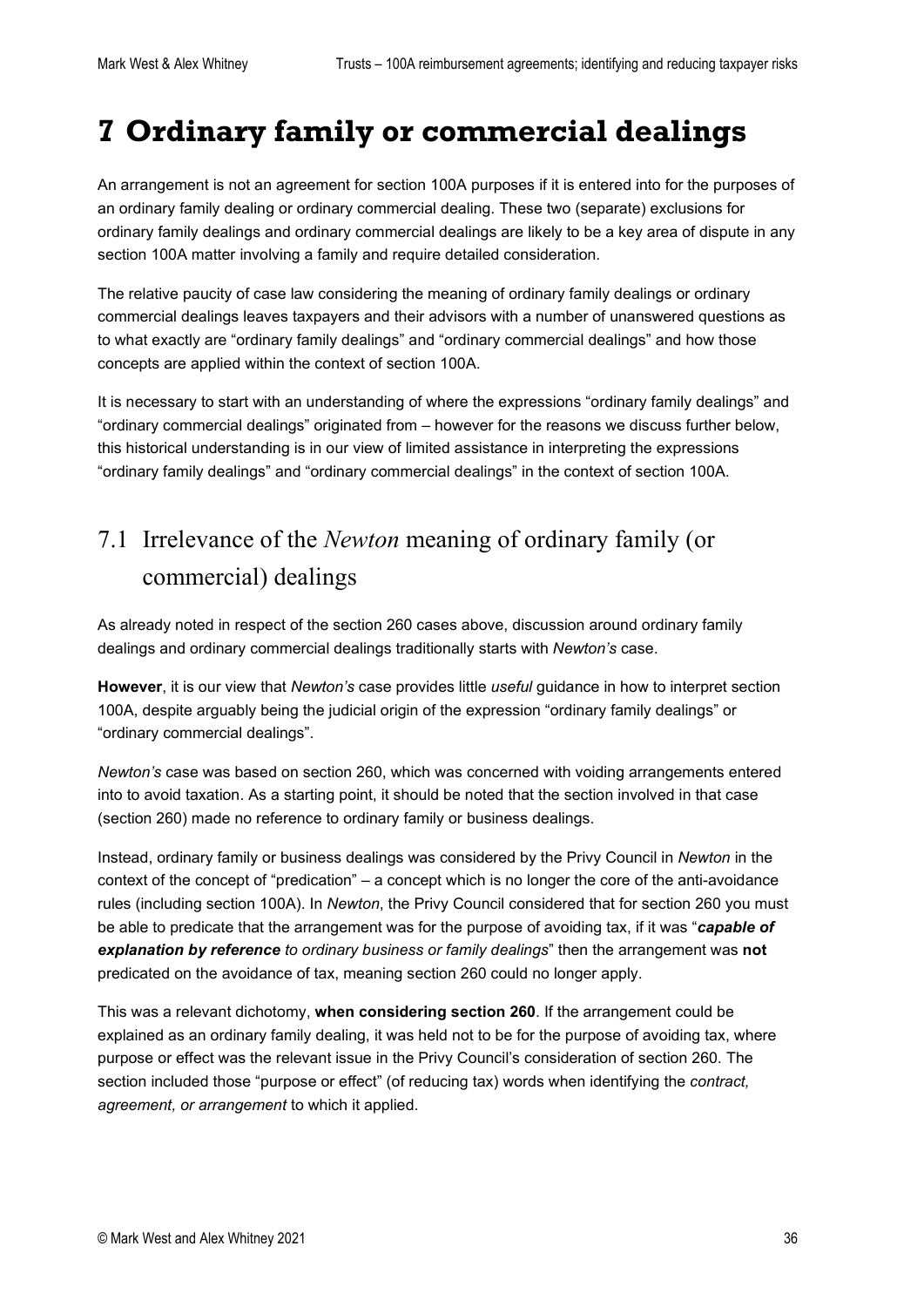# 7 Ordinary family or commercial dealings

An arrangement is not an agreement for section 100A purposes if it is entered into for the purposes of an ordinary family dealing or ordinary commercial dealing. These two (separate) exclusions for ordinary family dealings and ordinary commercial dealings are likely to be a key area of dispute in any section 100A matter involving a family and require detailed consideration.

The relative paucity of case law considering the meaning of ordinary family dealings or ordinary commercial dealings leaves taxpayers and their advisors with a number of unanswered questions as to what exactly are "ordinary family dealings" and "ordinary commercial dealings" and how those concepts are applied within the context of section 100A.

It is necessary to start with an understanding of where the expressions "ordinary family dealings" and "ordinary commercial dealings" originated from – however for the reasons we discuss further below, this historical understanding is in our view of limited assistance in interpreting the expressions "ordinary family dealings" and "ordinary commercial dealings" in the context of section 100A.

## 7.1 Irrelevance of the *Newton* meaning of ordinary family (or commercial) dealings

As already noted in respect of the section 260 cases above, discussion around ordinary family dealings and ordinary commercial dealings traditionally starts with *Newton's* case.

**However**, it is our view that *Newton's* case provides little *useful* guidance in how to interpret section 100A, despite arguably being the judicial origin of the expression "ordinary family dealings" or "ordinary commercial dealings".

*Newton's* case was based on section 260, which was concerned with voiding arrangements entered into to avoid taxation. As a starting point, it should be noted that the section involved in that case (section 260) made no reference to ordinary family or business dealings.

Instead, ordinary family or business dealings was considered by the Privy Council in *Newton* in the context of the concept of "predication" – a concept which is no longer the core of the anti-avoidance rules (including section 100A). In *Newton*, the Privy Council considered that for section 260 you must be able to predicate that the arrangement was for the purpose of avoiding tax, if it was "***capable of explanation by reference*** *to ordinary business or family dealings*" then the arrangement was **not** predicated on the avoidance of tax, meaning section 260 could no longer apply.

This was a relevant dichotomy, **when considering section 260**. If the arrangement could be explained as an ordinary family dealing, it was held not to be for the purpose of avoiding tax, where purpose or effect was the relevant issue in the Privy Council's consideration of section 260. The section included those "purpose or effect" (of reducing tax) words when identifying the *contract, agreement, or arrangement* to which it applied.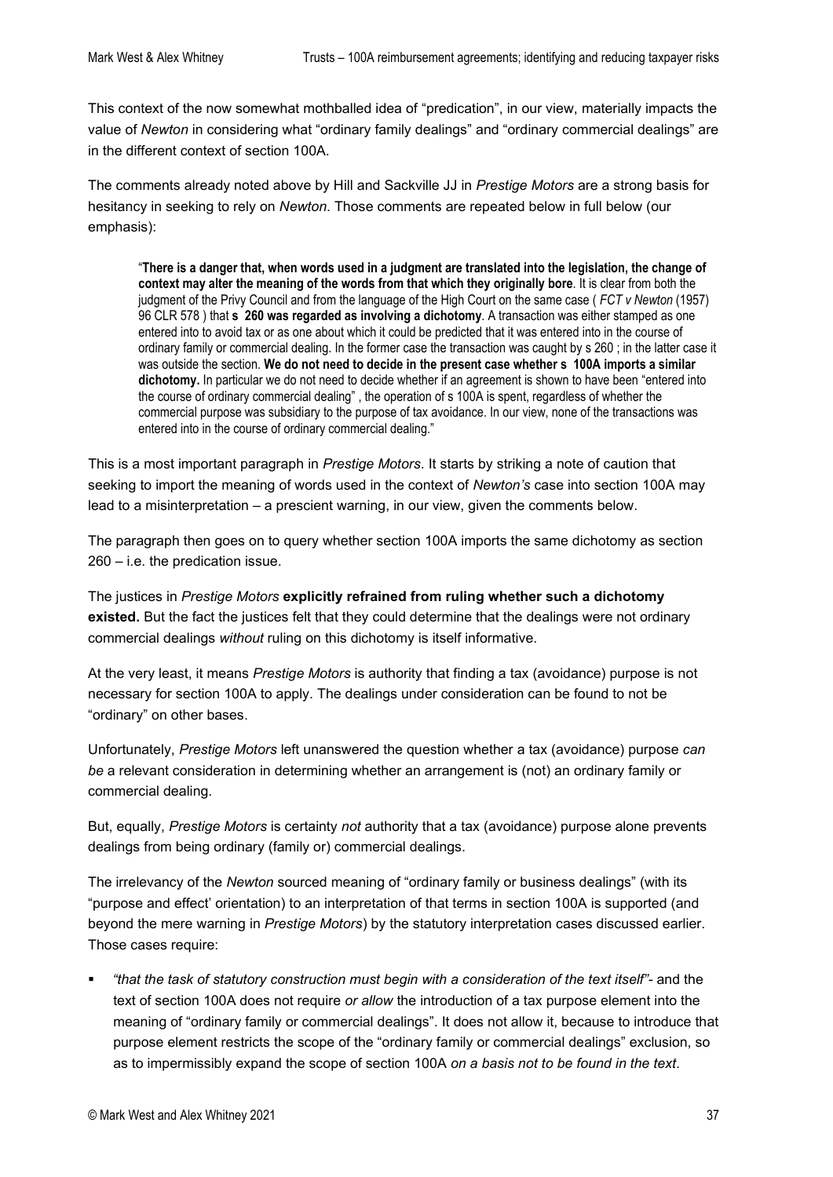This context of the now somewhat mothballed idea of "predication", in our view, materially impacts the value of *Newton* in considering what "ordinary family dealings" and "ordinary commercial dealings" are in the different context of section 100A.

The comments already noted above by Hill and Sackville JJ in *Prestige Motors* are a strong basis for hesitancy in seeking to rely on *Newton*. Those comments are repeated below in full below (our emphasis):

> "**There is a danger that, when words used in a judgment are translated into the legislation, the change of context may alter the meaning of the words from that which they originally bore**. It is clear from both the judgment of the Privy Council and from the language of the High Court on the same case ( *FCT v Newton* (1957) 96 CLR 578 ) that **s 260 was regarded as involving a dichotomy**. A transaction was either stamped as one entered into to avoid tax or as one about which it could be predicted that it was entered into in the course of ordinary family or commercial dealing. In the former case the transaction was caught by s 260 ; in the latter case it was outside the section. **We do not need to decide in the present case whether s 100A imports a similar dichotomy.** In particular we do not need to decide whether if an agreement is shown to have been "entered into the course of ordinary commercial dealing" , the operation of s 100A is spent, regardless of whether the commercial purpose was subsidiary to the purpose of tax avoidance. In our view, none of the transactions was entered into in the course of ordinary commercial dealing."

This is a most important paragraph in *Prestige Motors*. It starts by striking a note of caution that seeking to import the meaning of words used in the context of *Newton's* case into section 100A may lead to a misinterpretation – a prescient warning, in our view, given the comments below.

The paragraph then goes on to query whether section 100A imports the same dichotomy as section 260 – i.e. the predication issue.

The justices in *Prestige Motors* **explicitly refrained from ruling whether such a dichotomy existed.** But the fact the justices felt that they could determine that the dealings were not ordinary commercial dealings *without* ruling on this dichotomy is itself informative.

At the very least, it means *Prestige Motors* is authority that finding a tax (avoidance) purpose is not necessary for section 100A to apply. The dealings under consideration can be found to not be "ordinary" on other bases.

Unfortunately, *Prestige Motors* left unanswered the question whether a tax (avoidance) purpose *can be* a relevant consideration in determining whether an arrangement is (not) an ordinary family or commercial dealing.

But, equally, *Prestige Motors* is certainty *not* authority that a tax (avoidance) purpose alone prevents dealings from being ordinary (family or) commercial dealings.

The irrelevancy of the *Newton* sourced meaning of "ordinary family or business dealings" (with its "purpose and effect' orientation) to an interpretation of that terms in section 100A is supported (and beyond the mere warning in *Prestige Motors*) by the statutory interpretation cases discussed earlier. Those cases require:

- *"that the task of statutory construction must begin with a consideration of the text itself"*- and the text of section 100A does not require *or allow* the introduction of a tax purpose element into the meaning of "ordinary family or commercial dealings". It does not allow it, because to introduce that purpose element restricts the scope of the "ordinary family or commercial dealings" exclusion, so as to impermissibly expand the scope of section 100A *on a basis not to be found in the text*.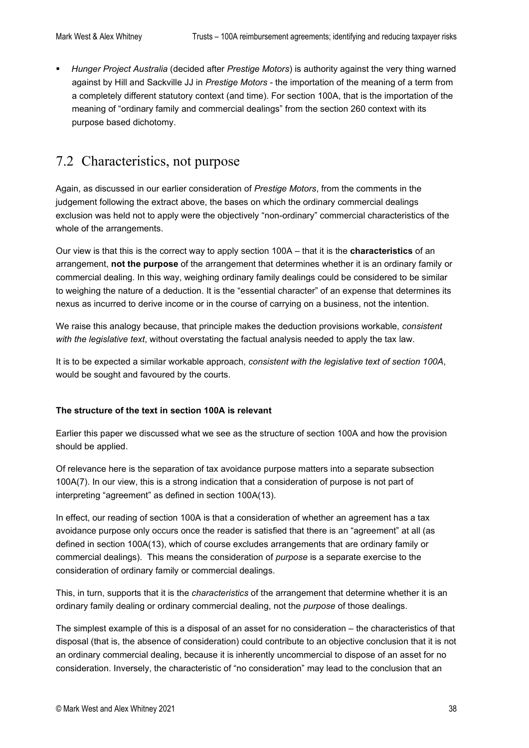- *Hunger Project Australia* (decided after *Prestige Motors*) is authority against the very thing warned against by Hill and Sackville JJ in *Prestige Motors* - the importation of the meaning of a term from a completely different statutory context (and time). For section 100A, that is the importation of the meaning of "ordinary family and commercial dealings" from the section 260 context with its purpose based dichotomy.

## 7.2 Characteristics, not purpose

Again, as discussed in our earlier consideration of *Prestige Motors*, from the comments in the judgement following the extract above, the bases on which the ordinary commercial dealings exclusion was held not to apply were the objectively "non-ordinary" commercial characteristics of the whole of the arrangements.

Our view is that this is the correct way to apply section 100A – that it is the **characteristics** of an arrangement, **not the purpose** of the arrangement that determines whether it is an ordinary family or commercial dealing. In this way, weighing ordinary family dealings could be considered to be similar to weighing the nature of a deduction. It is the "essential character" of an expense that determines its nexus as incurred to derive income or in the course of carrying on a business, not the intention.

We raise this analogy because, that principle makes the deduction provisions workable, *consistent with the legislative text*, without overstating the factual analysis needed to apply the tax law.

It is to be expected a similar workable approach, *consistent with the legislative text of section 100A*, would be sought and favoured by the courts.

**The structure of the text in section 100A is relevant**

Earlier this paper we discussed what we see as the structure of section 100A and how the provision should be applied.

Of relevance here is the separation of tax avoidance purpose matters into a separate subsection 100A(7). In our view, this is a strong indication that a consideration of purpose is not part of interpreting "agreement" as defined in section 100A(13).

In effect, our reading of section 100A is that a consideration of whether an agreement has a tax avoidance purpose only occurs once the reader is satisfied that there is an "agreement" at all (as defined in section 100A(13), which of course excludes arrangements that are ordinary family or commercial dealings). This means the consideration of *purpose* is a separate exercise to the consideration of ordinary family or commercial dealings.

This, in turn, supports that it is the *characteristics* of the arrangement that determine whether it is an ordinary family dealing or ordinary commercial dealing, not the *purpose* of those dealings.

The simplest example of this is a disposal of an asset for no consideration – the characteristics of that disposal (that is, the absence of consideration) could contribute to an objective conclusion that it is not an ordinary commercial dealing, because it is inherently uncommercial to dispose of an asset for no consideration. Inversely, the characteristic of "no consideration" may lead to the conclusion that an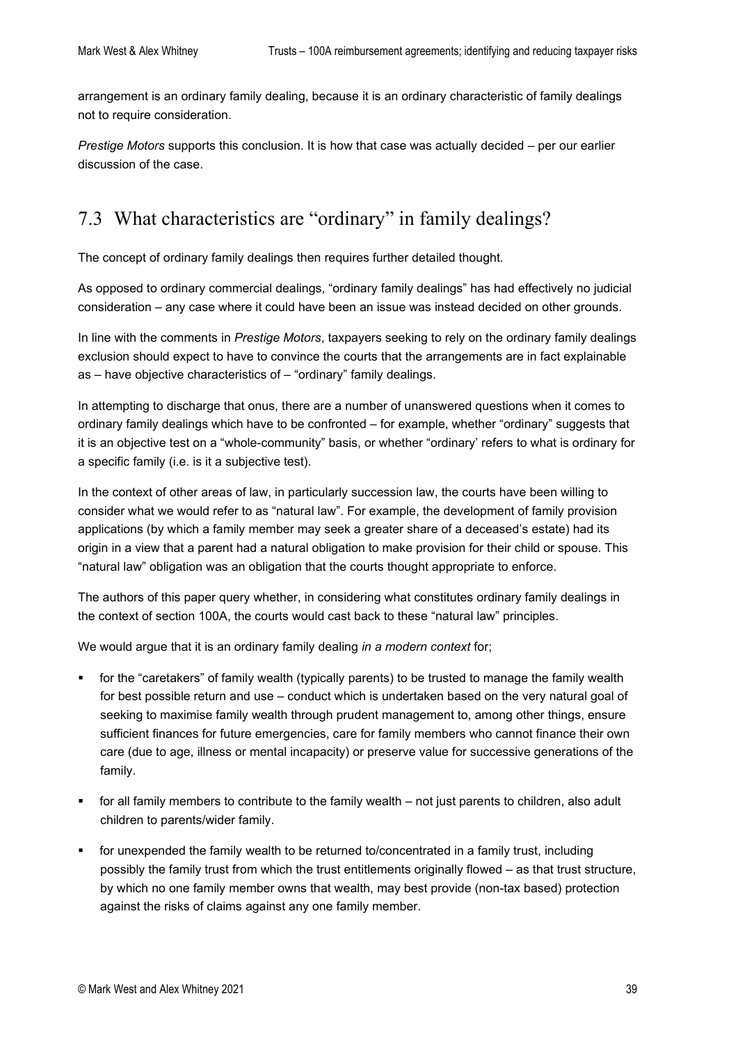arrangement is an ordinary family dealing, because it is an ordinary characteristic of family dealings not to require consideration.

*Prestige Motors* supports this conclusion. It is how that case was actually decided – per our earlier discussion of the case.

## 7.3 What characteristics are "ordinary" in family dealings?

The concept of ordinary family dealings then requires further detailed thought.

As opposed to ordinary commercial dealings, "ordinary family dealings" has had effectively no judicial consideration – any case where it could have been an issue was instead decided on other grounds.

In line with the comments in *Prestige Motors*, taxpayers seeking to rely on the ordinary family dealings exclusion should expect to have to convince the courts that the arrangements are in fact explainable as – have objective characteristics of – "ordinary" family dealings.

In attempting to discharge that onus, there are a number of unanswered questions when it comes to ordinary family dealings which have to be confronted – for example, whether "ordinary" suggests that it is an objective test on a "whole-community" basis, or whether "ordinary' refers to what is ordinary for a specific family (i.e. is it a subjective test).

In the context of other areas of law, in particularly succession law, the courts have been willing to consider what we would refer to as "natural law". For example, the development of family provision applications (by which a family member may seek a greater share of a deceased's estate) had its origin in a view that a parent had a natural obligation to make provision for their child or spouse. This "natural law" obligation was an obligation that the courts thought appropriate to enforce.

The authors of this paper query whether, in considering what constitutes ordinary family dealings in the context of section 100A, the courts would cast back to these "natural law" principles.

We would argue that it is an ordinary family dealing *in a modern context* for;

- for the "caretakers" of family wealth (typically parents) to be trusted to manage the family wealth for best possible return and use – conduct which is undertaken based on the very natural goal of seeking to maximise family wealth through prudent management to, among other things, ensure sufficient finances for future emergencies, care for family members who cannot finance their own care (due to age, illness or mental incapacity) or preserve value for successive generations of the family.
- for all family members to contribute to the family wealth – not just parents to children, also adult children to parents/wider family.
- for unexpended the family wealth to be returned to/concentrated in a family trust, including possibly the family trust from which the trust entitlements originally flowed – as that trust structure, by which no one family member owns that wealth, may best provide (non-tax based) protection against the risks of claims against any one family member.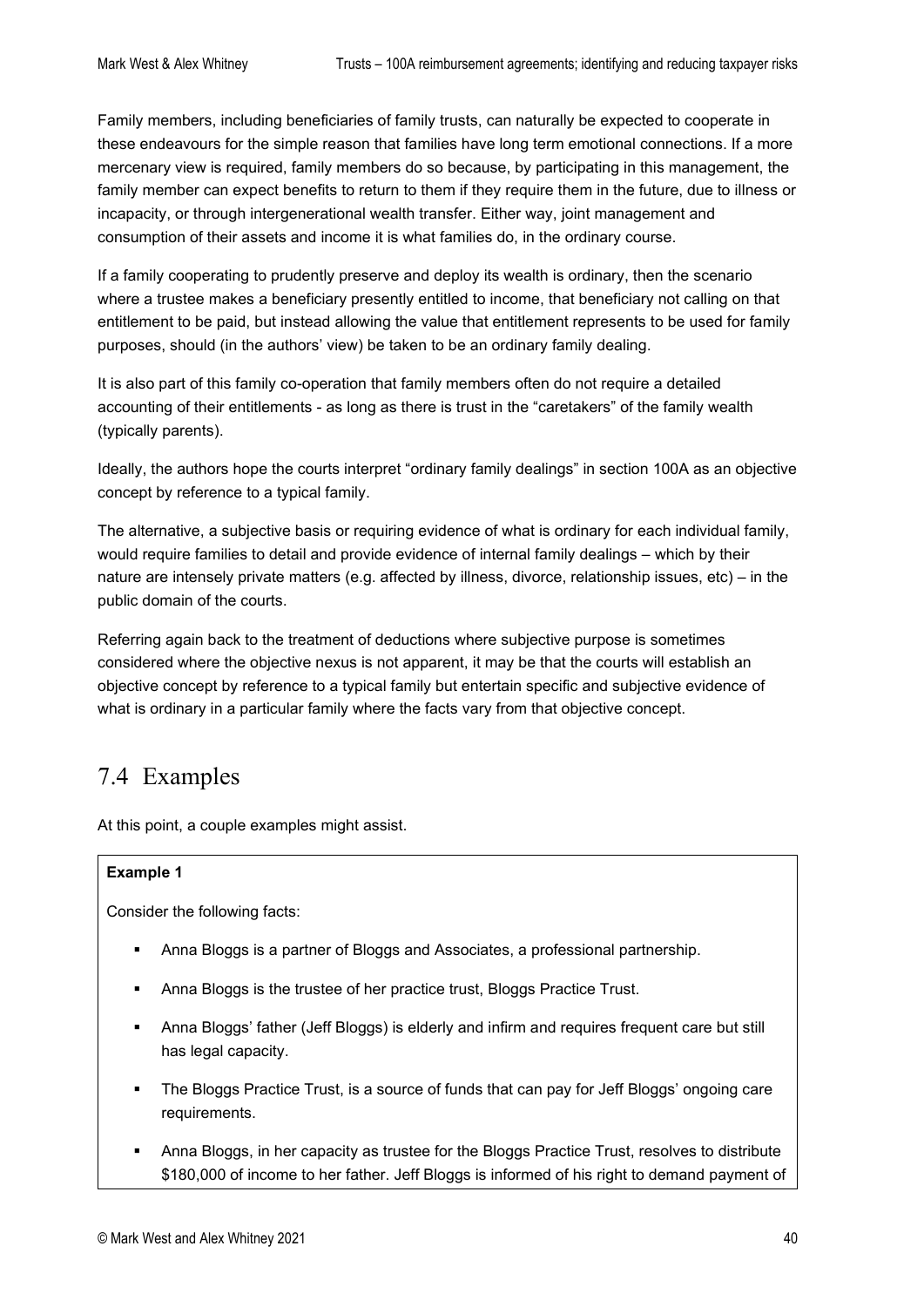Family members, including beneficiaries of family trusts, can naturally be expected to cooperate in these endeavours for the simple reason that families have long term emotional connections. If a more mercenary view is required, family members do so because, by participating in this management, the family member can expect benefits to return to them if they require them in the future, due to illness or incapacity, or through intergenerational wealth transfer. Either way, joint management and consumption of their assets and income it is what families do, in the ordinary course.

If a family cooperating to prudently preserve and deploy its wealth is ordinary, then the scenario where a trustee makes a beneficiary presently entitled to income, that beneficiary not calling on that entitlement to be paid, but instead allowing the value that entitlement represents to be used for family purposes, should (in the authors' view) be taken to be an ordinary family dealing.

It is also part of this family co-operation that family members often do not require a detailed accounting of their entitlements - as long as there is trust in the "caretakers" of the family wealth (typically parents).

Ideally, the authors hope the courts interpret "ordinary family dealings" in section 100A as an objective concept by reference to a typical family.

The alternative, a subjective basis or requiring evidence of what is ordinary for each individual family, would require families to detail and provide evidence of internal family dealings – which by their nature are intensely private matters (e.g. affected by illness, divorce, relationship issues, etc) – in the public domain of the courts.

Referring again back to the treatment of deductions where subjective purpose is sometimes considered where the objective nexus is not apparent, it may be that the courts will establish an objective concept by reference to a typical family but entertain specific and subjective evidence of what is ordinary in a particular family where the facts vary from that objective concept.

## 7.4 Examples

At this point, a couple examples might assist.

**Example 1**

Consider the following facts:

- Anna Bloggs is a partner of Bloggs and Associates, a professional partnership.
- Anna Bloggs is the trustee of her practice trust, Bloggs Practice Trust.
- Anna Bloggs' father (Jeff Bloggs) is elderly and infirm and requires frequent care but still has legal capacity.
- The Bloggs Practice Trust, is a source of funds that can pay for Jeff Bloggs' ongoing care requirements.
- Anna Bloggs, in her capacity as trustee for the Bloggs Practice Trust, resolves to distribute $180,000 of income to her father. Jeff Bloggs is informed of his right to demand payment of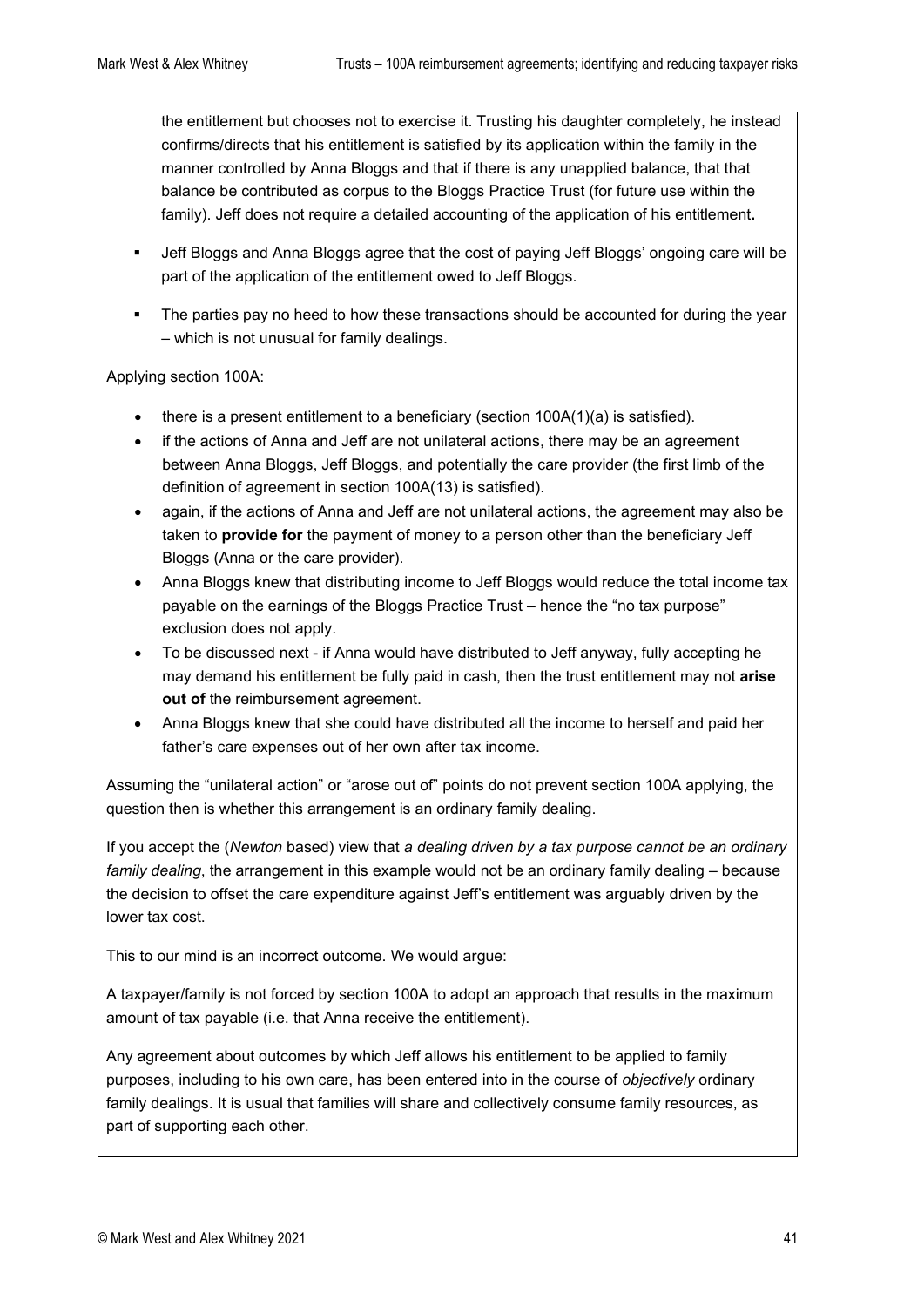the entitlement but chooses not to exercise it. Trusting his daughter completely, he instead confirms/directs that his entitlement is satisfied by its application within the family in the manner controlled by Anna Bloggs and that if there is any unapplied balance, that that balance be contributed as corpus to the Bloggs Practice Trust (for future use within the family). Jeff does not require a detailed accounting of the application of his entitlement**.**

- Jeff Bloggs and Anna Bloggs agree that the cost of paying Jeff Bloggs' ongoing care will be part of the application of the entitlement owed to Jeff Bloggs.
- The parties pay no heed to how these transactions should be accounted for during the year – which is not unusual for family dealings.

Applying section 100A:

- there is a present entitlement to a beneficiary (section 100A(1)(a) is satisfied).
- if the actions of Anna and Jeff are not unilateral actions, there may be an agreement between Anna Bloggs, Jeff Bloggs, and potentially the care provider (the first limb of the definition of agreement in section 100A(13) is satisfied).
- again, if the actions of Anna and Jeff are not unilateral actions, the agreement may also be taken to **provide for** the payment of money to a person other than the beneficiary Jeff Bloggs (Anna or the care provider).
- Anna Bloggs knew that distributing income to Jeff Bloggs would reduce the total income tax payable on the earnings of the Bloggs Practice Trust – hence the "no tax purpose" exclusion does not apply.
- To be discussed next - if Anna would have distributed to Jeff anyway, fully accepting he may demand his entitlement be fully paid in cash, then the trust entitlement may not **arise out of** the reimbursement agreement.
- Anna Bloggs knew that she could have distributed all the income to herself and paid her father's care expenses out of her own after tax income.

Assuming the "unilateral action" or "arose out of" points do not prevent section 100A applying, the question then is whether this arrangement is an ordinary family dealing.

If you accept the (*Newton* based) view that *a dealing driven by a tax purpose cannot be an ordinary family dealing*, the arrangement in this example would not be an ordinary family dealing – because the decision to offset the care expenditure against Jeff's entitlement was arguably driven by the lower tax cost.

This to our mind is an incorrect outcome. We would argue:

A taxpayer/family is not forced by section 100A to adopt an approach that results in the maximum amount of tax payable (i.e. that Anna receive the entitlement).

Any agreement about outcomes by which Jeff allows his entitlement to be applied to family purposes, including to his own care, has been entered into in the course of *objectively* ordinary family dealings. It is usual that families will share and collectively consume family resources, as part of supporting each other.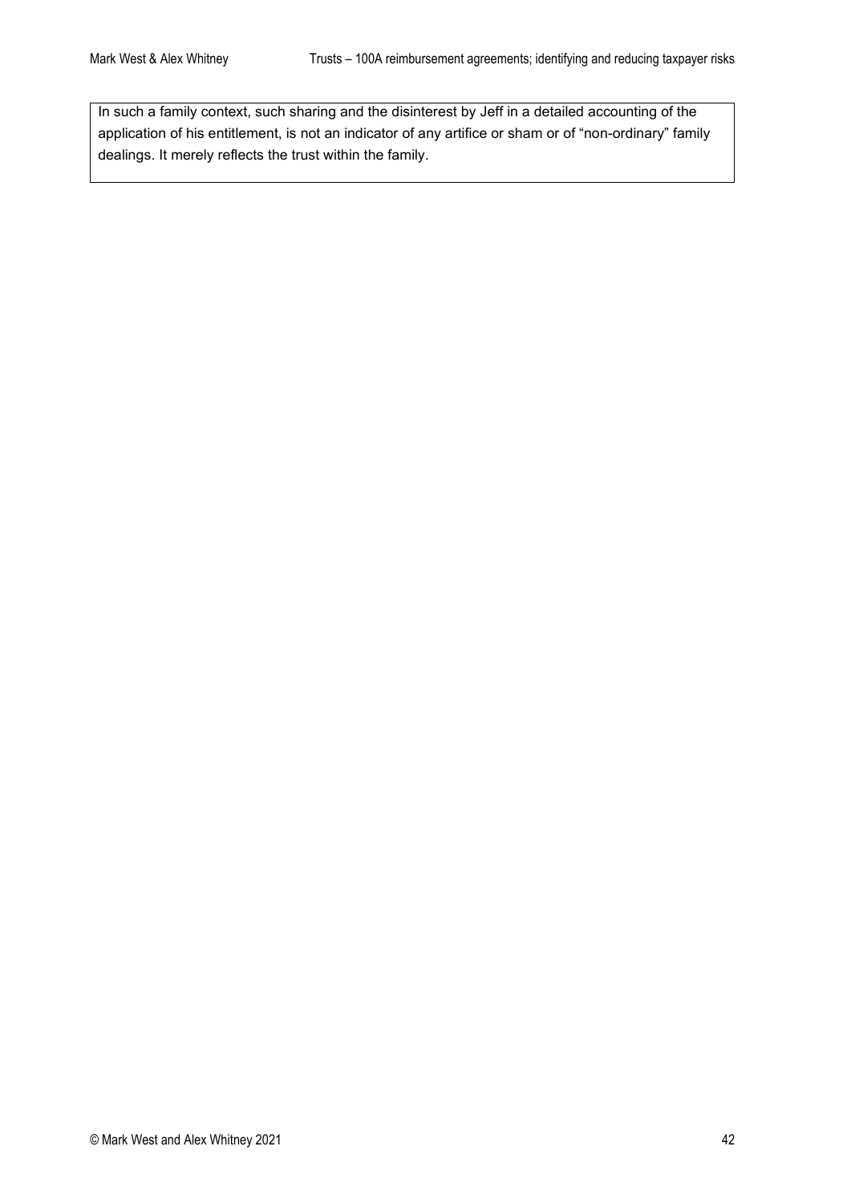In such a family context, such sharing and the disinterest by Jeff in a detailed accounting of the application of his entitlement, is not an indicator of any artifice or sham or of "non-ordinary" family dealings. It merely reflects the trust within the family.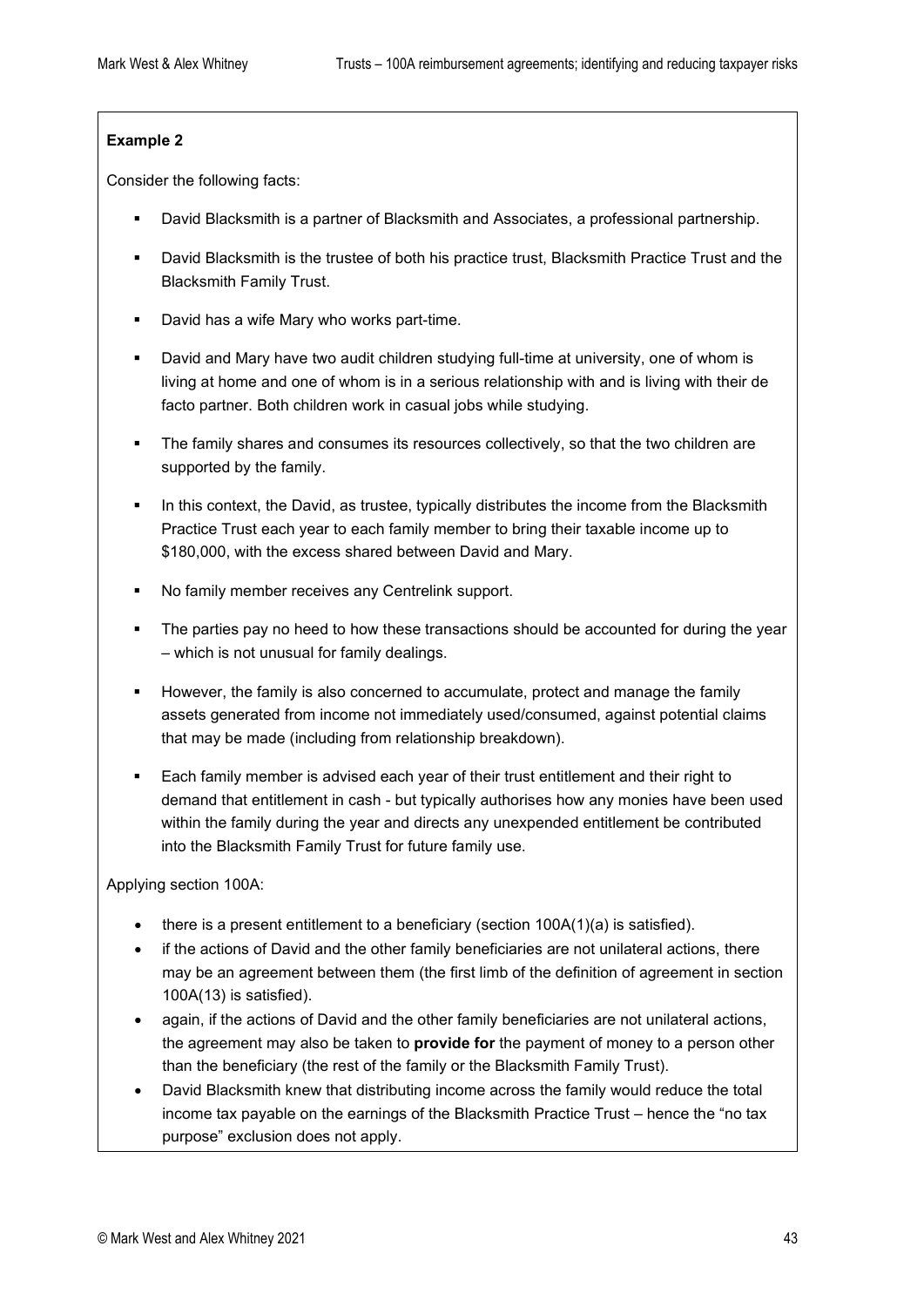**Example 2**

Consider the following facts:

- David Blacksmith is a partner of Blacksmith and Associates, a professional partnership.
- David Blacksmith is the trustee of both his practice trust, Blacksmith Practice Trust and the Blacksmith Family Trust.
- David has a wife Mary who works part-time.
- David and Mary have two audit children studying full-time at university, one of whom is living at home and one of whom is in a serious relationship with and is living with their de facto partner. Both children work in casual jobs while studying.
- The family shares and consumes its resources collectively, so that the two children are supported by the family.
- In this context, the David, as trustee, typically distributes the income from the Blacksmith Practice Trust each year to each family member to bring their taxable income up to $180,000, with the excess shared between David and Mary.
- No family member receives any Centrelink support.
- The parties pay no heed to how these transactions should be accounted for during the year – which is not unusual for family dealings.
- However, the family is also concerned to accumulate, protect and manage the family assets generated from income not immediately used/consumed, against potential claims that may be made (including from relationship breakdown).
- Each family member is advised each year of their trust entitlement and their right to demand that entitlement in cash - but typically authorises how any monies have been used within the family during the year and directs any unexpended entitlement be contributed into the Blacksmith Family Trust for future family use.

Applying section 100A:

- there is a present entitlement to a beneficiary (section 100A(1)(a) is satisfied).
- if the actions of David and the other family beneficiaries are not unilateral actions, there may be an agreement between them (the first limb of the definition of agreement in section 100A(13) is satisfied).
- again, if the actions of David and the other family beneficiaries are not unilateral actions, the agreement may also be taken to **provide for** the payment of money to a person other than the beneficiary (the rest of the family or the Blacksmith Family Trust).
- David Blacksmith knew that distributing income across the family would reduce the total income tax payable on the earnings of the Blacksmith Practice Trust – hence the "no tax purpose" exclusion does not apply.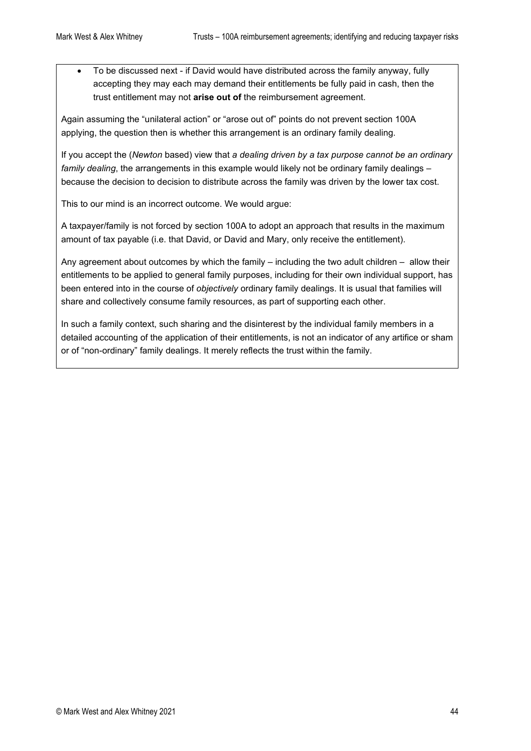- To be discussed next - if David would have distributed across the family anyway, fully accepting they may each may demand their entitlements be fully paid in cash, then the trust entitlement may not **arise out of** the reimbursement agreement.

Again assuming the "unilateral action" or "arose out of" points do not prevent section 100A applying, the question then is whether this arrangement is an ordinary family dealing.

If you accept the (*Newton* based) view that *a dealing driven by a tax purpose cannot be an ordinary family dealing*, the arrangements in this example would likely not be ordinary family dealings – because the decision to decision to distribute across the family was driven by the lower tax cost.

This to our mind is an incorrect outcome. We would argue:

A taxpayer/family is not forced by section 100A to adopt an approach that results in the maximum amount of tax payable (i.e. that David, or David and Mary, only receive the entitlement).

Any agreement about outcomes by which the family – including the two adult children – allow their entitlements to be applied to general family purposes, including for their own individual support, has been entered into in the course of *objectively* ordinary family dealings. It is usual that families will share and collectively consume family resources, as part of supporting each other.

In such a family context, such sharing and the disinterest by the individual family members in a detailed accounting of the application of their entitlements, is not an indicator of any artifice or sham or of "non-ordinary" family dealings. It merely reflects the trust within the family.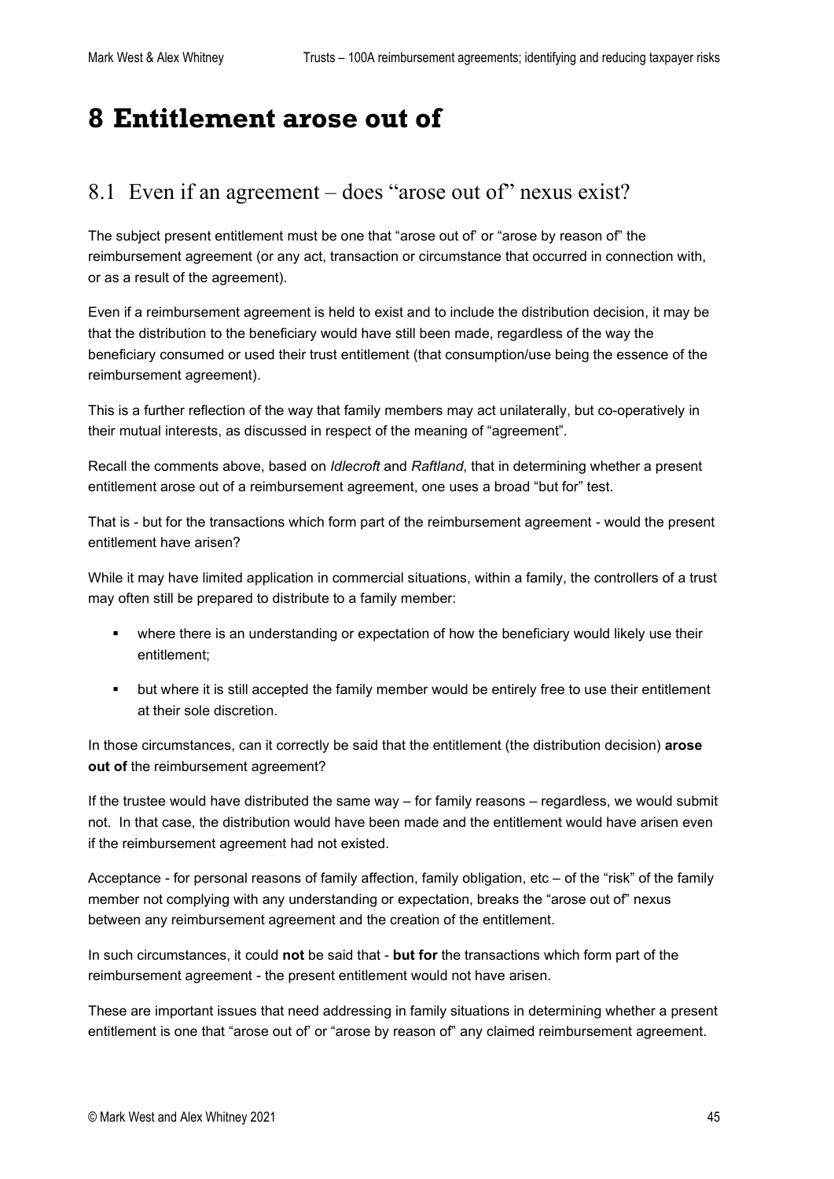# 8 Entitlement arose out of

## 8.1 Even if an agreement – does "arose out of" nexus exist?

The subject present entitlement must be one that "arose out of' or "arose by reason of" the reimbursement agreement (or any act, transaction or circumstance that occurred in connection with, or as a result of the agreement).

Even if a reimbursement agreement is held to exist and to include the distribution decision, it may be that the distribution to the beneficiary would have still been made, regardless of the way the beneficiary consumed or used their trust entitlement (that consumption/use being the essence of the reimbursement agreement).

This is a further reflection of the way that family members may act unilaterally, but co-operatively in their mutual interests, as discussed in respect of the meaning of "agreement".

Recall the comments above, based on *Idlecroft* and *Raftland*, that in determining whether a present entitlement arose out of a reimbursement agreement, one uses a broad "but for" test.

That is - but for the transactions which form part of the reimbursement agreement - would the present entitlement have arisen?

While it may have limited application in commercial situations, within a family, the controllers of a trust may often still be prepared to distribute to a family member:

- where there is an understanding or expectation of how the beneficiary would likely use their entitlement;
- but where it is still accepted the family member would be entirely free to use their entitlement at their sole discretion.

In those circumstances, can it correctly be said that the entitlement (the distribution decision) **arose out of** the reimbursement agreement?

If the trustee would have distributed the same way – for family reasons – regardless, we would submit not. In that case, the distribution would have been made and the entitlement would have arisen even if the reimbursement agreement had not existed.

Acceptance - for personal reasons of family affection, family obligation, etc – of the "risk" of the family member not complying with any understanding or expectation, breaks the "arose out of" nexus between any reimbursement agreement and the creation of the entitlement.

In such circumstances, it could **not** be said that - **but for** the transactions which form part of the reimbursement agreement - the present entitlement would not have arisen.

These are important issues that need addressing in family situations in determining whether a present entitlement is one that "arose out of' or "arose by reason of" any claimed reimbursement agreement.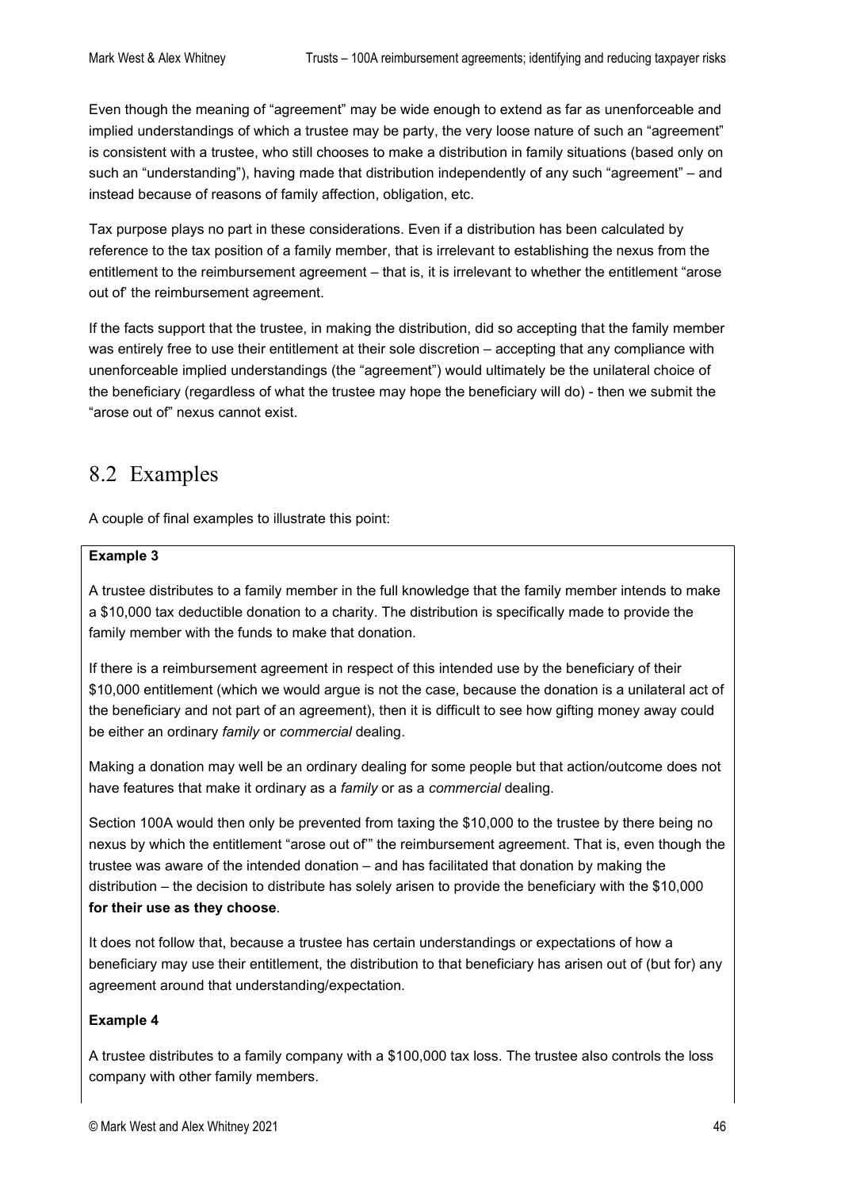Even though the meaning of "agreement" may be wide enough to extend as far as unenforceable and implied understandings of which a trustee may be party, the very loose nature of such an "agreement" is consistent with a trustee, who still chooses to make a distribution in family situations (based only on such an "understanding"), having made that distribution independently of any such "agreement" – and instead because of reasons of family affection, obligation, etc.

Tax purpose plays no part in these considerations. Even if a distribution has been calculated by reference to the tax position of a family member, that is irrelevant to establishing the nexus from the entitlement to the reimbursement agreement – that is, it is irrelevant to whether the entitlement "arose out of' the reimbursement agreement.

If the facts support that the trustee, in making the distribution, did so accepting that the family member was entirely free to use their entitlement at their sole discretion – accepting that any compliance with unenforceable implied understandings (the "agreement") would ultimately be the unilateral choice of the beneficiary (regardless of what the trustee may hope the beneficiary will do) - then we submit the "arose out of" nexus cannot exist.

## 8.2 Examples

A couple of final examples to illustrate this point:

**Example 3**

A trustee distributes to a family member in the full knowledge that the family member intends to make a $10,000 tax deductible donation to a charity. The distribution is specifically made to provide the family member with the funds to make that donation.

If there is a reimbursement agreement in respect of this intended use by the beneficiary of their $10,000 entitlement (which we would argue is not the case, because the donation is a unilateral act of the beneficiary and not part of an agreement), then it is difficult to see how gifting money away could be either an ordinary *family* or *commercial* dealing.

Making a donation may well be an ordinary dealing for some people but that action/outcome does not have features that make it ordinary as a *family* or as a *commercial* dealing.

Section 100A would then only be prevented from taxing the $10,000 to the trustee by there being no nexus by which the entitlement "arose out of'" the reimbursement agreement. That is, even though the trustee was aware of the intended donation – and has facilitated that donation by making the distribution – the decision to distribute has solely arisen to provide the beneficiary with the $10,000 **for their use as they choose**.

It does not follow that, because a trustee has certain understandings or expectations of how a beneficiary may use their entitlement, the distribution to that beneficiary has arisen out of (but for) any agreement around that understanding/expectation.

**Example 4**

A trustee distributes to a family company with a $100,000 tax loss. The trustee also controls the loss company with other family members.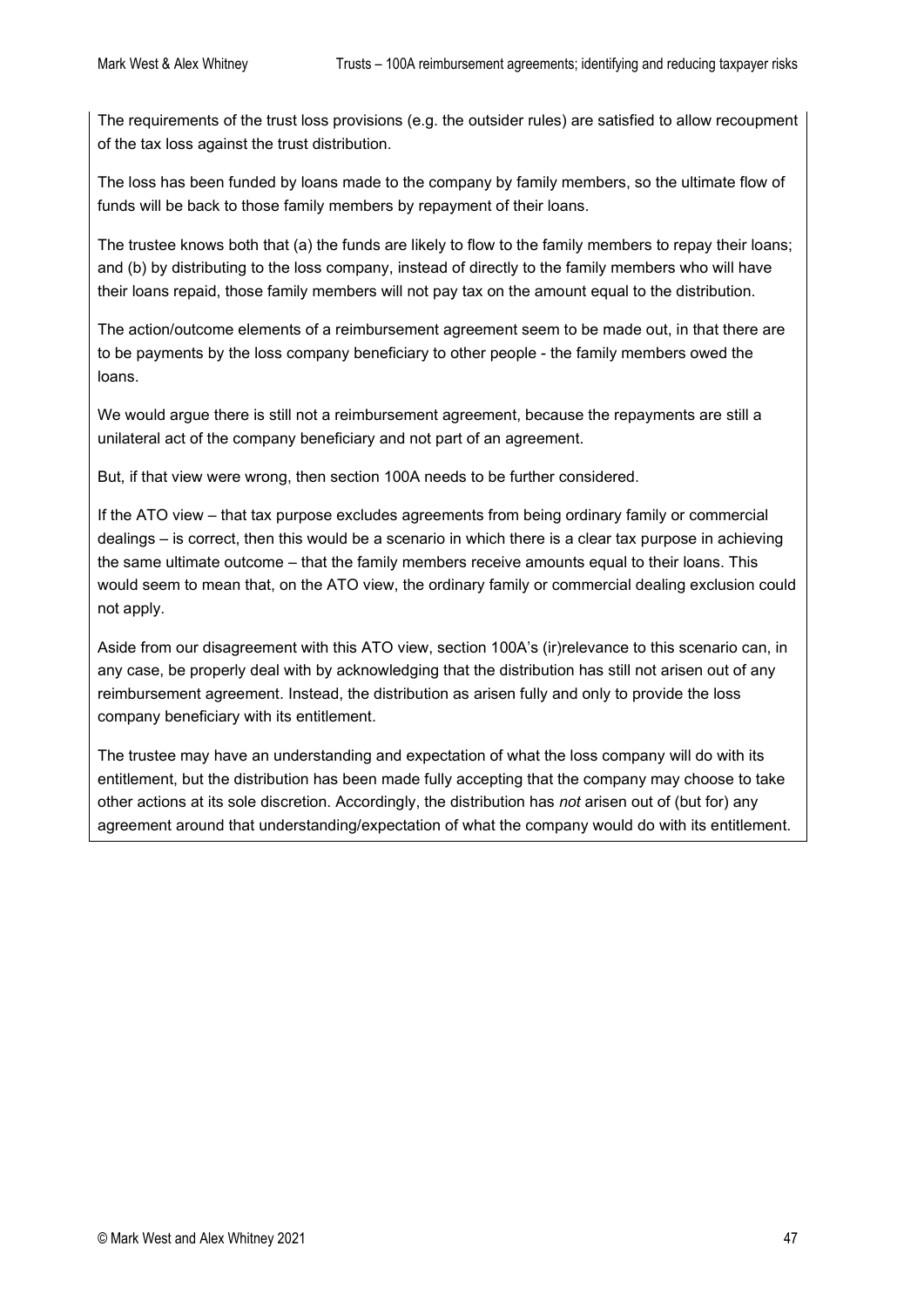The requirements of the trust loss provisions (e.g. the outsider rules) are satisfied to allow recoupment of the tax loss against the trust distribution.

The loss has been funded by loans made to the company by family members, so the ultimate flow of funds will be back to those family members by repayment of their loans.

The trustee knows both that (a) the funds are likely to flow to the family members to repay their loans; and (b) by distributing to the loss company, instead of directly to the family members who will have their loans repaid, those family members will not pay tax on the amount equal to the distribution.

The action/outcome elements of a reimbursement agreement seem to be made out, in that there are to be payments by the loss company beneficiary to other people - the family members owed the loans.

We would argue there is still not a reimbursement agreement, because the repayments are still a unilateral act of the company beneficiary and not part of an agreement.

But, if that view were wrong, then section 100A needs to be further considered.

If the ATO view – that tax purpose excludes agreements from being ordinary family or commercial dealings – is correct, then this would be a scenario in which there is a clear tax purpose in achieving the same ultimate outcome – that the family members receive amounts equal to their loans. This would seem to mean that, on the ATO view, the ordinary family or commercial dealing exclusion could not apply.

Aside from our disagreement with this ATO view, section 100A's (ir)relevance to this scenario can, in any case, be properly deal with by acknowledging that the distribution has still not arisen out of any reimbursement agreement. Instead, the distribution as arisen fully and only to provide the loss company beneficiary with its entitlement.

The trustee may have an understanding and expectation of what the loss company will do with its entitlement, but the distribution has been made fully accepting that the company may choose to take other actions at its sole discretion. Accordingly, the distribution has *not* arisen out of (but for) any agreement around that understanding/expectation of what the company would do with its entitlement.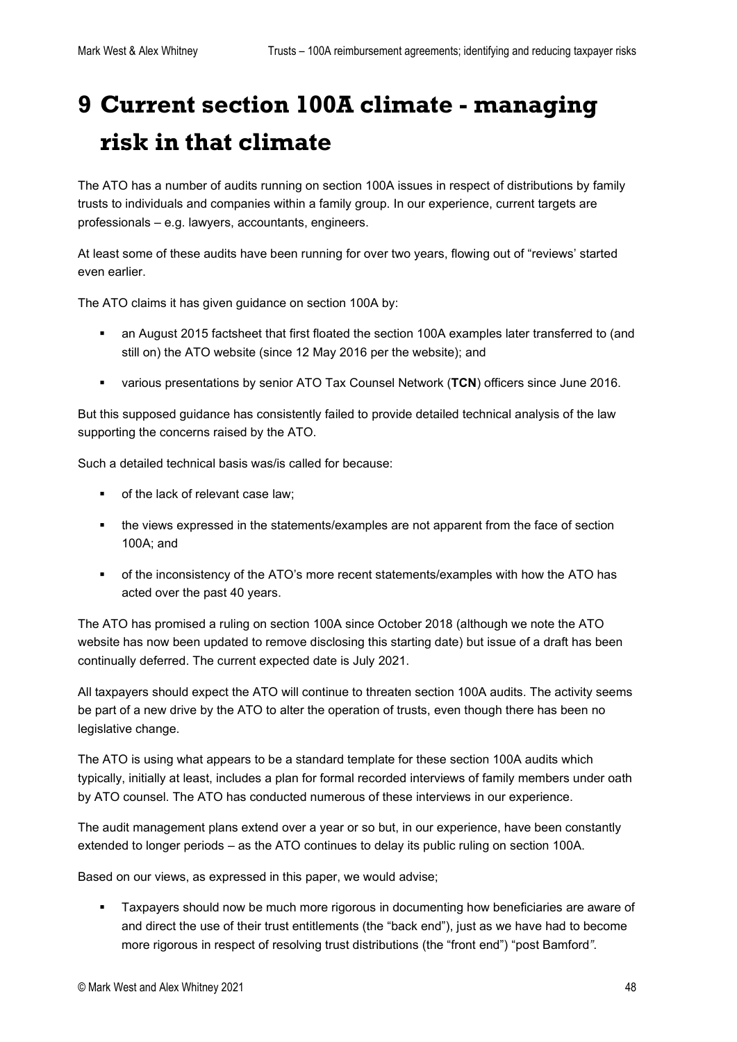# 9 Current section 100A climate - managing risk in that climate

The ATO has a number of audits running on section 100A issues in respect of distributions by family trusts to individuals and companies within a family group. In our experience, current targets are professionals – e.g. lawyers, accountants, engineers.

At least some of these audits have been running for over two years, flowing out of "reviews' started even earlier.

The ATO claims it has given guidance on section 100A by:

- an August 2015 factsheet that first floated the section 100A examples later transferred to (and still on) the ATO website (since 12 May 2016 per the website); and
- various presentations by senior ATO Tax Counsel Network (**TCN**) officers since June 2016.

But this supposed guidance has consistently failed to provide detailed technical analysis of the law supporting the concerns raised by the ATO.

Such a detailed technical basis was/is called for because:

- of the lack of relevant case law;
- the views expressed in the statements/examples are not apparent from the face of section 100A; and
- of the inconsistency of the ATO's more recent statements/examples with how the ATO has acted over the past 40 years.

The ATO has promised a ruling on section 100A since October 2018 (although we note the ATO website has now been updated to remove disclosing this starting date) but issue of a draft has been continually deferred. The current expected date is July 2021.

All taxpayers should expect the ATO will continue to threaten section 100A audits. The activity seems be part of a new drive by the ATO to alter the operation of trusts, even though there has been no legislative change.

The ATO is using what appears to be a standard template for these section 100A audits which typically, initially at least, includes a plan for formal recorded interviews of family members under oath by ATO counsel. The ATO has conducted numerous of these interviews in our experience.

The audit management plans extend over a year or so but, in our experience, have been constantly extended to longer periods – as the ATO continues to delay its public ruling on section 100A.

Based on our views, as expressed in this paper, we would advise;

- Taxpayers should now be much more rigorous in documenting how beneficiaries are aware of and direct the use of their trust entitlements (the "back end"), just as we have had to become more rigorous in respect of resolving trust distributions (the "front end") "post Bamford*"*.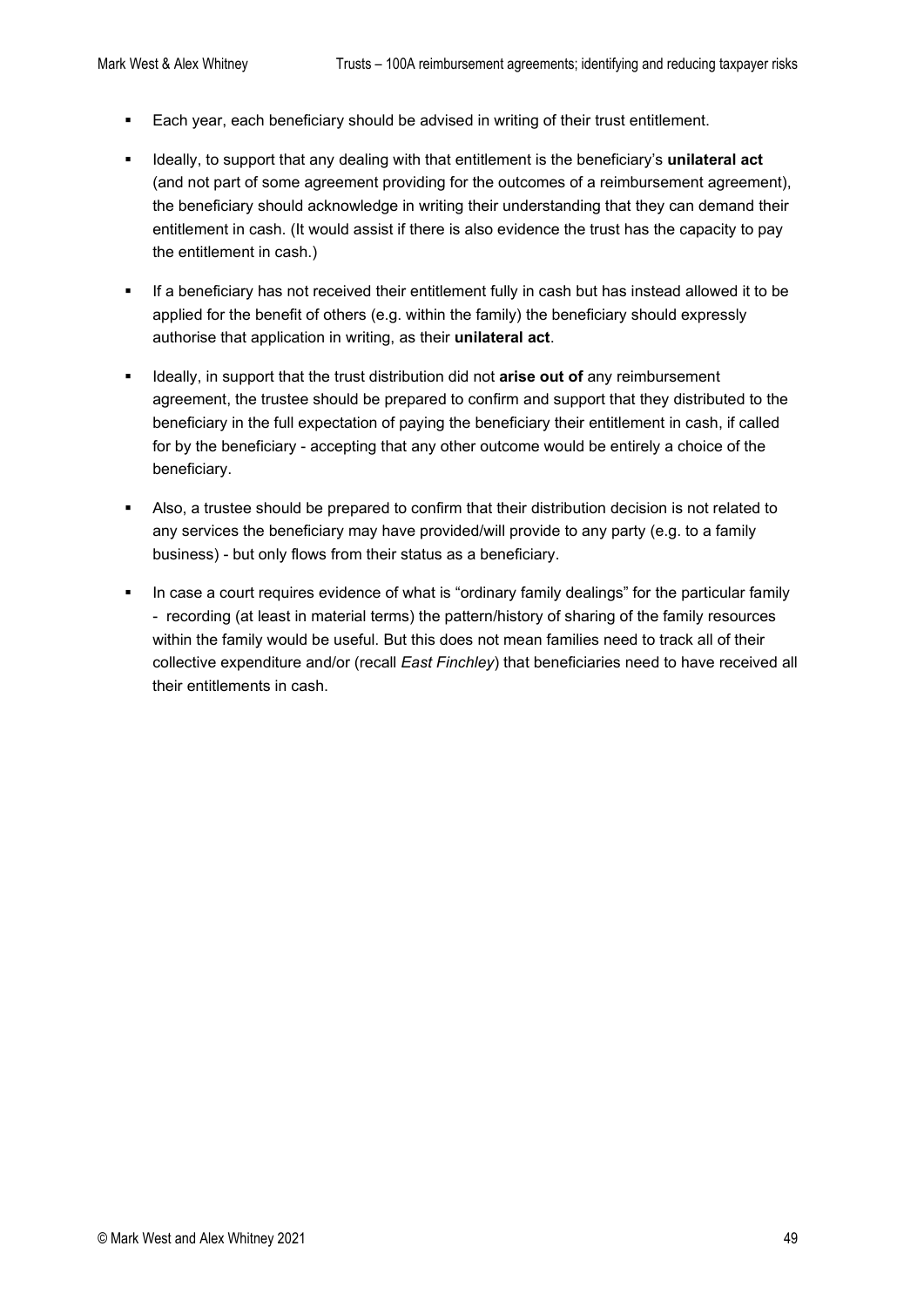- Each year, each beneficiary should be advised in writing of their trust entitlement.
- Ideally, to support that any dealing with that entitlement is the beneficiary's **unilateral act** (and not part of some agreement providing for the outcomes of a reimbursement agreement), the beneficiary should acknowledge in writing their understanding that they can demand their entitlement in cash. (It would assist if there is also evidence the trust has the capacity to pay the entitlement in cash.)
- If a beneficiary has not received their entitlement fully in cash but has instead allowed it to be applied for the benefit of others (e.g. within the family) the beneficiary should expressly authorise that application in writing, as their **unilateral act**.
- Ideally, in support that the trust distribution did not **arise out of** any reimbursement agreement, the trustee should be prepared to confirm and support that they distributed to the beneficiary in the full expectation of paying the beneficiary their entitlement in cash, if called for by the beneficiary - accepting that any other outcome would be entirely a choice of the beneficiary.
- Also, a trustee should be prepared to confirm that their distribution decision is not related to any services the beneficiary may have provided/will provide to any party (e.g. to a family business) - but only flows from their status as a beneficiary.
- In case a court requires evidence of what is "ordinary family dealings" for the particular family - recording (at least in material terms) the pattern/history of sharing of the family resources within the family would be useful. But this does not mean families need to track all of their collective expenditure and/or (recall *East Finchley*) that beneficiaries need to have received all their entitlements in cash.